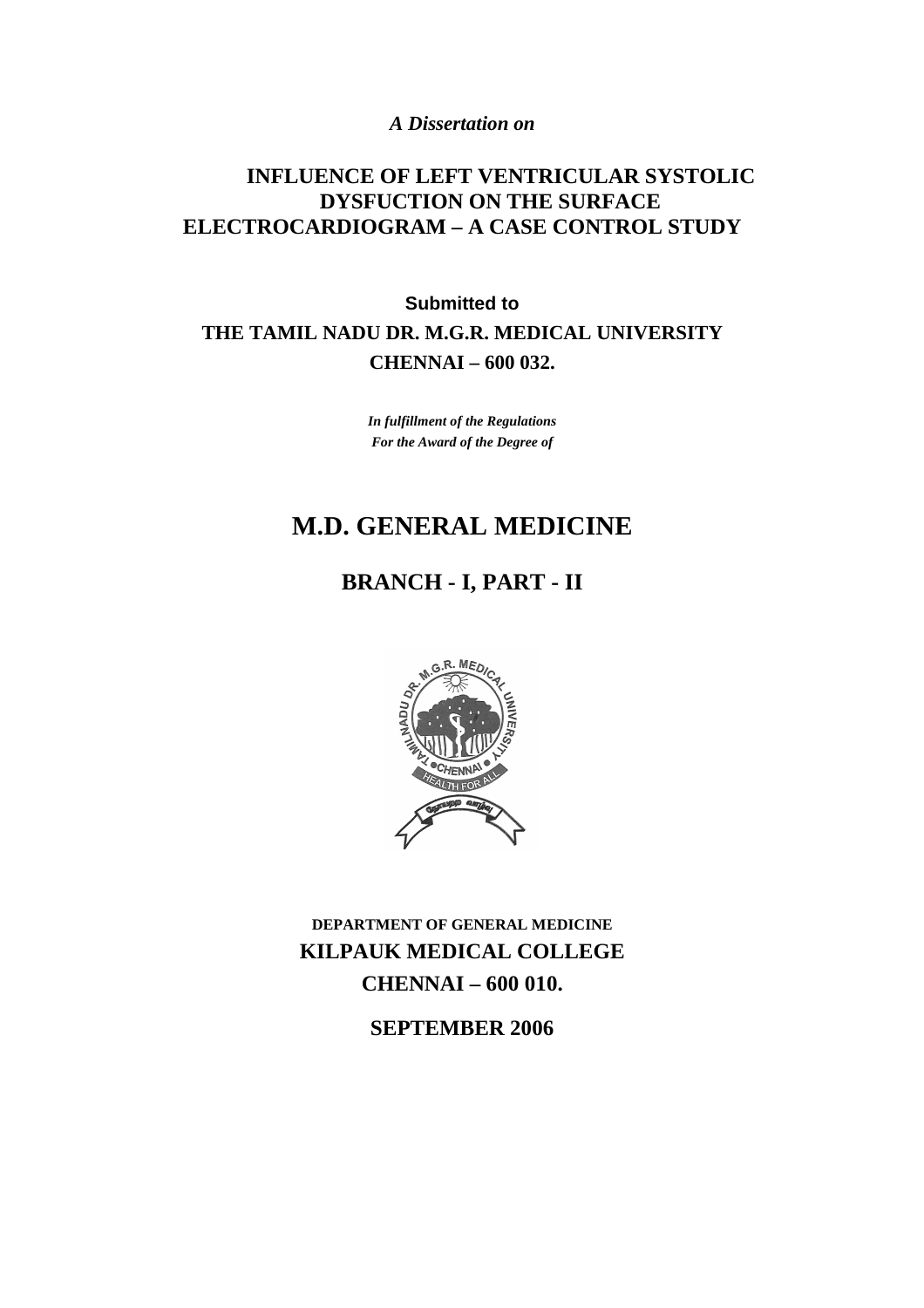*A Dissertation on*

# INFLUENCE OF LEFT VENTRICULAR SYSTOLIC DYSFUCTION ON THE SURFACE ELECTROCARDIOGRAM – A CASE CONTROL STUDY

**Submitted to**

**THE TAMIL NADU DR. M.G.R. MEDICAL UNIVERSITY**

**CHENNAI – 600 032.**

***In fulfillment of the Regulations***
***For the Award of the Degree of***

## M.D. GENERAL MEDICINE

## BRANCH - I, PART - II

**DEPARTMENT OF GENERAL MEDICINE**

**KILPAUK MEDICAL COLLEGE**

**CHENNAI – 600 010.**

**SEPTEMBER 2006**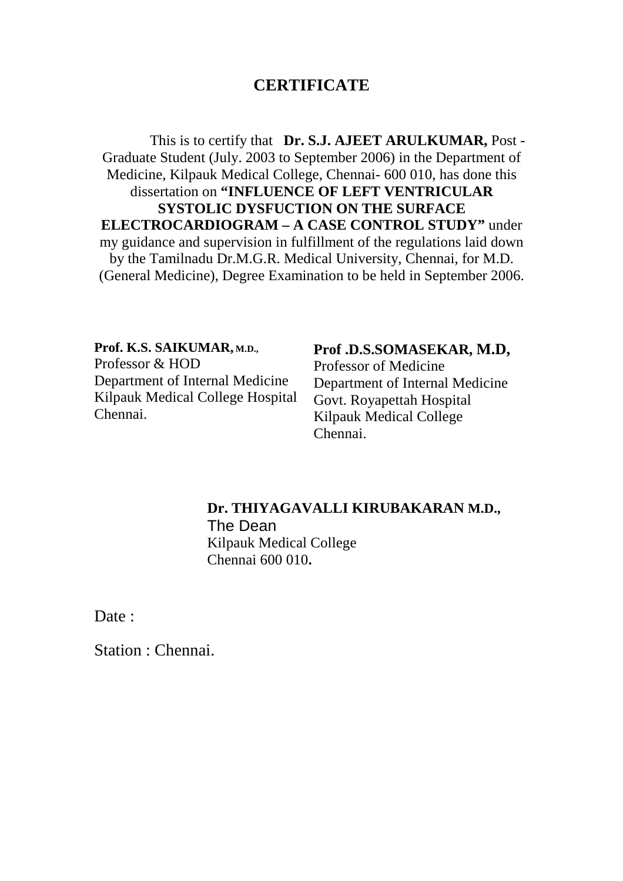# CERTIFICATE

This is to certify that **Dr. S.J. AJEET ARULKUMAR,** Post - Graduate Student (July. 2003 to September 2006) in the Department of Medicine, Kilpauk Medical College, Chennai- 600 010, has done this dissertation on **"INFLUENCE OF LEFT VENTRICULAR SYSTOLIC DYSFUCTION ON THE SURFACE ELECTROCARDIOGRAM – A CASE CONTROL STUDY"** under my guidance and supervision in fulfillment of the regulations laid down by the Tamilnadu Dr.M.G.R. Medical University, Chennai, for M.D. (General Medicine), Degree Examination to be held in September 2006.

**Prof. K.S. SAIKUMAR, M.D.,**
Professor & HOD
Department of Internal Medicine
Kilpauk Medical College Hospital
Chennai.

**Prof .D.S.SOMASEKAR, M.D,**
Professor of Medicine
Department of Internal Medicine
Govt. Royapettah Hospital
Kilpauk Medical College
Chennai.

**Dr. THIYAGAVALLI KIRUBAKARAN M.D.,**
The Dean
Kilpauk Medical College
Chennai 600 010**.**

Date :

Station : Chennai.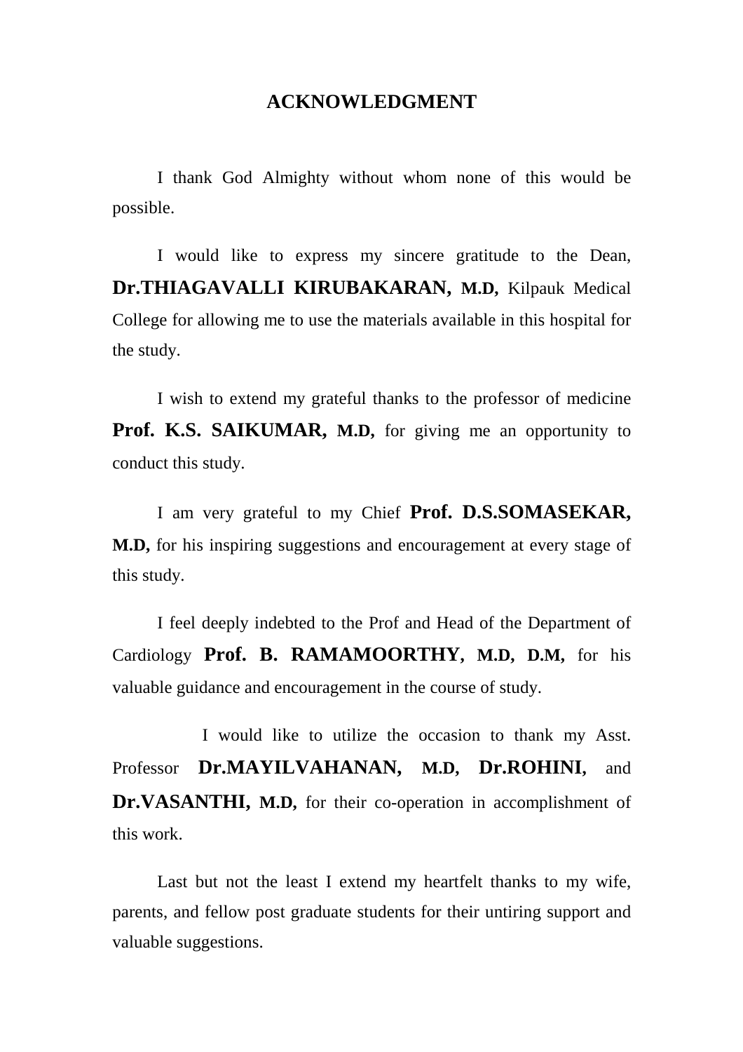# ACKNOWLEDGMENT

I thank God Almighty without whom none of this would be possible.

I would like to express my sincere gratitude to the Dean, **Dr.THIAGAVALLI KIRUBAKARAN, M.D,** Kilpauk Medical College for allowing me to use the materials available in this hospital for the study.

I wish to extend my grateful thanks to the professor of medicine **Prof. K.S. SAIKUMAR, M.D,** for giving me an opportunity to conduct this study.

I am very grateful to my Chief **Prof. D.S.SOMASEKAR, M.D,** for his inspiring suggestions and encouragement at every stage of this study.

I feel deeply indebted to the Prof and Head of the Department of Cardiology **Prof. B. RAMAMOORTHY, M.D, D.M,** for his valuable guidance and encouragement in the course of study.

I would like to utilize the occasion to thank my Asst. Professor **Dr.MAYILVAHANAN, M.D, Dr.ROHINI,** and **Dr.VASANTHI, M.D,** for their co-operation in accomplishment of this work.

Last but not the least I extend my heartfelt thanks to my wife, parents, and fellow post graduate students for their untiring support and valuable suggestions.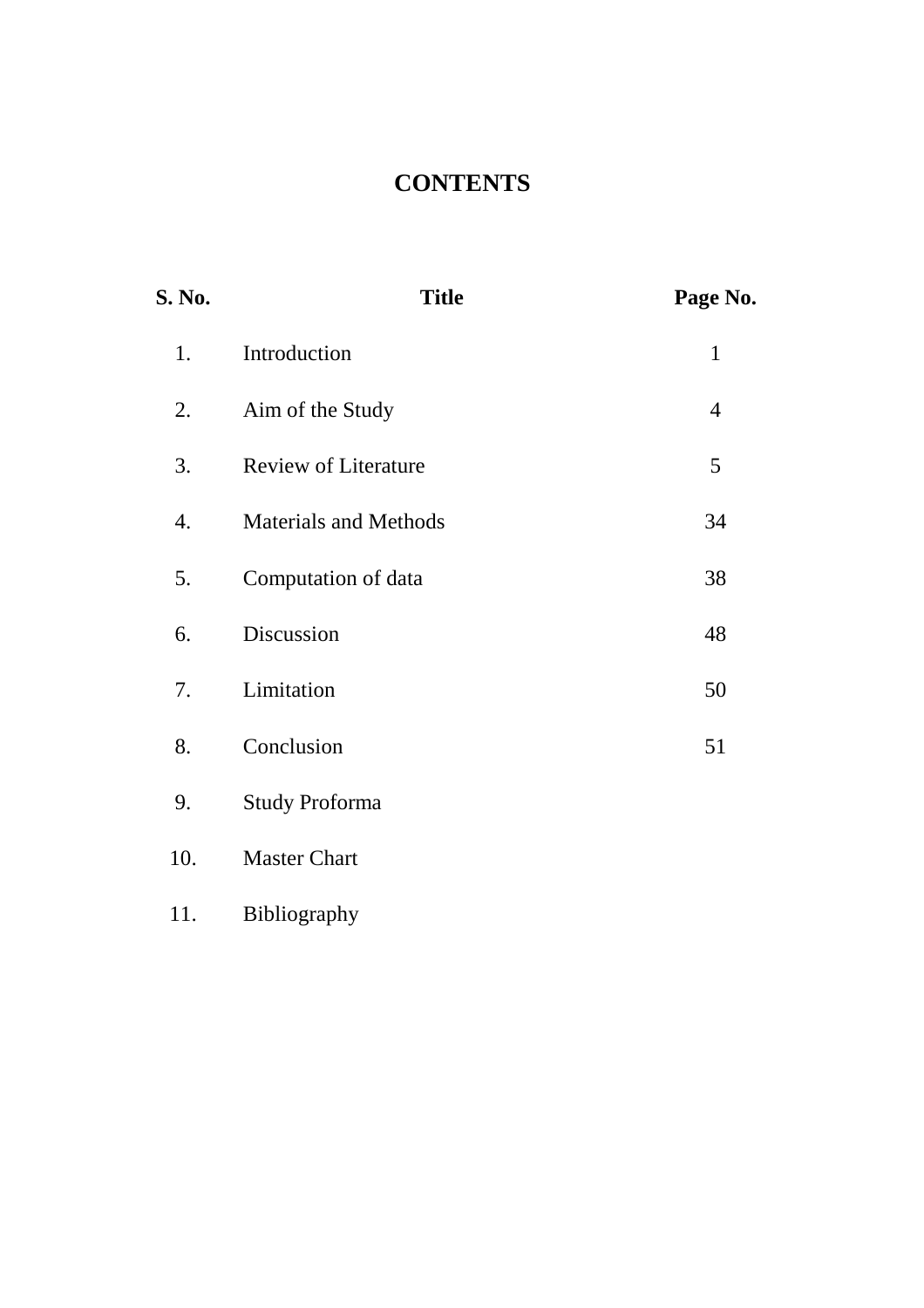# CONTENTS

| S. No. | Title | Page No. |
|---|---|---|
| 1. | Introduction | 1 |
| 2. | Aim of the Study | 4 |
| 3. | Review of Literature | 5 |
| 4. | Materials and Methods | 34 |
| 5. | Computation of data | 38 |
| 6. | Discussion | 48 |
| 7. | Limitation | 50 |
| 8. | Conclusion | 51 |
| 9. | Study Proforma | |
| 10. | Master Chart | |
| 11. | Bibliography | |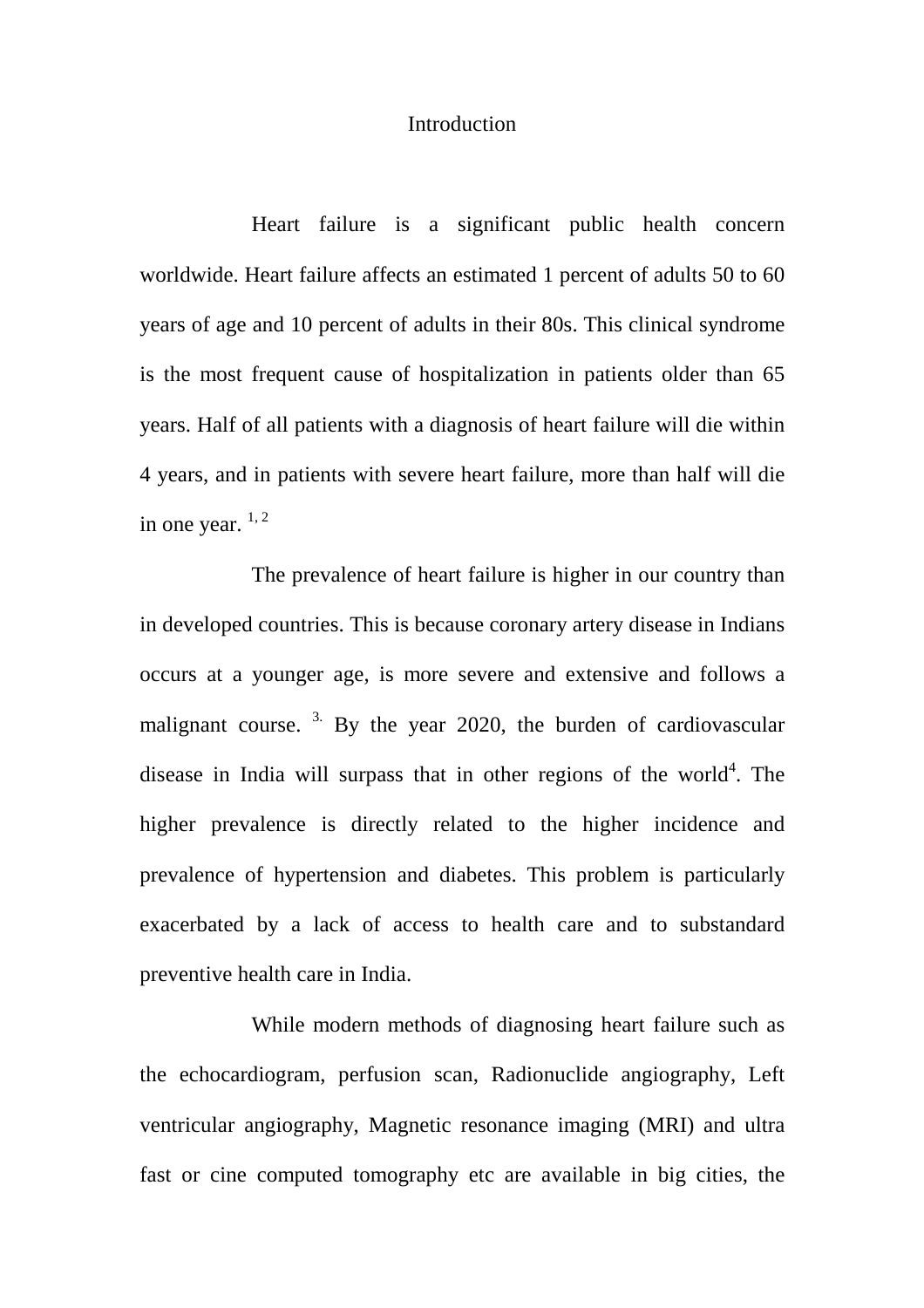# Introduction

Heart failure is a significant public health concern worldwide. Heart failure affects an estimated 1 percent of adults 50 to 60 years of age and 10 percent of adults in their 80s. This clinical syndrome is the most frequent cause of hospitalization in patients older than 65 years. Half of all patients with a diagnosis of heart failure will die within 4 years, and in patients with severe heart failure, more than half will die in one year. [1, 2]

The prevalence of heart failure is higher in our country than in developed countries. This is because coronary artery disease in Indians occurs at a younger age, is more severe and extensive and follows a malignant course. [3.] By the year 2020, the burden of cardiovascular disease in India will surpass that in other regions of the world[4]. The higher prevalence is directly related to the higher incidence and prevalence of hypertension and diabetes. This problem is particularly exacerbated by a lack of access to health care and to substandard preventive health care in India.

While modern methods of diagnosing heart failure such as the echocardiogram, perfusion scan, Radionuclide angiography, Left ventricular angiography, Magnetic resonance imaging (MRI) and ultra fast or cine computed tomography etc are available in big cities, the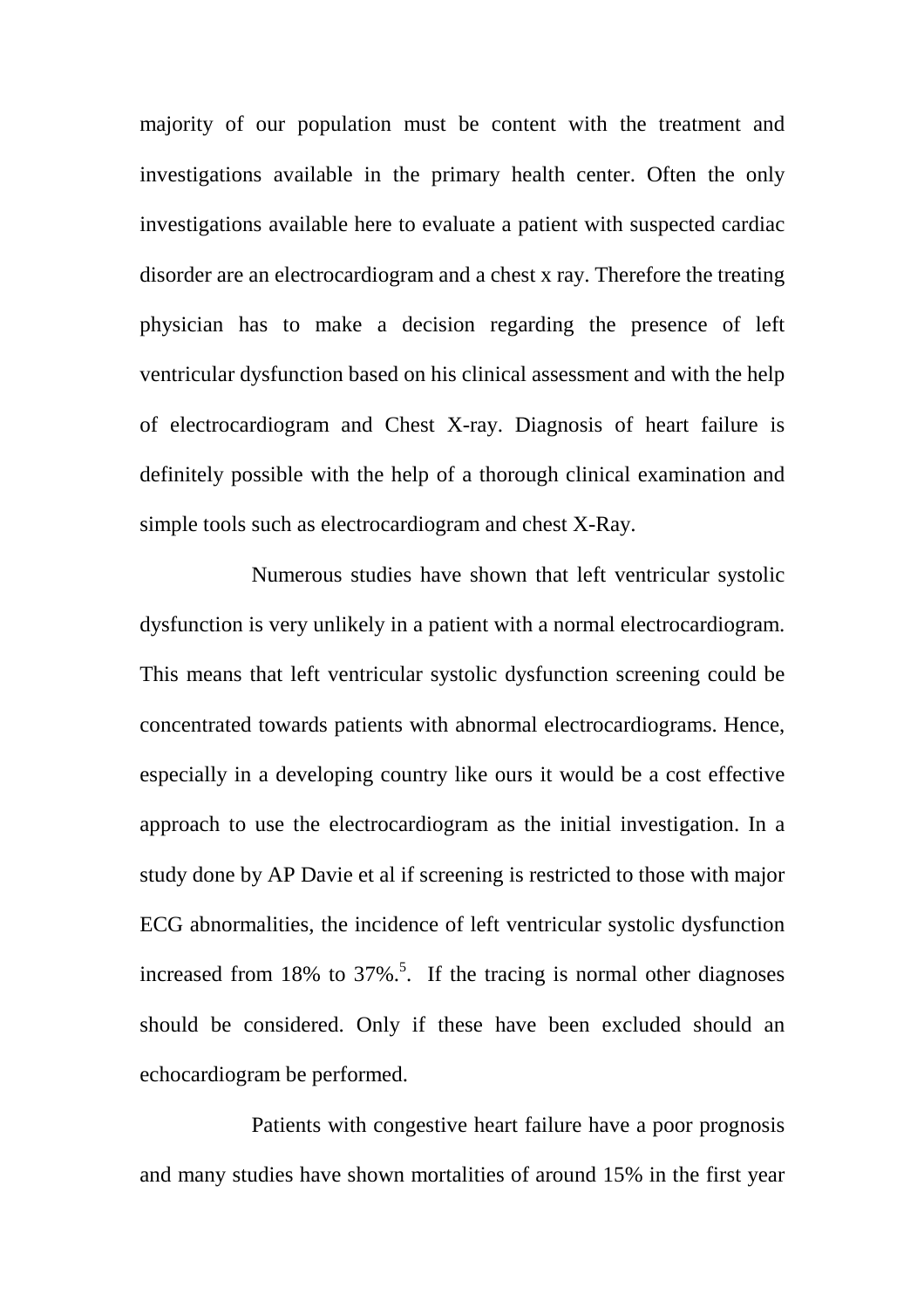majority of our population must be content with the treatment and investigations available in the primary health center. Often the only investigations available here to evaluate a patient with suspected cardiac disorder are an electrocardiogram and a chest x ray. Therefore the treating physician has to make a decision regarding the presence of left ventricular dysfunction based on his clinical assessment and with the help of electrocardiogram and Chest X-ray. Diagnosis of heart failure is definitely possible with the help of a thorough clinical examination and simple tools such as electrocardiogram and chest X-Ray.

Numerous studies have shown that left ventricular systolic dysfunction is very unlikely in a patient with a normal electrocardiogram. This means that left ventricular systolic dysfunction screening could be concentrated towards patients with abnormal electrocardiograms. Hence, especially in a developing country like ours it would be a cost effective approach to use the electrocardiogram as the initial investigation. In a study done by AP Davie et al if screening is restricted to those with major ECG abnormalities, the incidence of left ventricular systolic dysfunction increased from 18% to 37%.[5]. If the tracing is normal other diagnoses should be considered. Only if these have been excluded should an echocardiogram be performed.

Patients with congestive heart failure have a poor prognosis and many studies have shown mortalities of around 15% in the first year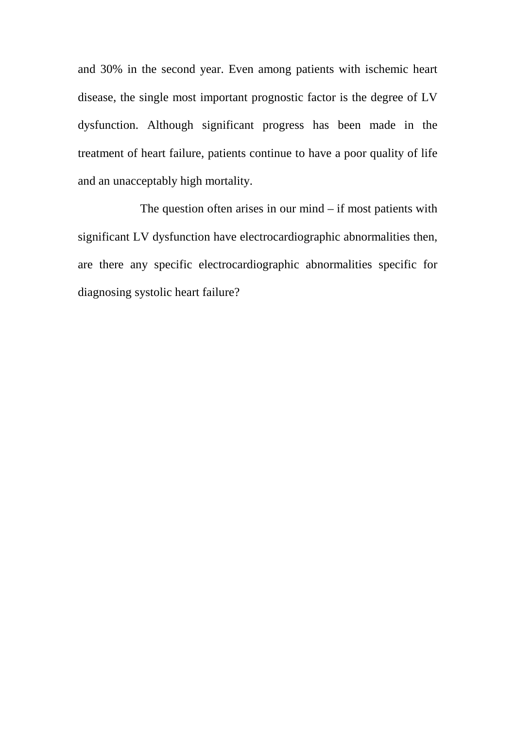and 30% in the second year. Even among patients with ischemic heart disease, the single most important prognostic factor is the degree of LV dysfunction. Although significant progress has been made in the treatment of heart failure, patients continue to have a poor quality of life and an unacceptably high mortality.

The question often arises in our mind – if most patients with significant LV dysfunction have electrocardiographic abnormalities then, are there any specific electrocardiographic abnormalities specific for diagnosing systolic heart failure?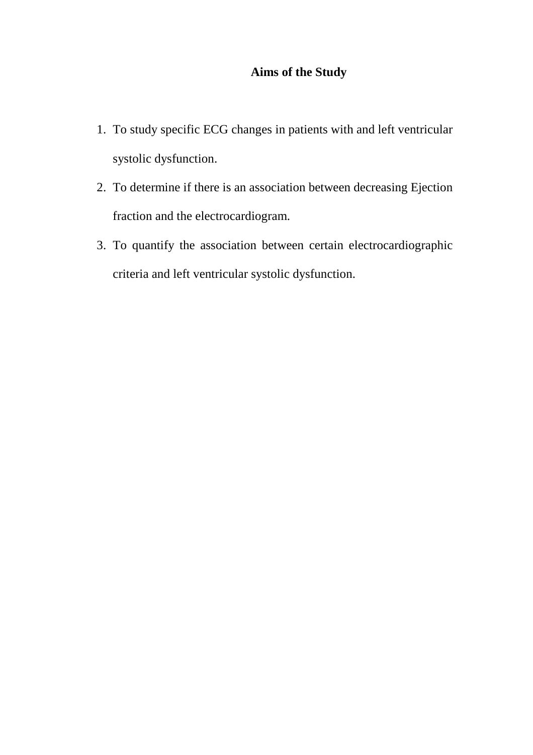## Aims of the Study

1. To study specific ECG changes in patients with and left ventricular systolic dysfunction.
2. To determine if there is an association between decreasing Ejection fraction and the electrocardiogram.
3. To quantify the association between certain electrocardiographic criteria and left ventricular systolic dysfunction.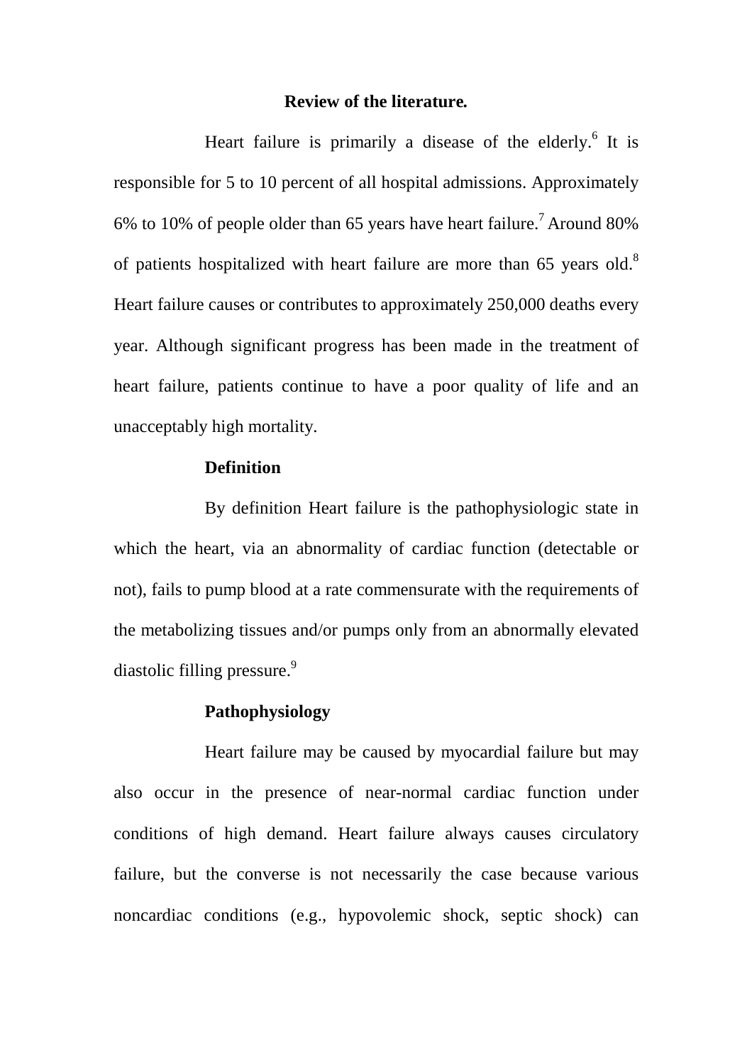## Review of the literature.

Heart failure is primarily a disease of the elderly.[6] It is responsible for 5 to 10 percent of all hospital admissions. Approximately 6% to 10% of people older than 65 years have heart failure.[7] Around 80% of patients hospitalized with heart failure are more than 65 years old.[8] Heart failure causes or contributes to approximately 250,000 deaths every year. Although significant progress has been made in the treatment of heart failure, patients continue to have a poor quality of life and an unacceptably high mortality.

### Definition

By definition Heart failure is the pathophysiologic state in which the heart, via an abnormality of cardiac function (detectable or not), fails to pump blood at a rate commensurate with the requirements of the metabolizing tissues and/or pumps only from an abnormally elevated diastolic filling pressure.[9]

### Pathophysiology

Heart failure may be caused by myocardial failure but may also occur in the presence of near-normal cardiac function under conditions of high demand. Heart failure always causes circulatory failure, but the converse is not necessarily the case because various noncardiac conditions (e.g., hypovolemic shock, septic shock) can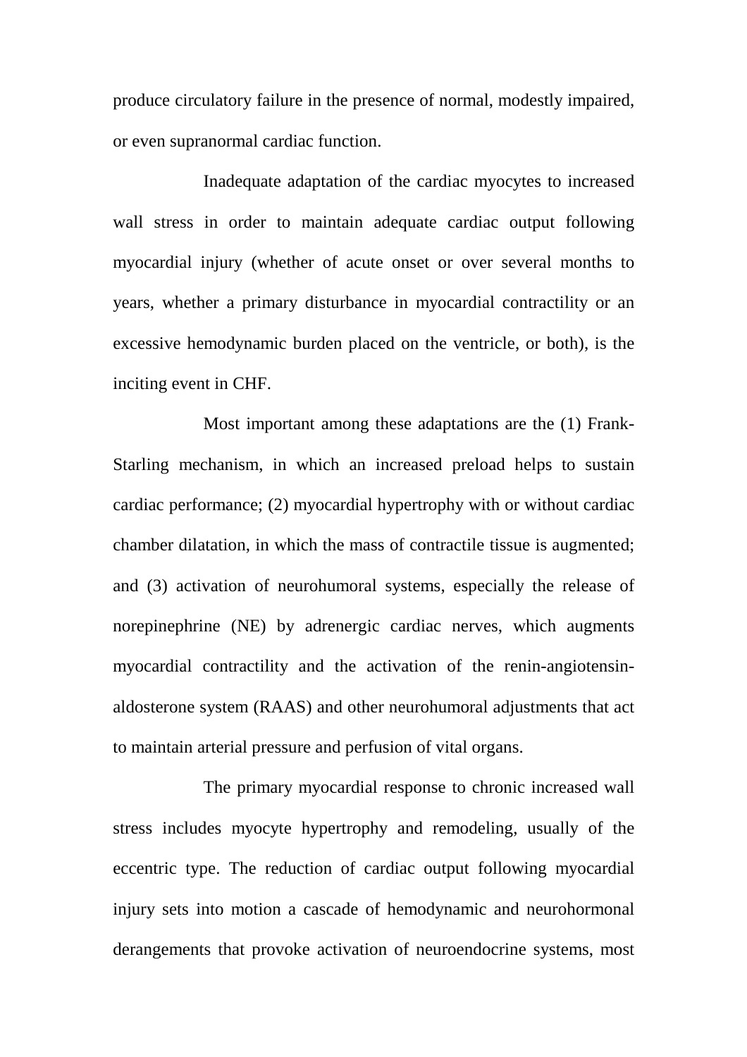produce circulatory failure in the presence of normal, modestly impaired, or even supranormal cardiac function.

Inadequate adaptation of the cardiac myocytes to increased wall stress in order to maintain adequate cardiac output following myocardial injury (whether of acute onset or over several months to years, whether a primary disturbance in myocardial contractility or an excessive hemodynamic burden placed on the ventricle, or both), is the inciting event in CHF.

Most important among these adaptations are the (1) Frank-Starling mechanism, in which an increased preload helps to sustain cardiac performance; (2) myocardial hypertrophy with or without cardiac chamber dilatation, in which the mass of contractile tissue is augmented; and (3) activation of neurohumoral systems, especially the release of norepinephrine (NE) by adrenergic cardiac nerves, which augments myocardial contractility and the activation of the renin-angiotensin-aldosterone system (RAAS) and other neurohumoral adjustments that act to maintain arterial pressure and perfusion of vital organs.

The primary myocardial response to chronic increased wall stress includes myocyte hypertrophy and remodeling, usually of the eccentric type. The reduction of cardiac output following myocardial injury sets into motion a cascade of hemodynamic and neurohormonal derangements that provoke activation of neuroendocrine systems, most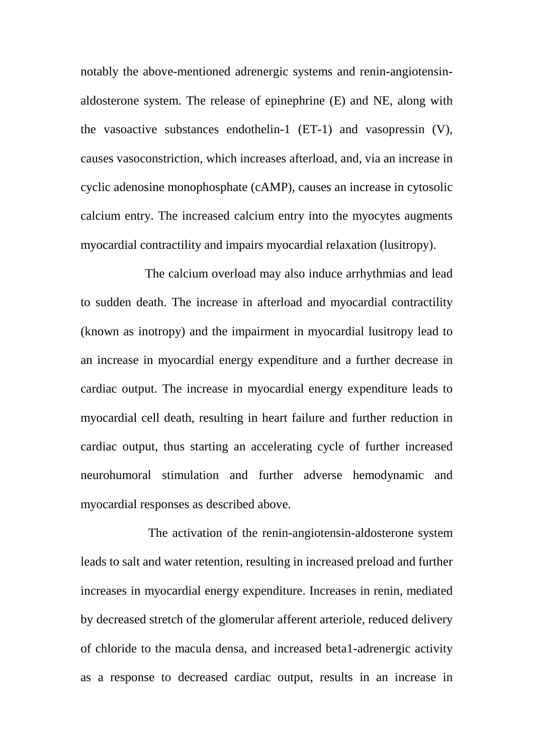notably the above-mentioned adrenergic systems and renin-angiotensin-aldosterone system. The release of epinephrine (E) and NE, along with the vasoactive substances endothelin-1 (ET-1) and vasopressin (V), causes vasoconstriction, which increases afterload, and, via an increase in cyclic adenosine monophosphate (cAMP), causes an increase in cytosolic calcium entry. The increased calcium entry into the myocytes augments myocardial contractility and impairs myocardial relaxation (lusitropy).

The calcium overload may also induce arrhythmias and lead to sudden death. The increase in afterload and myocardial contractility (known as inotropy) and the impairment in myocardial lusitropy lead to an increase in myocardial energy expenditure and a further decrease in cardiac output. The increase in myocardial energy expenditure leads to myocardial cell death, resulting in heart failure and further reduction in cardiac output, thus starting an accelerating cycle of further increased neurohumoral stimulation and further adverse hemodynamic and myocardial responses as described above.

The activation of the renin-angiotensin-aldosterone system leads to salt and water retention, resulting in increased preload and further increases in myocardial energy expenditure. Increases in renin, mediated by decreased stretch of the glomerular afferent arteriole, reduced delivery of chloride to the macula densa, and increased beta1-adrenergic activity as a response to decreased cardiac output, results in an increase in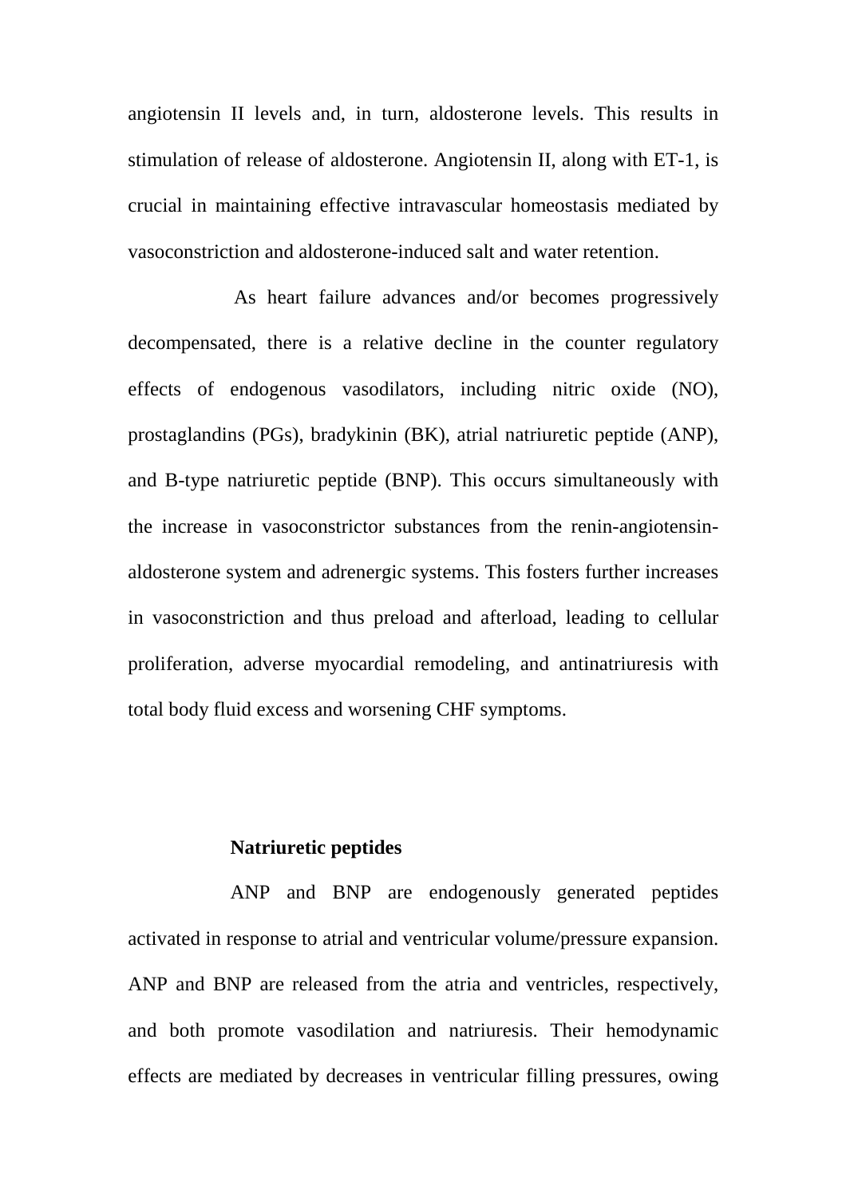angiotensin II levels and, in turn, aldosterone levels. This results in stimulation of release of aldosterone. Angiotensin II, along with ET-1, is crucial in maintaining effective intravascular homeostasis mediated by vasoconstriction and aldosterone-induced salt and water retention.

As heart failure advances and/or becomes progressively decompensated, there is a relative decline in the counter regulatory effects of endogenous vasodilators, including nitric oxide (NO), prostaglandins (PGs), bradykinin (BK), atrial natriuretic peptide (ANP), and B-type natriuretic peptide (BNP). This occurs simultaneously with the increase in vasoconstrictor substances from the renin-angiotensin-aldosterone system and adrenergic systems. This fosters further increases in vasoconstriction and thus preload and afterload, leading to cellular proliferation, adverse myocardial remodeling, and antinatriuresis with total body fluid excess and worsening CHF symptoms.

**Natriuretic peptides**

ANP and BNP are endogenously generated peptides activated in response to atrial and ventricular volume/pressure expansion. ANP and BNP are released from the atria and ventricles, respectively, and both promote vasodilation and natriuresis. Their hemodynamic effects are mediated by decreases in ventricular filling pressures, owing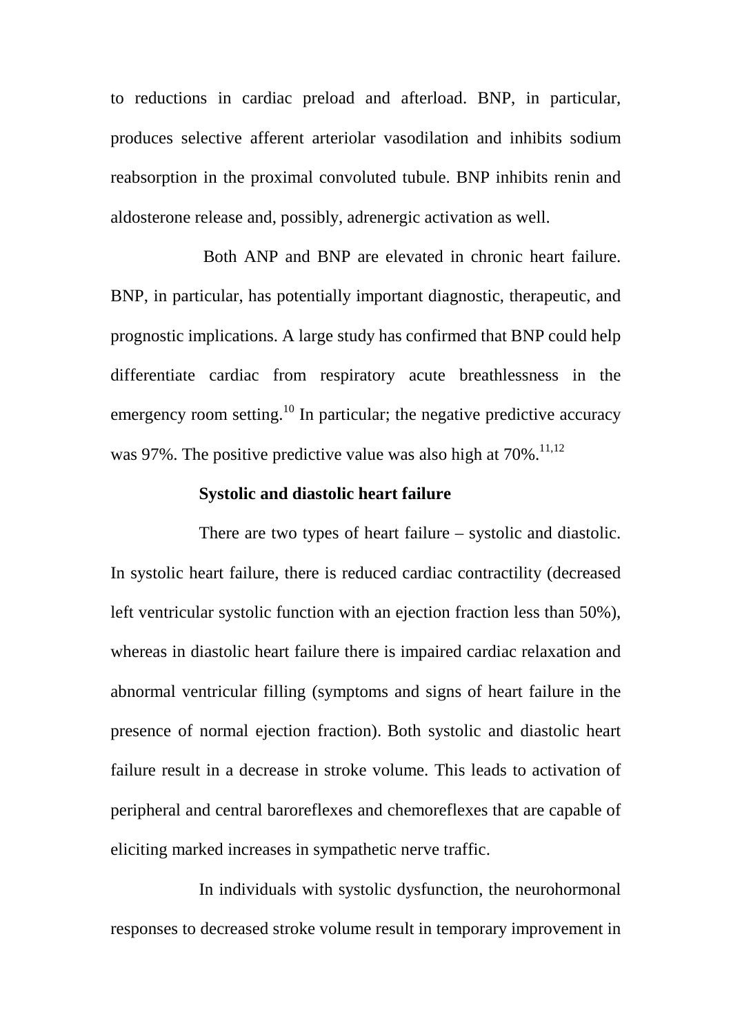to reductions in cardiac preload and afterload. BNP, in particular, produces selective afferent arteriolar vasodilation and inhibits sodium reabsorption in the proximal convoluted tubule. BNP inhibits renin and aldosterone release and, possibly, adrenergic activation as well.

Both ANP and BNP are elevated in chronic heart failure. BNP, in particular, has potentially important diagnostic, therapeutic, and prognostic implications. A large study has confirmed that BNP could help differentiate cardiac from respiratory acute breathlessness in the emergency room setting.[10] In particular; the negative predictive accuracy was 97%. The positive predictive value was also high at 70%.[11,12]

**Systolic and diastolic heart failure**

There are two types of heart failure – systolic and diastolic. In systolic heart failure, there is reduced cardiac contractility (decreased left ventricular systolic function with an ejection fraction less than 50%), whereas in diastolic heart failure there is impaired cardiac relaxation and abnormal ventricular filling (symptoms and signs of heart failure in the presence of normal ejection fraction). Both systolic and diastolic heart failure result in a decrease in stroke volume. This leads to activation of peripheral and central baroreflexes and chemoreflexes that are capable of eliciting marked increases in sympathetic nerve traffic.

In individuals with systolic dysfunction, the neurohormonal responses to decreased stroke volume result in temporary improvement in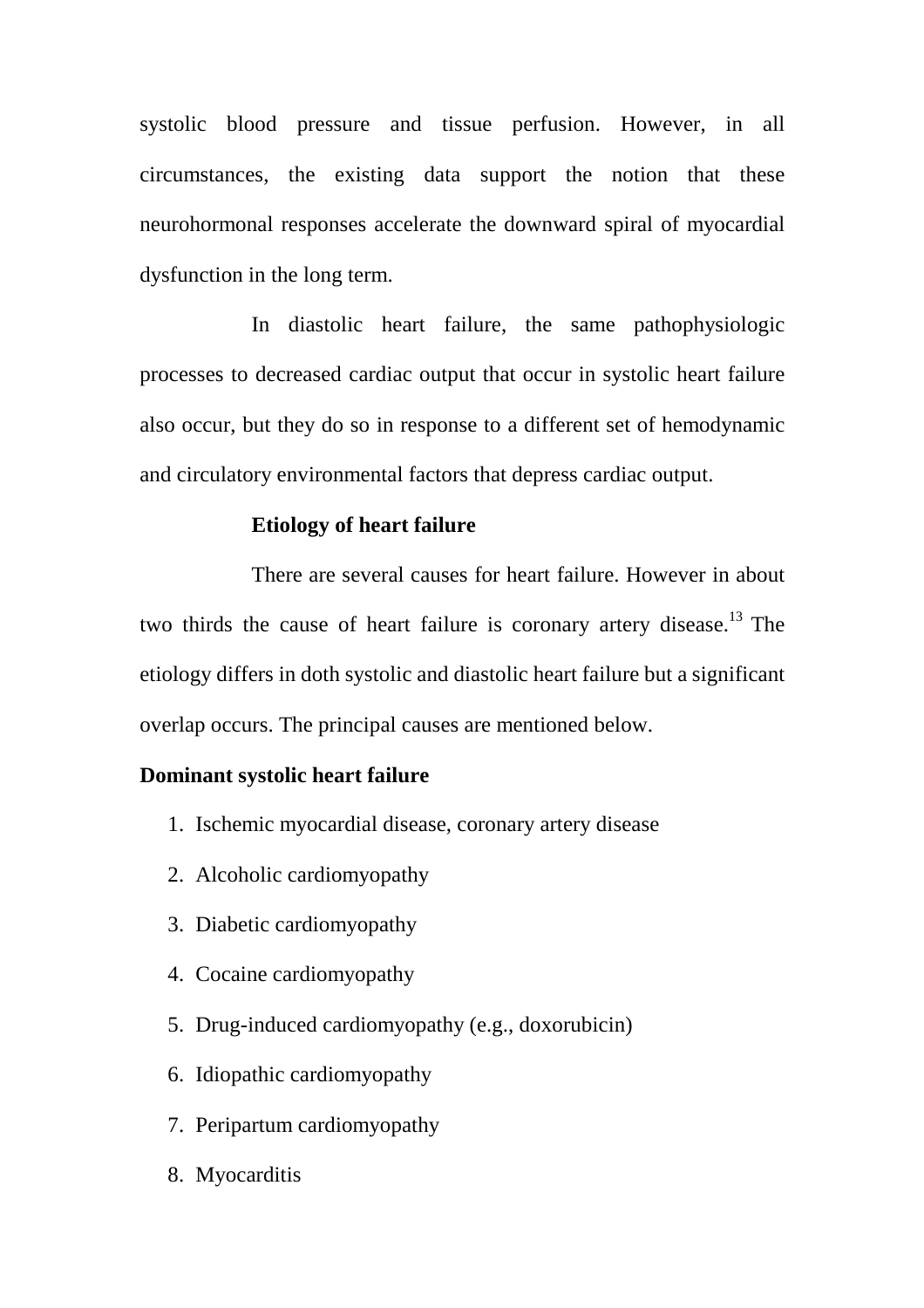systolic blood pressure and tissue perfusion. However, in all circumstances, the existing data support the notion that these neurohormonal responses accelerate the downward spiral of myocardial dysfunction in the long term.

In diastolic heart failure, the same pathophysiologic processes to decreased cardiac output that occur in systolic heart failure also occur, but they do so in response to a different set of hemodynamic and circulatory environmental factors that depress cardiac output.

**Etiology of heart failure**

There are several causes for heart failure. However in about two thirds the cause of heart failure is coronary artery disease.[13] The etiology differs in doth systolic and diastolic heart failure but a significant overlap occurs. The principal causes are mentioned below.

**Dominant systolic heart failure**

1. Ischemic myocardial disease, coronary artery disease
2. Alcoholic cardiomyopathy
3. Diabetic cardiomyopathy
4. Cocaine cardiomyopathy
5. Drug-induced cardiomyopathy (e.g., doxorubicin)
6. Idiopathic cardiomyopathy
7. Peripartum cardiomyopathy
8. Myocarditis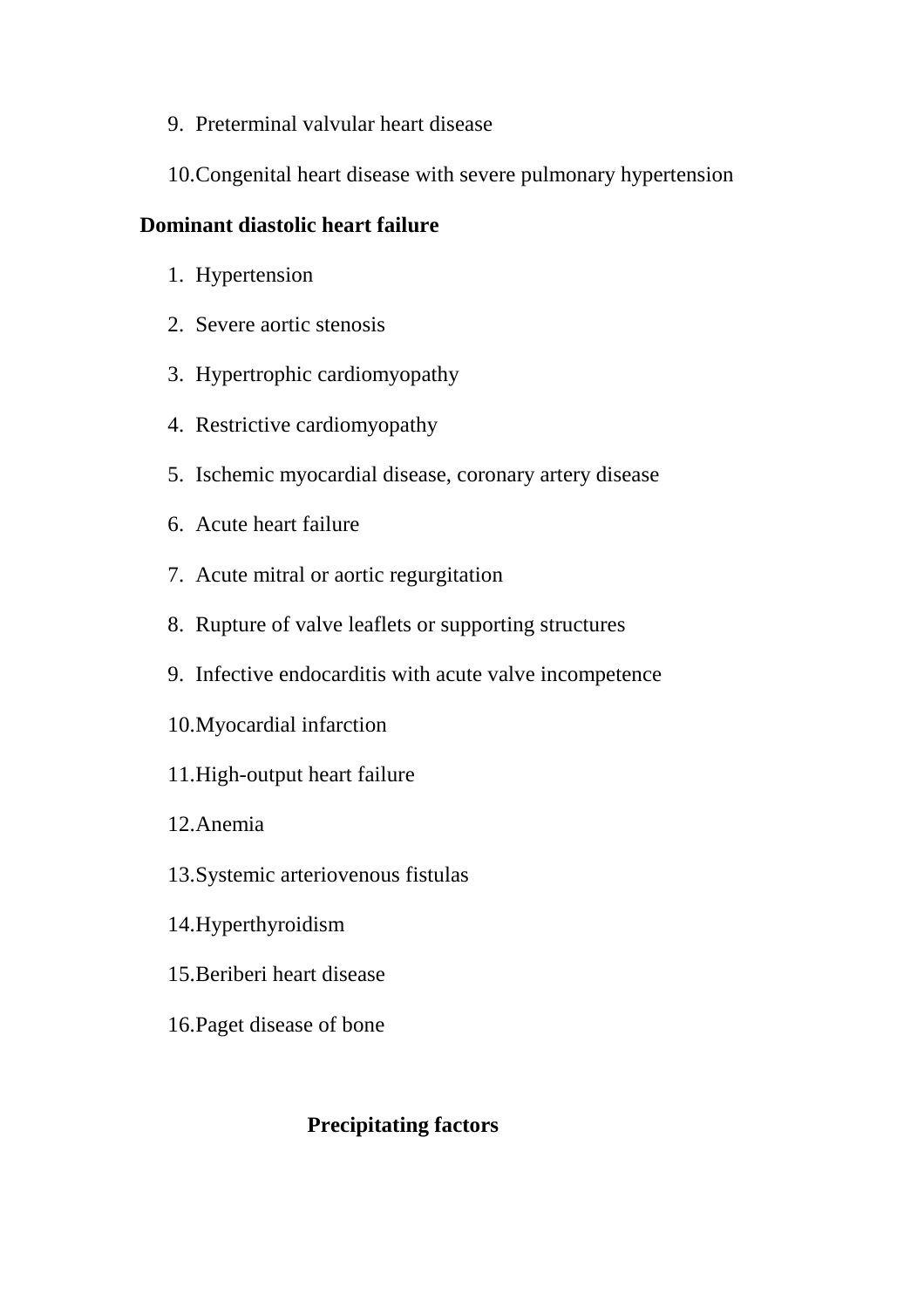9. Preterminal valvular heart disease
10. Congenital heart disease with severe pulmonary hypertension

**Dominant diastolic heart failure**

1. Hypertension
2. Severe aortic stenosis
3. Hypertrophic cardiomyopathy
4. Restrictive cardiomyopathy
5. Ischemic myocardial disease, coronary artery disease
6. Acute heart failure
7. Acute mitral or aortic regurgitation
8. Rupture of valve leaflets or supporting structures
9. Infective endocarditis with acute valve incompetence
10. Myocardial infarction
11. High-output heart failure
12. Anemia
13. Systemic arteriovenous fistulas
14. Hyperthyroidism
15. Beriberi heart disease
16. Paget disease of bone

**Precipitating factors**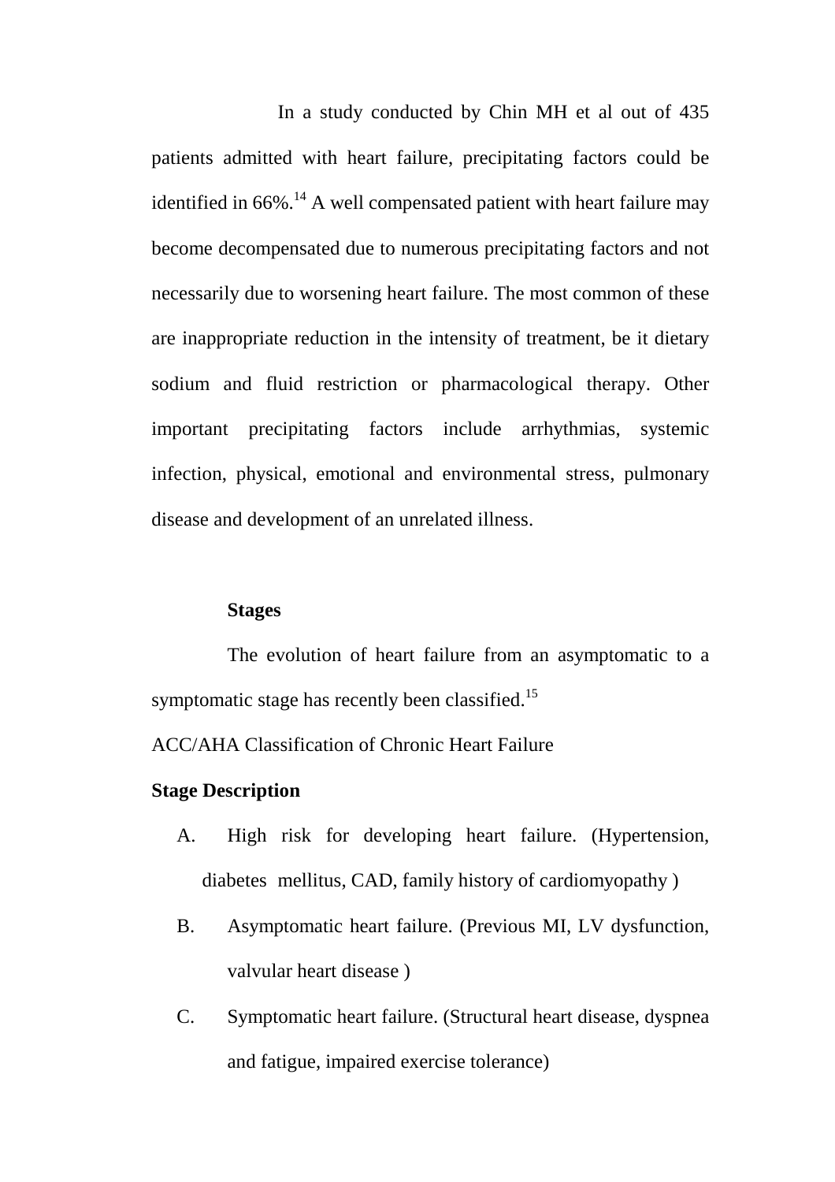In a study conducted by Chin MH et al out of 435 patients admitted with heart failure, precipitating factors could be identified in 66%.[14] A well compensated patient with heart failure may become decompensated due to numerous precipitating factors and not necessarily due to worsening heart failure. The most common of these are inappropriate reduction in the intensity of treatment, be it dietary sodium and fluid restriction or pharmacological therapy. Other important precipitating factors include arrhythmias, systemic infection, physical, emotional and environmental stress, pulmonary disease and development of an unrelated illness.

**Stages**

The evolution of heart failure from an asymptomatic to a symptomatic stage has recently been classified.[15]

ACC/AHA Classification of Chronic Heart Failure

**Stage Description**

A. High risk for developing heart failure. (Hypertension, diabetes mellitus, CAD, family history of cardiomyopathy )
B. Asymptomatic heart failure. (Previous MI, LV dysfunction, valvular heart disease )
C. Symptomatic heart failure. (Structural heart disease, dyspnea and fatigue, impaired exercise tolerance)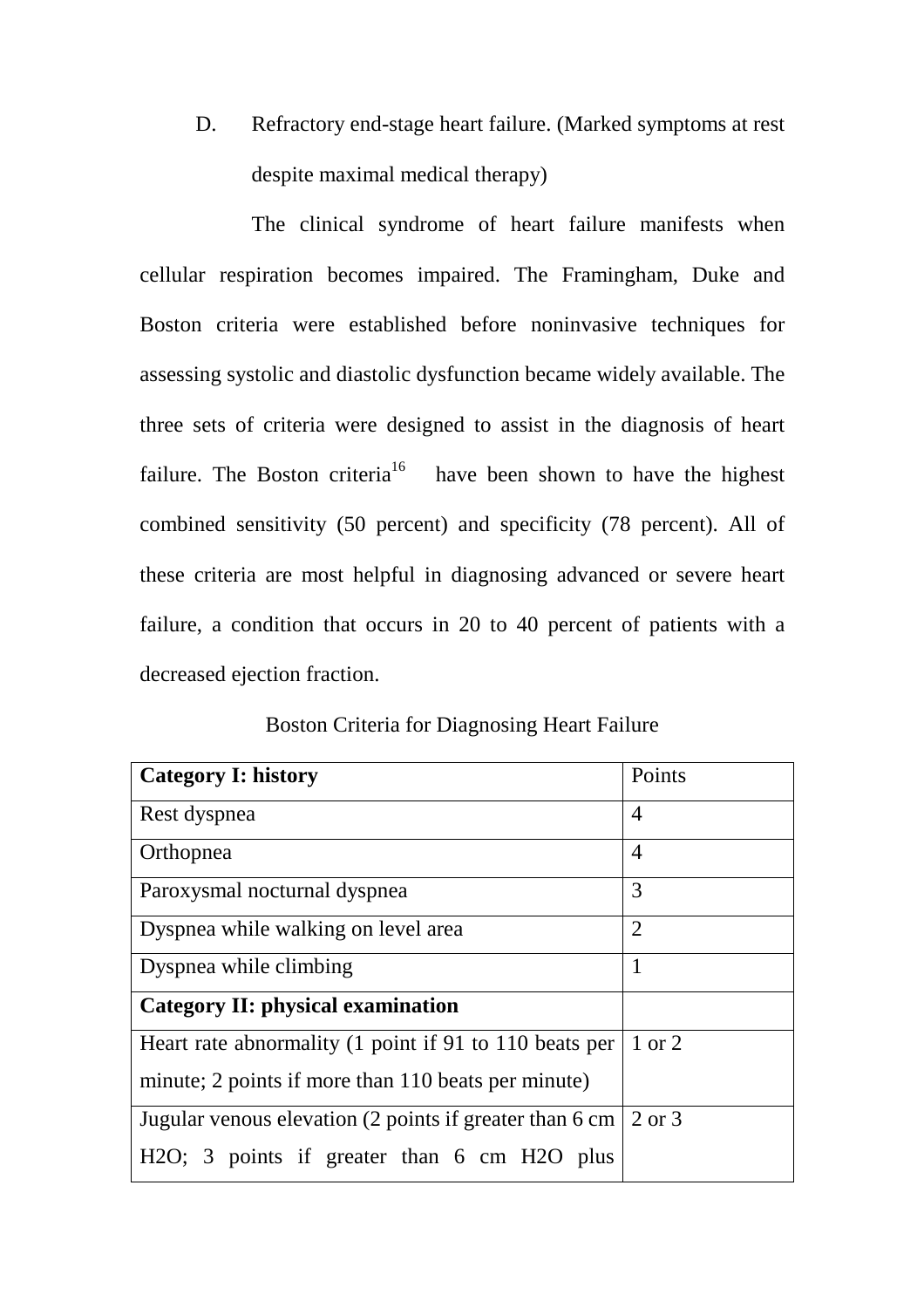D. Refractory end-stage heart failure. (Marked symptoms at rest despite maximal medical therapy)

The clinical syndrome of heart failure manifests when cellular respiration becomes impaired. The Framingham, Duke and Boston criteria were established before noninvasive techniques for assessing systolic and diastolic dysfunction became widely available. The three sets of criteria were designed to assist in the diagnosis of heart failure. The Boston criteria[16] have been shown to have the highest combined sensitivity (50 percent) and specificity (78 percent). All of these criteria are most helpful in diagnosing advanced or severe heart failure, a condition that occurs in 20 to 40 percent of patients with a decreased ejection fraction.

Boston Criteria for Diagnosing Heart Failure

| **Category I: history** | Points |
|---|---|
| Rest dyspnea | 4 |
| Orthopnea | 4 |
| Paroxysmal nocturnal dyspnea | 3 |
| Dyspnea while walking on level area | 2 |
| Dyspnea while climbing | 1 |
| **Category II: physical examination** | |
| Heart rate abnormality (1 point if 91 to 110 beats per minute; 2 points if more than 110 beats per minute) | 1 or 2 |
| Jugular venous elevation (2 points if greater than 6 cm $H_2O$; 3 points if greater than 6 cm $H_2O$ plus | 2 or 3 |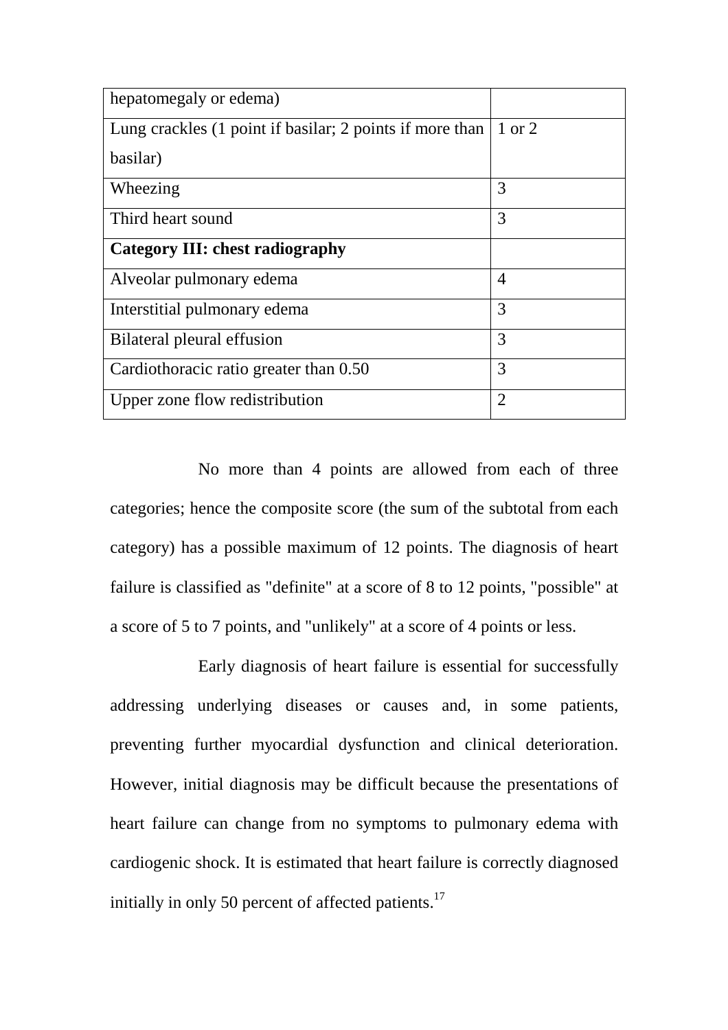| | |
|---|---|
| hepatomegaly or edema) | |
| Lung crackles (1 point if basilar; 2 points if more than basilar) | 1 or 2 |
| Wheezing | 3 |
| Third heart sound | 3 |
| **Category III: chest radiography** | |
| Alveolar pulmonary edema | 4 |
| Interstitial pulmonary edema | 3 |
| Bilateral pleural effusion | 3 |
| Cardiothoracic ratio greater than 0.50 | 3 |
| Upper zone flow redistribution | 2 |

No more than 4 points are allowed from each of three categories; hence the composite score (the sum of the subtotal from each category) has a possible maximum of 12 points. The diagnosis of heart failure is classified as "definite" at a score of 8 to 12 points, "possible" at a score of 5 to 7 points, and "unlikely" at a score of 4 points or less.

Early diagnosis of heart failure is essential for successfully addressing underlying diseases or causes and, in some patients, preventing further myocardial dysfunction and clinical deterioration. However, initial diagnosis may be difficult because the presentations of heart failure can change from no symptoms to pulmonary edema with cardiogenic shock. It is estimated that heart failure is correctly diagnosed initially in only 50 percent of affected patients.[17]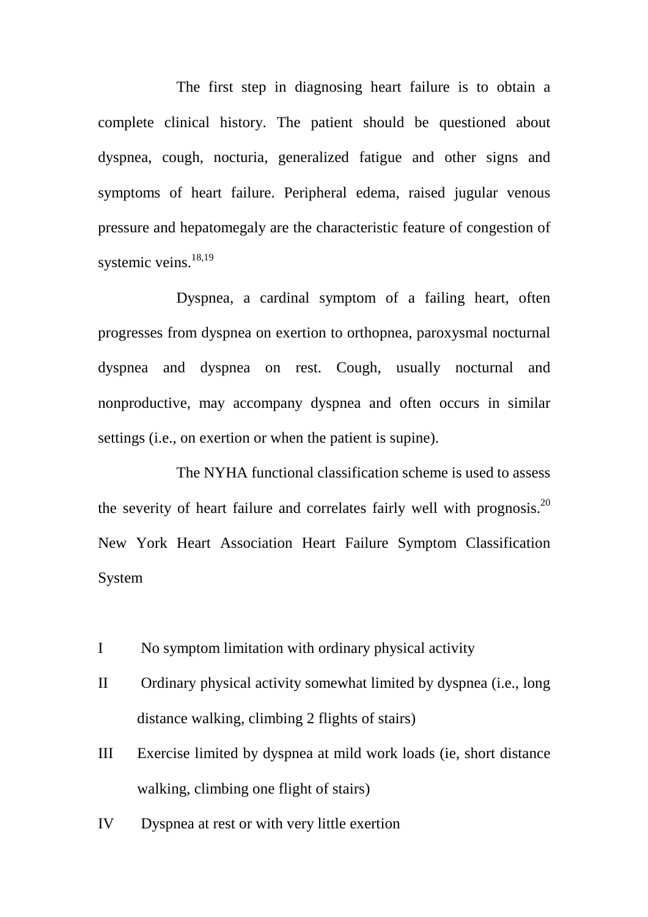The first step in diagnosing heart failure is to obtain a complete clinical history. The patient should be questioned about dyspnea, cough, nocturia, generalized fatigue and other signs and symptoms of heart failure. Peripheral edema, raised jugular venous pressure and hepatomegaly are the characteristic feature of congestion of systemic veins.[18,19]

Dyspnea, a cardinal symptom of a failing heart, often progresses from dyspnea on exertion to orthopnea, paroxysmal nocturnal dyspnea and dyspnea on rest. Cough, usually nocturnal and nonproductive, may accompany dyspnea and often occurs in similar settings (i.e., on exertion or when the patient is supine).

The NYHA functional classification scheme is used to assess the severity of heart failure and correlates fairly well with prognosis.[20] New York Heart Association Heart Failure Symptom Classification System

I No symptom limitation with ordinary physical activity

II Ordinary physical activity somewhat limited by dyspnea (i.e., long distance walking, climbing 2 flights of stairs)

III Exercise limited by dyspnea at mild work loads (ie, short distance walking, climbing one flight of stairs)

IV Dyspnea at rest or with very little exertion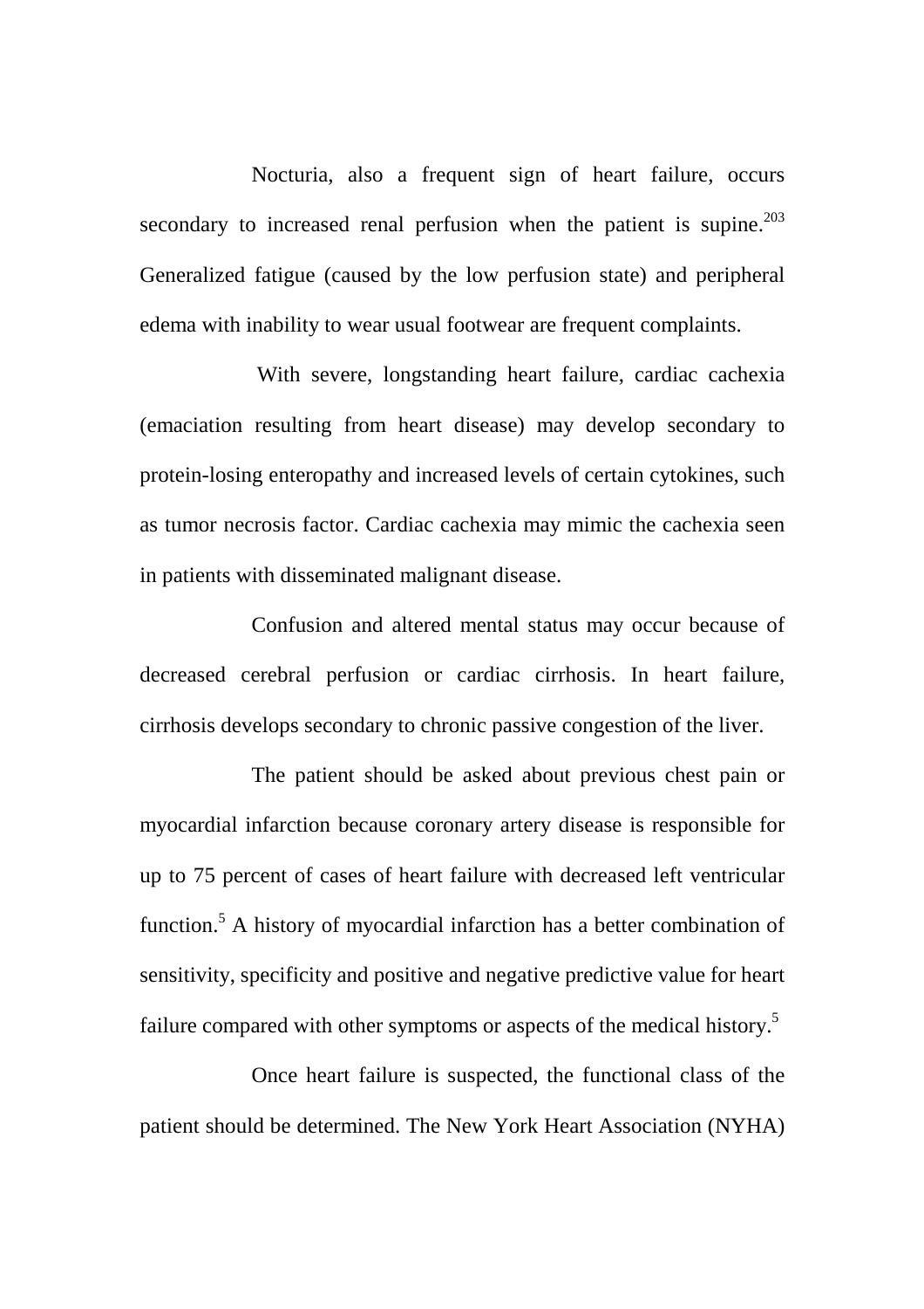Nocturia, also a frequent sign of heart failure, occurs secondary to increased renal perfusion when the patient is supine.[203] Generalized fatigue (caused by the low perfusion state) and peripheral edema with inability to wear usual footwear are frequent complaints.

With severe, longstanding heart failure, cardiac cachexia (emaciation resulting from heart disease) may develop secondary to protein-losing enteropathy and increased levels of certain cytokines, such as tumor necrosis factor. Cardiac cachexia may mimic the cachexia seen in patients with disseminated malignant disease.

Confusion and altered mental status may occur because of decreased cerebral perfusion or cardiac cirrhosis. In heart failure, cirrhosis develops secondary to chronic passive congestion of the liver.

The patient should be asked about previous chest pain or myocardial infarction because coronary artery disease is responsible for up to 75 percent of cases of heart failure with decreased left ventricular function.[5] A history of myocardial infarction has a better combination of sensitivity, specificity and positive and negative predictive value for heart failure compared with other symptoms or aspects of the medical history.[5]

Once heart failure is suspected, the functional class of the patient should be determined. The New York Heart Association (NYHA)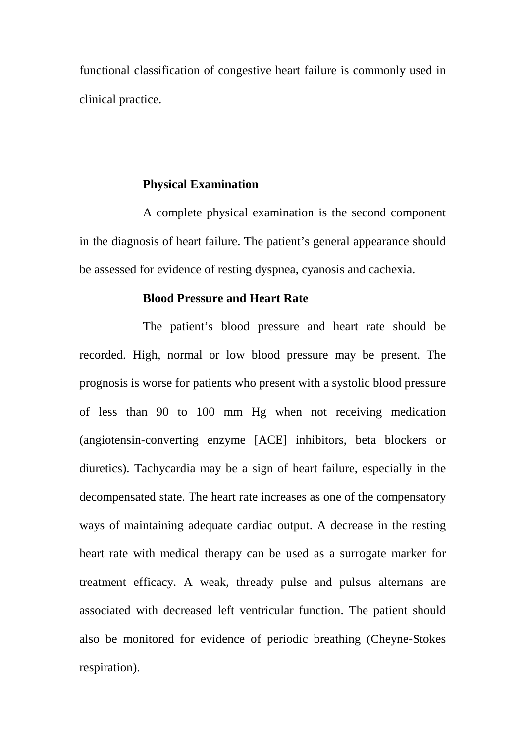functional classification of congestive heart failure is commonly used in clinical practice.

### Physical Examination

A complete physical examination is the second component in the diagnosis of heart failure. The patient's general appearance should be assessed for evidence of resting dyspnea, cyanosis and cachexia.

### Blood Pressure and Heart Rate

The patient's blood pressure and heart rate should be recorded. High, normal or low blood pressure may be present. The prognosis is worse for patients who present with a systolic blood pressure of less than 90 to 100 mm Hg when not receiving medication (angiotensin-converting enzyme [ACE] inhibitors, beta blockers or diuretics). Tachycardia may be a sign of heart failure, especially in the decompensated state. The heart rate increases as one of the compensatory ways of maintaining adequate cardiac output. A decrease in the resting heart rate with medical therapy can be used as a surrogate marker for treatment efficacy. A weak, thready pulse and pulsus alternans are associated with decreased left ventricular function. The patient should also be monitored for evidence of periodic breathing (Cheyne-Stokes respiration).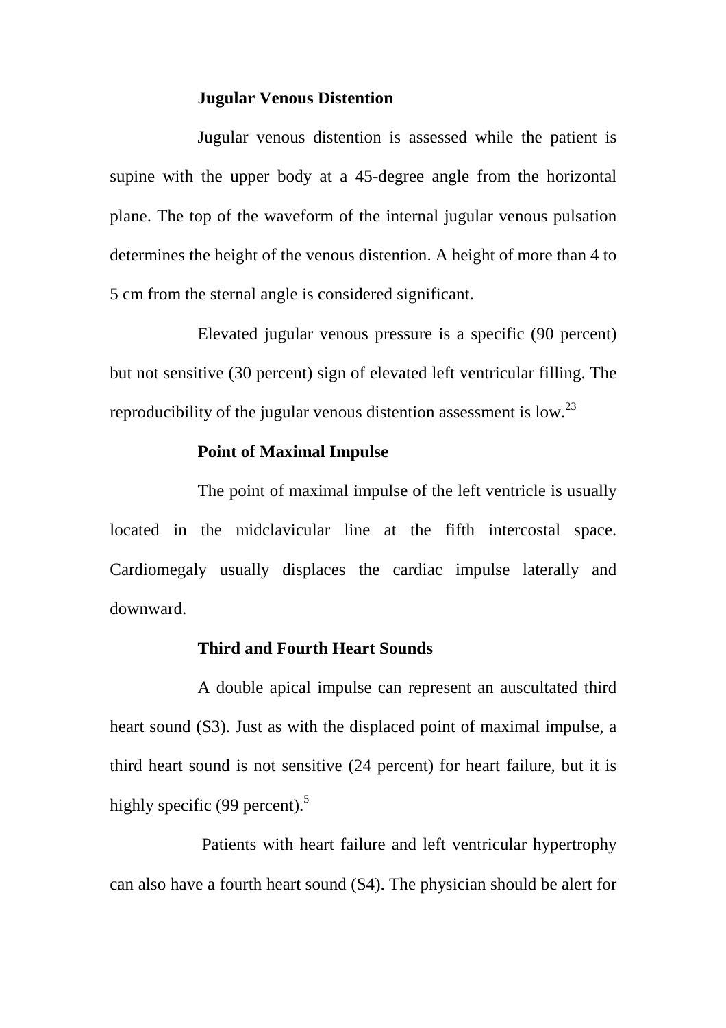**Jugular Venous Distention**

Jugular venous distention is assessed while the patient is supine with the upper body at a 45-degree angle from the horizontal plane. The top of the waveform of the internal jugular venous pulsation determines the height of the venous distention. A height of more than 4 to 5 cm from the sternal angle is considered significant.

Elevated jugular venous pressure is a specific (90 percent) but not sensitive (30 percent) sign of elevated left ventricular filling. The reproducibility of the jugular venous distention assessment is low.[23]

**Point of Maximal Impulse**

The point of maximal impulse of the left ventricle is usually located in the midclavicular line at the fifth intercostal space. Cardiomegaly usually displaces the cardiac impulse laterally and downward.

**Third and Fourth Heart Sounds**

A double apical impulse can represent an auscultated third heart sound (S3). Just as with the displaced point of maximal impulse, a third heart sound is not sensitive (24 percent) for heart failure, but it is highly specific (99 percent).[5]

Patients with heart failure and left ventricular hypertrophy can also have a fourth heart sound (S4). The physician should be alert for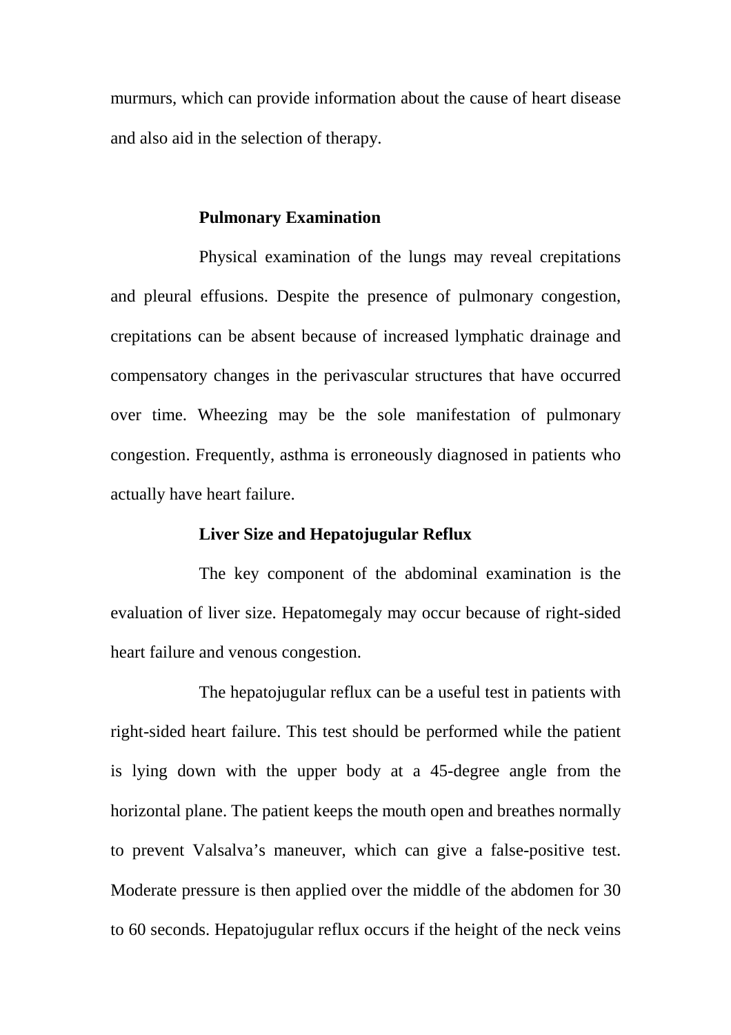murmurs, which can provide information about the cause of heart disease and also aid in the selection of therapy.

**Pulmonary Examination**

Physical examination of the lungs may reveal crepitations and pleural effusions. Despite the presence of pulmonary congestion, crepitations can be absent because of increased lymphatic drainage and compensatory changes in the perivascular structures that have occurred over time. Wheezing may be the sole manifestation of pulmonary congestion. Frequently, asthma is erroneously diagnosed in patients who actually have heart failure.

**Liver Size and Hepatojugular Reflux**

The key component of the abdominal examination is the evaluation of liver size. Hepatomegaly may occur because of right-sided heart failure and venous congestion.

The hepatojugular reflux can be a useful test in patients with right-sided heart failure. This test should be performed while the patient is lying down with the upper body at a 45-degree angle from the horizontal plane. The patient keeps the mouth open and breathes normally to prevent Valsalva's maneuver, which can give a false-positive test. Moderate pressure is then applied over the middle of the abdomen for 30 to 60 seconds. Hepatojugular reflux occurs if the height of the neck veins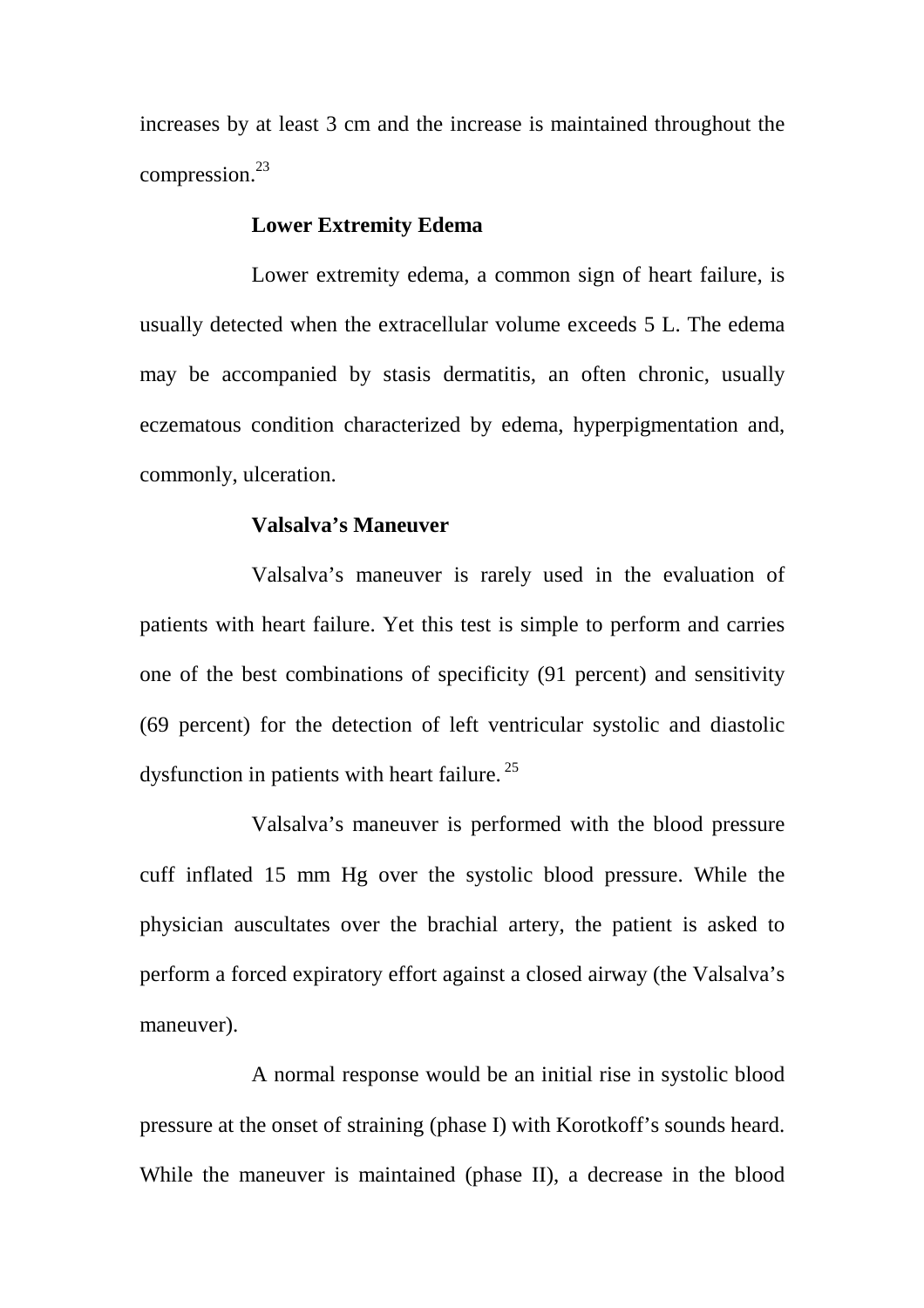increases by at least 3 cm and the increase is maintained throughout the compression.[23]

### Lower Extremity Edema

Lower extremity edema, a common sign of heart failure, is usually detected when the extracellular volume exceeds 5 L. The edema may be accompanied by stasis dermatitis, an often chronic, usually eczematous condition characterized by edema, hyperpigmentation and, commonly, ulceration.

### Valsalva's Maneuver

Valsalva's maneuver is rarely used in the evaluation of patients with heart failure. Yet this test is simple to perform and carries one of the best combinations of specificity (91 percent) and sensitivity (69 percent) for the detection of left ventricular systolic and diastolic dysfunction in patients with heart failure.[25]

Valsalva's maneuver is performed with the blood pressure cuff inflated 15 mm Hg over the systolic blood pressure. While the physician auscultates over the brachial artery, the patient is asked to perform a forced expiratory effort against a closed airway (the Valsalva's maneuver).

A normal response would be an initial rise in systolic blood pressure at the onset of straining (phase I) with Korotkoff's sounds heard. While the maneuver is maintained (phase II), a decrease in the blood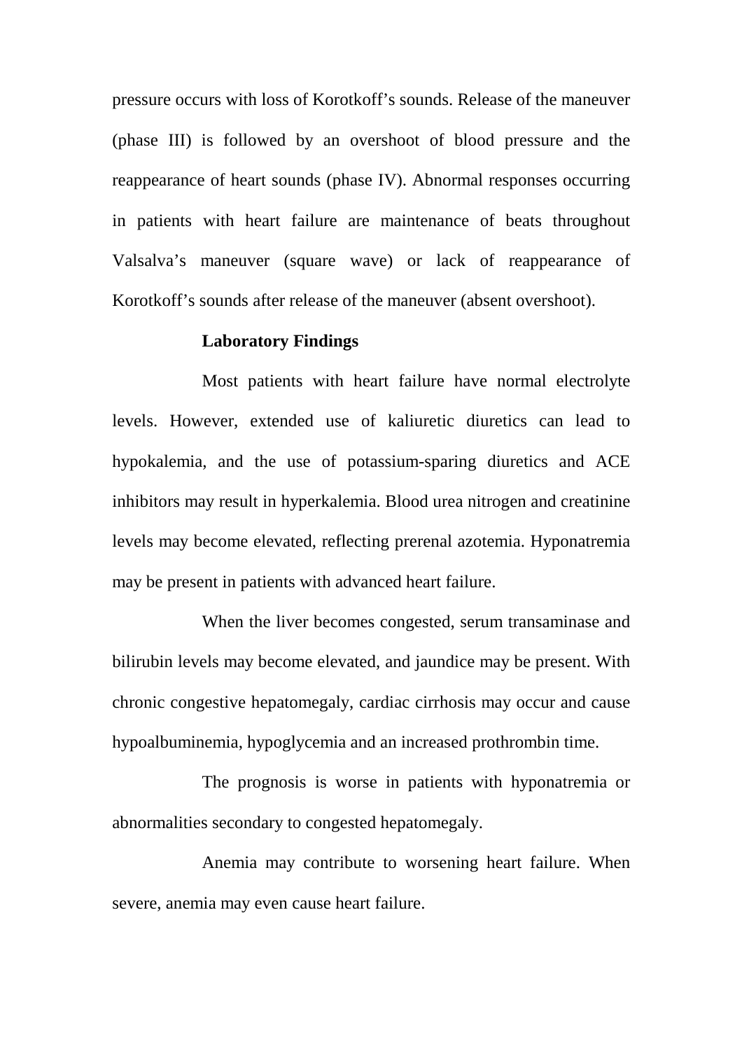pressure occurs with loss of Korotkoff's sounds. Release of the maneuver (phase III) is followed by an overshoot of blood pressure and the reappearance of heart sounds (phase IV). Abnormal responses occurring in patients with heart failure are maintenance of beats throughout Valsalva's maneuver (square wave) or lack of reappearance of Korotkoff's sounds after release of the maneuver (absent overshoot).

### Laboratory Findings

Most patients with heart failure have normal electrolyte levels. However, extended use of kaliuretic diuretics can lead to hypokalemia, and the use of potassium-sparing diuretics and ACE inhibitors may result in hyperkalemia. Blood urea nitrogen and creatinine levels may become elevated, reflecting prerenal azotemia. Hyponatremia may be present in patients with advanced heart failure.

When the liver becomes congested, serum transaminase and bilirubin levels may become elevated, and jaundice may be present. With chronic congestive hepatomegaly, cardiac cirrhosis may occur and cause hypoalbuminemia, hypoglycemia and an increased prothrombin time.

The prognosis is worse in patients with hyponatremia or abnormalities secondary to congested hepatomegaly.

Anemia may contribute to worsening heart failure. When severe, anemia may even cause heart failure.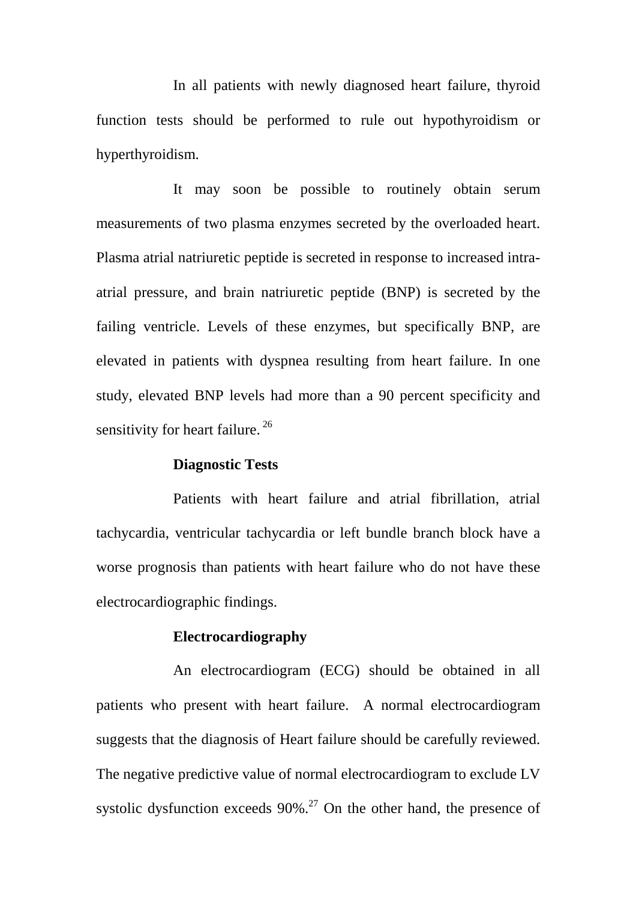In all patients with newly diagnosed heart failure, thyroid function tests should be performed to rule out hypothyroidism or hyperthyroidism.

It may soon be possible to routinely obtain serum measurements of two plasma enzymes secreted by the overloaded heart. Plasma atrial natriuretic peptide is secreted in response to increased intra-atrial pressure, and brain natriuretic peptide (BNP) is secreted by the failing ventricle. Levels of these enzymes, but specifically BNP, are elevated in patients with dyspnea resulting from heart failure. In one study, elevated BNP levels had more than a 90 percent specificity and sensitivity for heart failure. [26]

**Diagnostic Tests**

Patients with heart failure and atrial fibrillation, atrial tachycardia, ventricular tachycardia or left bundle branch block have a worse prognosis than patients with heart failure who do not have these electrocardiographic findings.

**Electrocardiography**

An electrocardiogram (ECG) should be obtained in all patients who present with heart failure. A normal electrocardiogram suggests that the diagnosis of Heart failure should be carefully reviewed. The negative predictive value of normal electrocardiogram to exclude LV systolic dysfunction exceeds 90%.[27] On the other hand, the presence of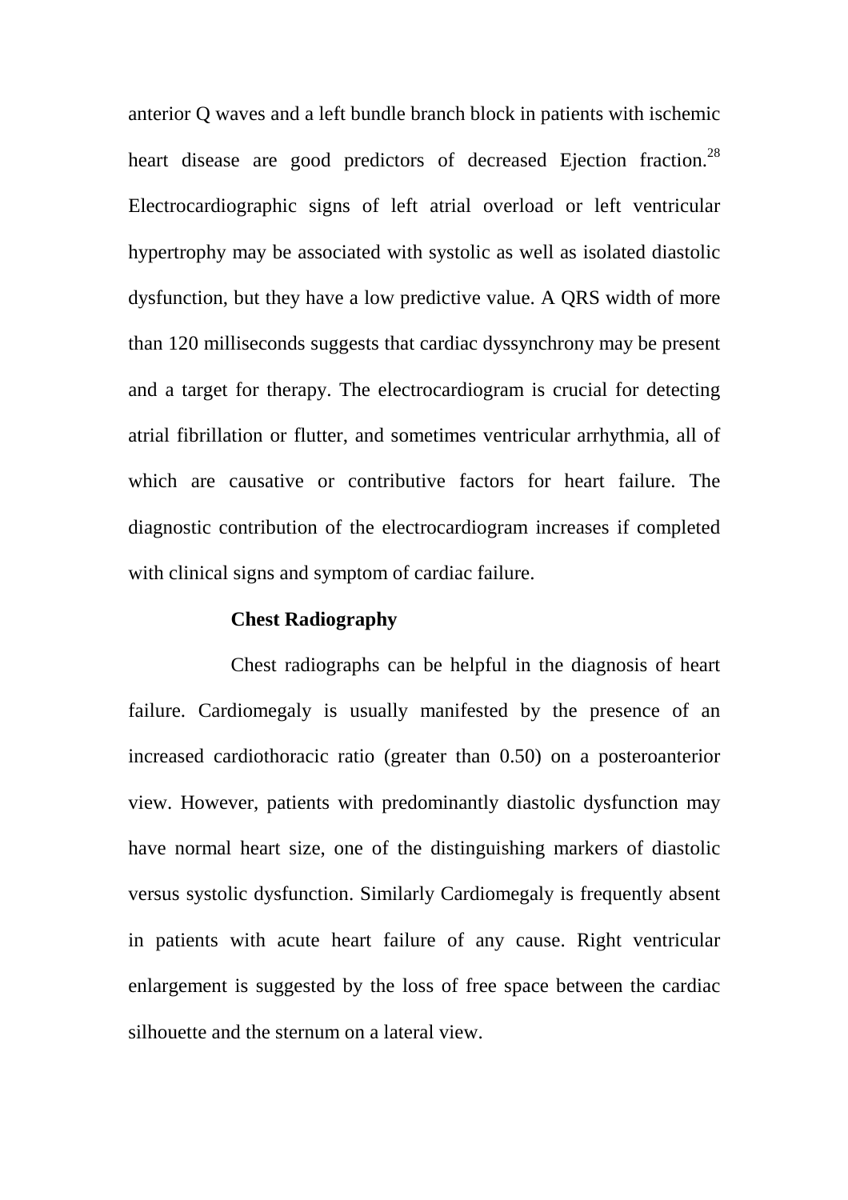anterior Q waves and a left bundle branch block in patients with ischemic heart disease are good predictors of decreased Ejection fraction.[28] Electrocardiographic signs of left atrial overload or left ventricular hypertrophy may be associated with systolic as well as isolated diastolic dysfunction, but they have a low predictive value. A QRS width of more than 120 milliseconds suggests that cardiac dyssynchrony may be present and a target for therapy. The electrocardiogram is crucial for detecting atrial fibrillation or flutter, and sometimes ventricular arrhythmia, all of which are causative or contributive factors for heart failure. The diagnostic contribution of the electrocardiogram increases if completed with clinical signs and symptom of cardiac failure.

**Chest Radiography**

Chest radiographs can be helpful in the diagnosis of heart failure. Cardiomegaly is usually manifested by the presence of an increased cardiothoracic ratio (greater than 0.50) on a posteroanterior view. However, patients with predominantly diastolic dysfunction may have normal heart size, one of the distinguishing markers of diastolic versus systolic dysfunction. Similarly Cardiomegaly is frequently absent in patients with acute heart failure of any cause. Right ventricular enlargement is suggested by the loss of free space between the cardiac silhouette and the sternum on a lateral view.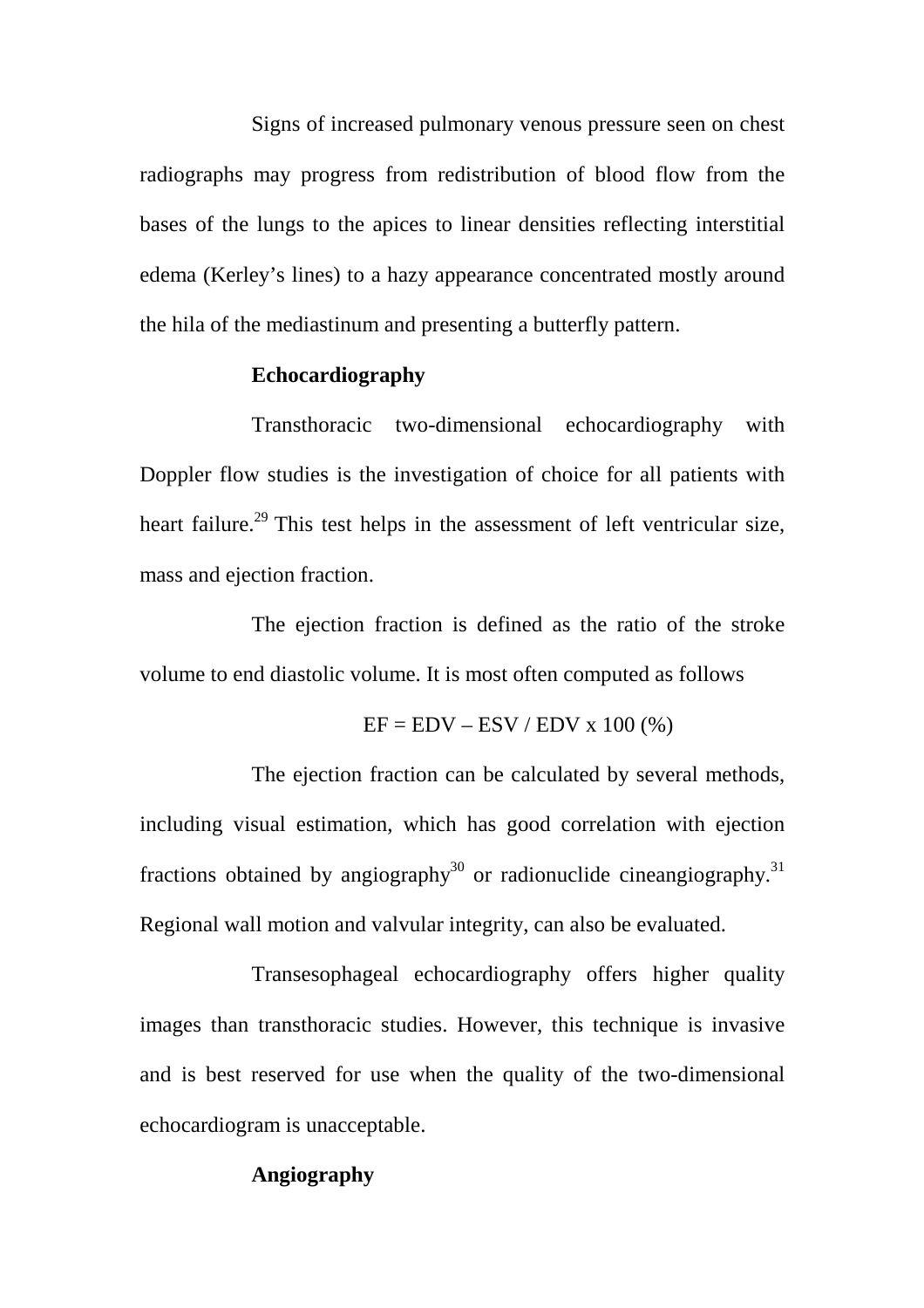Signs of increased pulmonary venous pressure seen on chest radiographs may progress from redistribution of blood flow from the bases of the lungs to the apices to linear densities reflecting interstitial edema (Kerley's lines) to a hazy appearance concentrated mostly around the hila of the mediastinum and presenting a butterfly pattern.

**Echocardiography**

Transthoracic two-dimensional echocardiography with Doppler flow studies is the investigation of choice for all patients with heart failure.[29] This test helps in the assessment of left ventricular size, mass and ejection fraction.

The ejection fraction is defined as the ratio of the stroke volume to end diastolic volume. It is most often computed as follows

$$EF = EDV - ESV / EDV \times 100\ (\%)$$

The ejection fraction can be calculated by several methods, including visual estimation, which has good correlation with ejection fractions obtained by angiography[30] or radionuclide cineangiography.[31] Regional wall motion and valvular integrity, can also be evaluated.

Transesophageal echocardiography offers higher quality images than transthoracic studies. However, this technique is invasive and is best reserved for use when the quality of the two-dimensional echocardiogram is unacceptable.

**Angiography**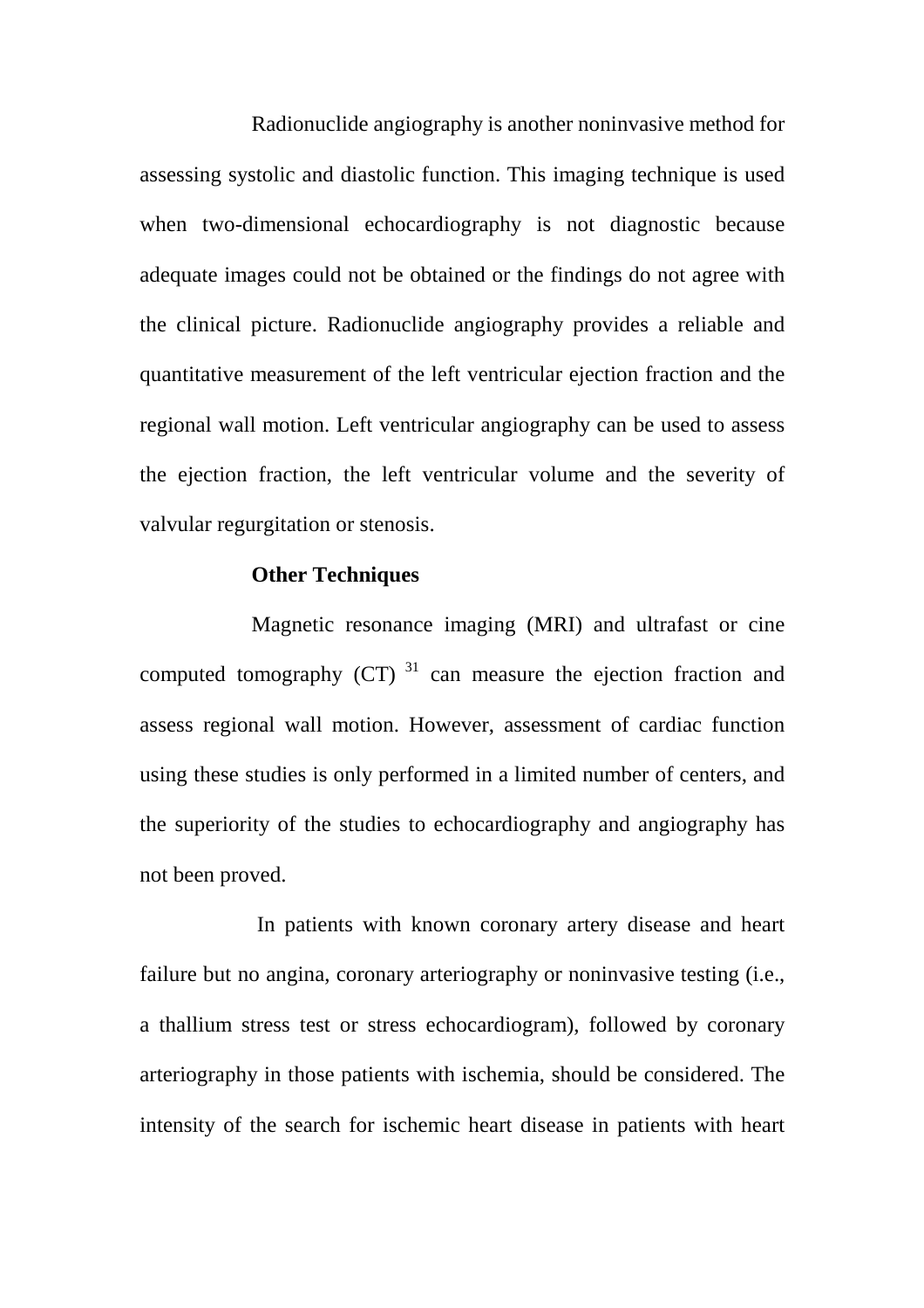Radionuclide angiography is another noninvasive method for assessing systolic and diastolic function. This imaging technique is used when two-dimensional echocardiography is not diagnostic because adequate images could not be obtained or the findings do not agree with the clinical picture. Radionuclide angiography provides a reliable and quantitative measurement of the left ventricular ejection fraction and the regional wall motion. Left ventricular angiography can be used to assess the ejection fraction, the left ventricular volume and the severity of valvular regurgitation or stenosis.

**Other Techniques**

Magnetic resonance imaging (MRI) and ultrafast or cine computed tomography (CT) [31] can measure the ejection fraction and assess regional wall motion. However, assessment of cardiac function using these studies is only performed in a limited number of centers, and the superiority of the studies to echocardiography and angiography has not been proved.

In patients with known coronary artery disease and heart failure but no angina, coronary arteriography or noninvasive testing (i.e., a thallium stress test or stress echocardiogram), followed by coronary arteriography in those patients with ischemia, should be considered. The intensity of the search for ischemic heart disease in patients with heart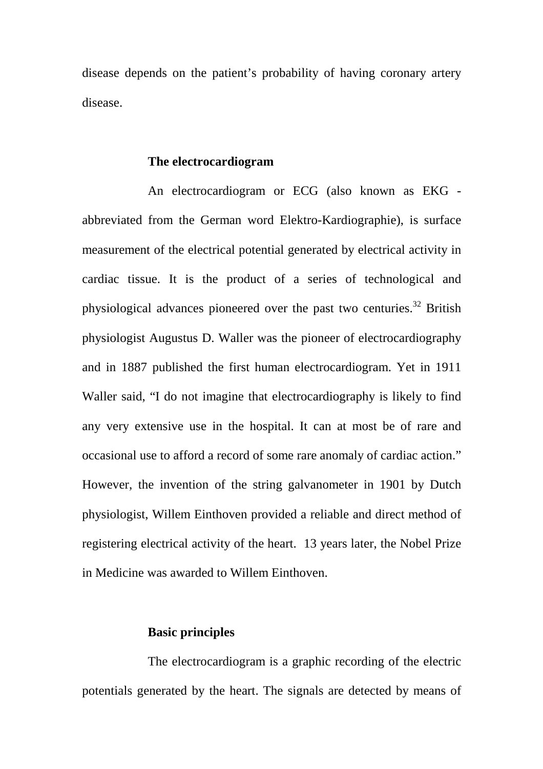disease depends on the patient's probability of having coronary artery disease.

### The electrocardiogram

An electrocardiogram or ECG (also known as EKG - abbreviated from the German word Elektro-Kardiographie), is surface measurement of the electrical potential generated by electrical activity in cardiac tissue. It is the product of a series of technological and physiological advances pioneered over the past two centuries.[32] British physiologist Augustus D. Waller was the pioneer of electrocardiography and in 1887 published the first human electrocardiogram. Yet in 1911 Waller said, "I do not imagine that electrocardiography is likely to find any very extensive use in the hospital. It can at most be of rare and occasional use to afford a record of some rare anomaly of cardiac action." However, the invention of the string galvanometer in 1901 by Dutch physiologist, Willem Einthoven provided a reliable and direct method of registering electrical activity of the heart. 13 years later, the Nobel Prize in Medicine was awarded to Willem Einthoven.

### Basic principles

The electrocardiogram is a graphic recording of the electric potentials generated by the heart. The signals are detected by means of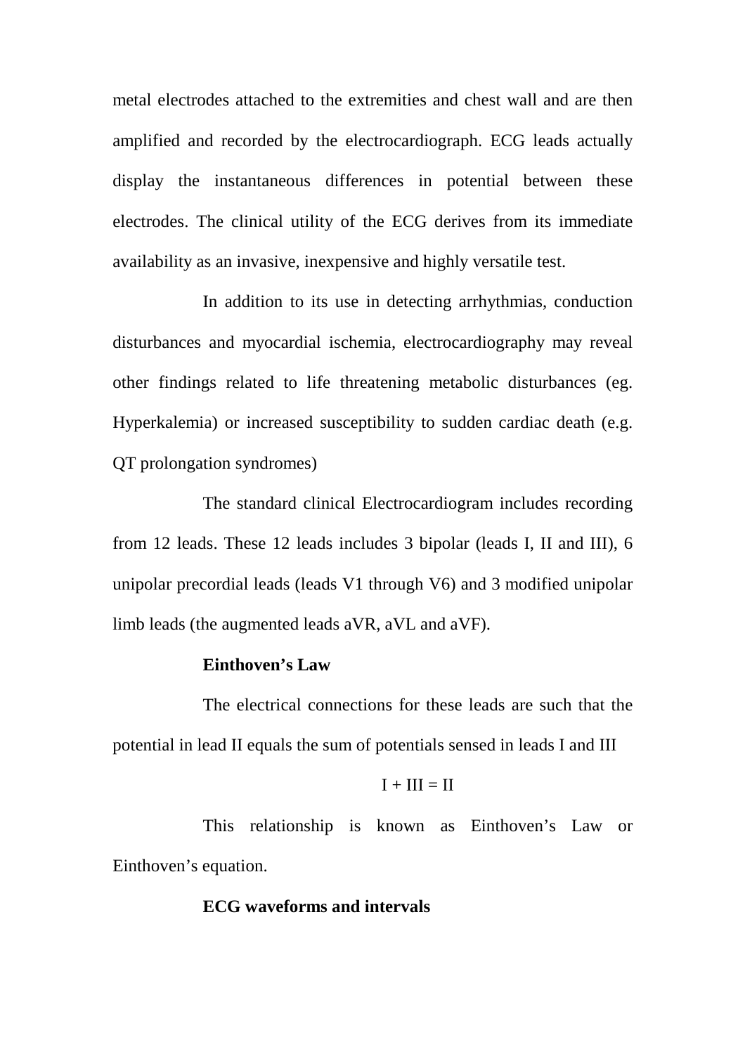metal electrodes attached to the extremities and chest wall and are then amplified and recorded by the electrocardiograph. ECG leads actually display the instantaneous differences in potential between these electrodes. The clinical utility of the ECG derives from its immediate availability as an invasive, inexpensive and highly versatile test.

In addition to its use in detecting arrhythmias, conduction disturbances and myocardial ischemia, electrocardiography may reveal other findings related to life threatening metabolic disturbances (eg. Hyperkalemia) or increased susceptibility to sudden cardiac death (e.g. QT prolongation syndromes)

The standard clinical Electrocardiogram includes recording from 12 leads. These 12 leads includes 3 bipolar (leads I, II and III), 6 unipolar precordial leads (leads V1 through V6) and 3 modified unipolar limb leads (the augmented leads aVR, aVL and aVF).

**Einthoven's Law**

The electrical connections for these leads are such that the potential in lead II equals the sum of potentials sensed in leads I and III

$$I + III = II$$

This relationship is known as Einthoven's Law or Einthoven's equation.

**ECG waveforms and intervals**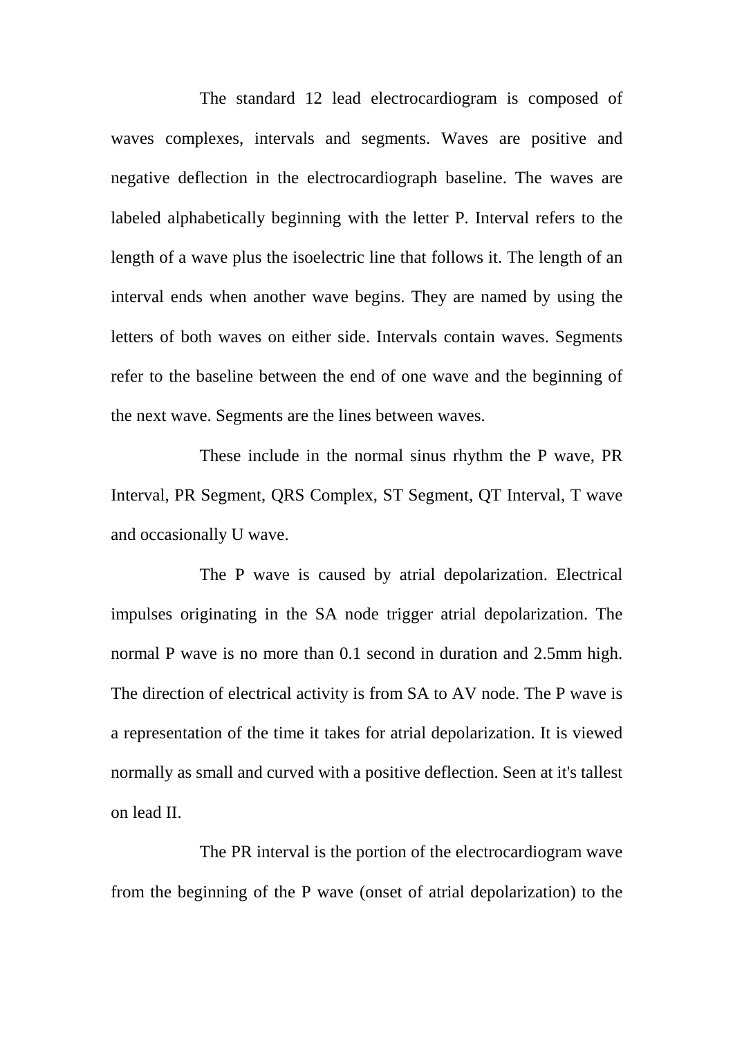The standard 12 lead electrocardiogram is composed of waves complexes, intervals and segments. Waves are positive and negative deflection in the electrocardiograph baseline. The waves are labeled alphabetically beginning with the letter P. Interval refers to the length of a wave plus the isoelectric line that follows it. The length of an interval ends when another wave begins. They are named by using the letters of both waves on either side. Intervals contain waves. Segments refer to the baseline between the end of one wave and the beginning of the next wave. Segments are the lines between waves.

These include in the normal sinus rhythm the P wave, PR Interval, PR Segment, QRS Complex, ST Segment, QT Interval, T wave and occasionally U wave.

The P wave is caused by atrial depolarization. Electrical impulses originating in the SA node trigger atrial depolarization. The normal P wave is no more than 0.1 second in duration and 2.5mm high. The direction of electrical activity is from SA to AV node. The P wave is a representation of the time it takes for atrial depolarization. It is viewed normally as small and curved with a positive deflection. Seen at it's tallest on lead II.

The PR interval is the portion of the electrocardiogram wave from the beginning of the P wave (onset of atrial depolarization) to the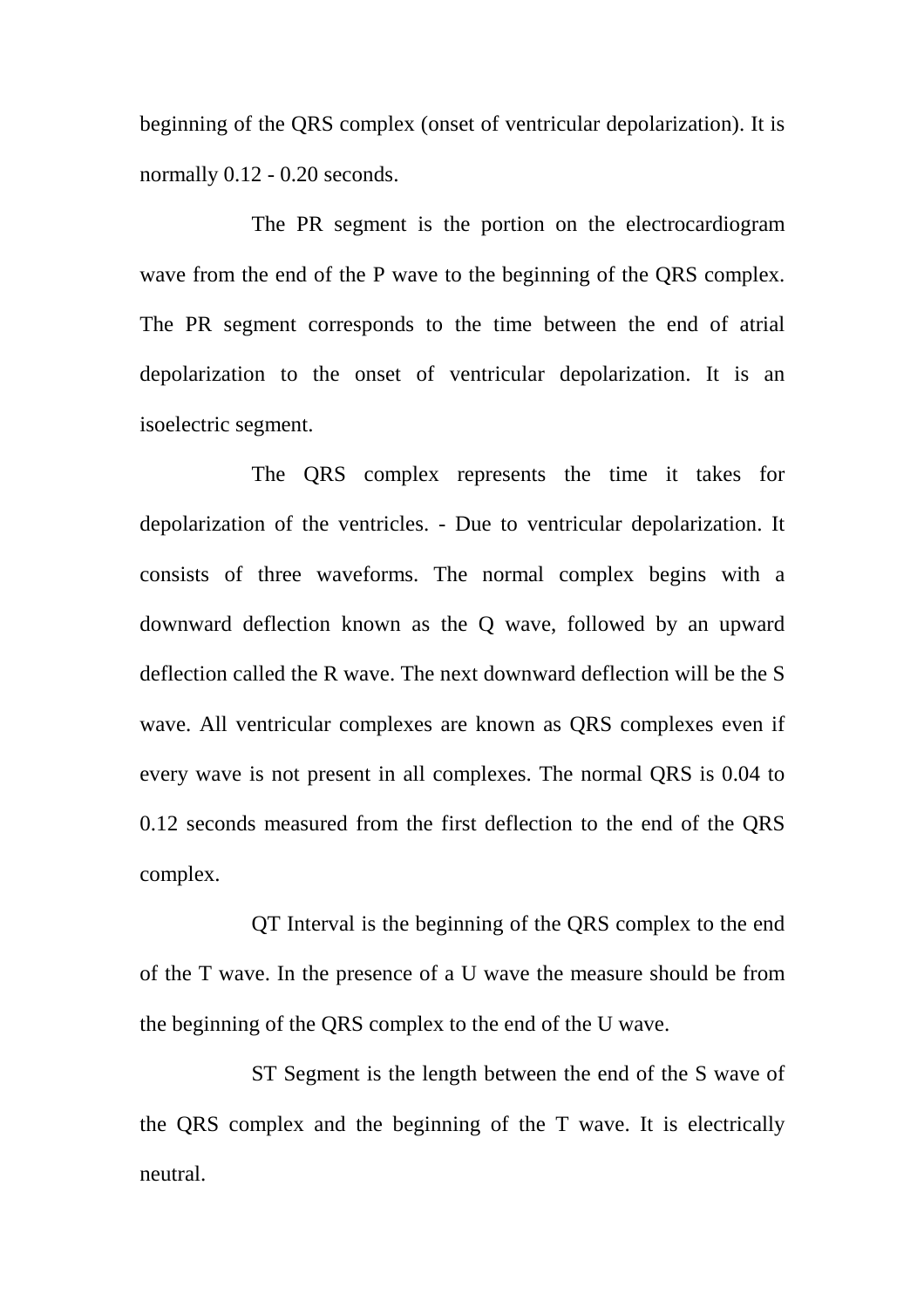beginning of the QRS complex (onset of ventricular depolarization). It is normally 0.12 - 0.20 seconds.

The PR segment is the portion on the electrocardiogram wave from the end of the P wave to the beginning of the QRS complex. The PR segment corresponds to the time between the end of atrial depolarization to the onset of ventricular depolarization. It is an isoelectric segment.

The QRS complex represents the time it takes for depolarization of the ventricles. - Due to ventricular depolarization. It consists of three waveforms. The normal complex begins with a downward deflection known as the Q wave, followed by an upward deflection called the R wave. The next downward deflection will be the S wave. All ventricular complexes are known as QRS complexes even if every wave is not present in all complexes. The normal QRS is 0.04 to 0.12 seconds measured from the first deflection to the end of the QRS complex.

QT Interval is the beginning of the QRS complex to the end of the T wave. In the presence of a U wave the measure should be from the beginning of the QRS complex to the end of the U wave.

ST Segment is the length between the end of the S wave of the QRS complex and the beginning of the T wave. It is electrically neutral.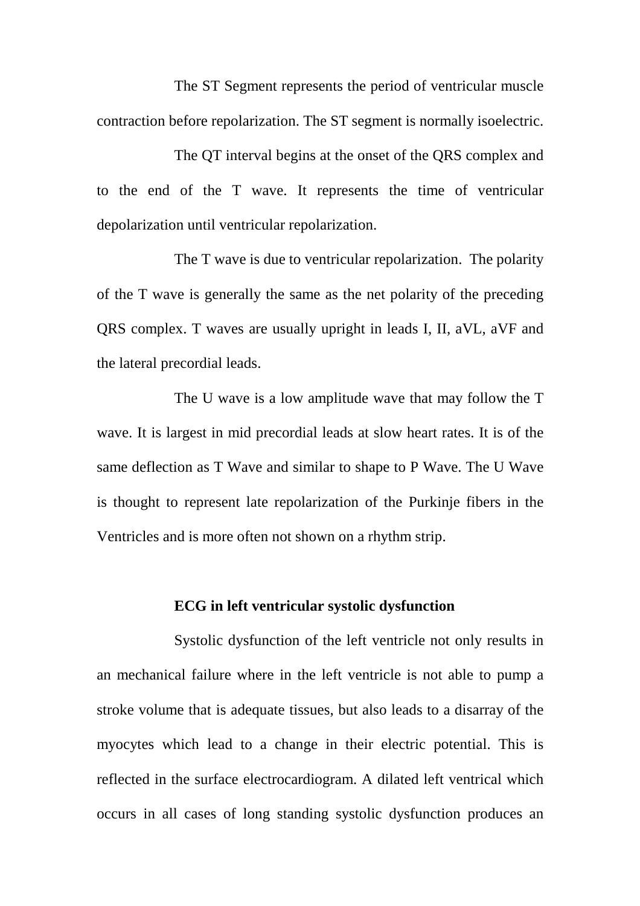The ST Segment represents the period of ventricular muscle contraction before repolarization. The ST segment is normally isoelectric.

The QT interval begins at the onset of the QRS complex and to the end of the T wave. It represents the time of ventricular depolarization until ventricular repolarization.

The T wave is due to ventricular repolarization. The polarity of the T wave is generally the same as the net polarity of the preceding QRS complex. T waves are usually upright in leads I, II, aVL, aVF and the lateral precordial leads.

The U wave is a low amplitude wave that may follow the T wave. It is largest in mid precordial leads at slow heart rates. It is of the same deflection as T Wave and similar to shape to P Wave. The U Wave is thought to represent late repolarization of the Purkinje fibers in the Ventricles and is more often not shown on a rhythm strip.

**ECG in left ventricular systolic dysfunction**

Systolic dysfunction of the left ventricle not only results in an mechanical failure where in the left ventricle is not able to pump a stroke volume that is adequate tissues, but also leads to a disarray of the myocytes which lead to a change in their electric potential. This is reflected in the surface electrocardiogram. A dilated left ventrical which occurs in all cases of long standing systolic dysfunction produces an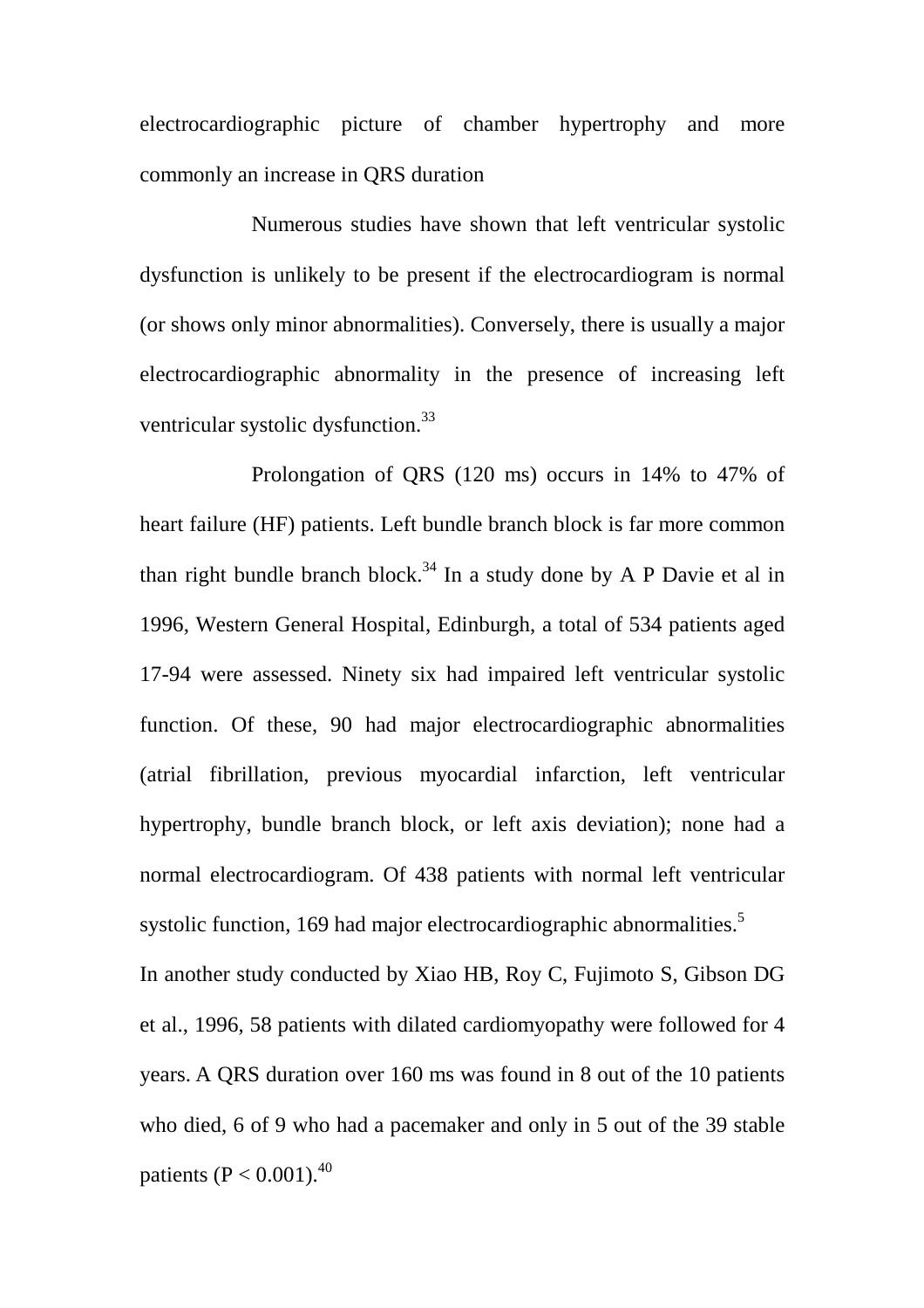electrocardiographic picture of chamber hypertrophy and more commonly an increase in QRS duration

Numerous studies have shown that left ventricular systolic dysfunction is unlikely to be present if the electrocardiogram is normal (or shows only minor abnormalities). Conversely, there is usually a major electrocardiographic abnormality in the presence of increasing left ventricular systolic dysfunction.[33]

Prolongation of QRS (120 ms) occurs in 14% to 47% of heart failure (HF) patients. Left bundle branch block is far more common than right bundle branch block.[34] In a study done by A P Davie et al in 1996, Western General Hospital, Edinburgh, a total of 534 patients aged 17-94 were assessed. Ninety six had impaired left ventricular systolic function. Of these, 90 had major electrocardiographic abnormalities (atrial fibrillation, previous myocardial infarction, left ventricular hypertrophy, bundle branch block, or left axis deviation); none had a normal electrocardiogram. Of 438 patients with normal left ventricular systolic function, 169 had major electrocardiographic abnormalities.[5]

In another study conducted by Xiao HB, Roy C, Fujimoto S, Gibson DG et al., 1996, 58 patients with dilated cardiomyopathy were followed for 4 years. A QRS duration over 160 ms was found in 8 out of the 10 patients who died, 6 of 9 who had a pacemaker and only in 5 out of the 39 stable patients ($P < 0.001$).[40]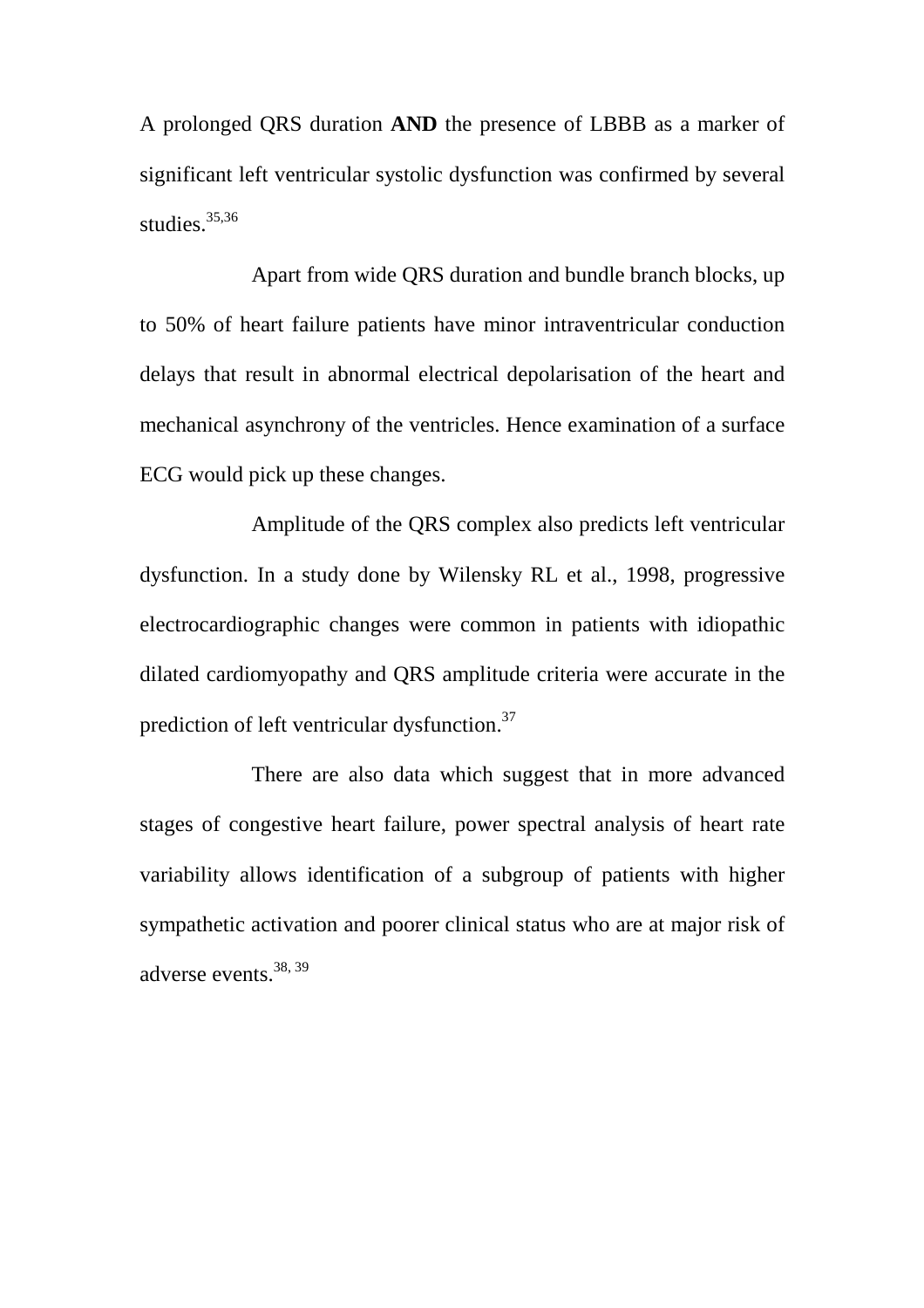A prolonged QRS duration **AND** the presence of LBBB as a marker of significant left ventricular systolic dysfunction was confirmed by several studies.[35,36]

Apart from wide QRS duration and bundle branch blocks, up to 50% of heart failure patients have minor intraventricular conduction delays that result in abnormal electrical depolarisation of the heart and mechanical asynchrony of the ventricles. Hence examination of a surface ECG would pick up these changes.

Amplitude of the QRS complex also predicts left ventricular dysfunction. In a study done by Wilensky RL et al., 1998, progressive electrocardiographic changes were common in patients with idiopathic dilated cardiomyopathy and QRS amplitude criteria were accurate in the prediction of left ventricular dysfunction.[37]

There are also data which suggest that in more advanced stages of congestive heart failure, power spectral analysis of heart rate variability allows identification of a subgroup of patients with higher sympathetic activation and poorer clinical status who are at major risk of adverse events.[38, 39]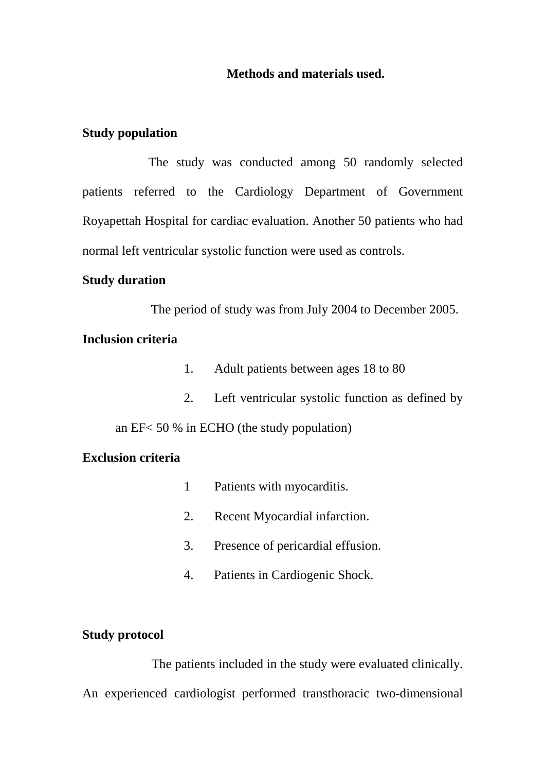## Methods and materials used.

**Study population**

The study was conducted among 50 randomly selected patients referred to the Cardiology Department of Government Royapettah Hospital for cardiac evaluation. Another 50 patients who had normal left ventricular systolic function were used as controls.

**Study duration**

The period of study was from July 2004 to December 2005.

**Inclusion criteria**

1. Adult patients between ages 18 to 80
2. Left ventricular systolic function as defined by an EF< 50 % in ECHO (the study population)

**Exclusion criteria**

1 Patients with myocarditis.
2. Recent Myocardial infarction.
3. Presence of pericardial effusion.
4. Patients in Cardiogenic Shock.

**Study protocol**

The patients included in the study were evaluated clinically. An experienced cardiologist performed transthoracic two-dimensional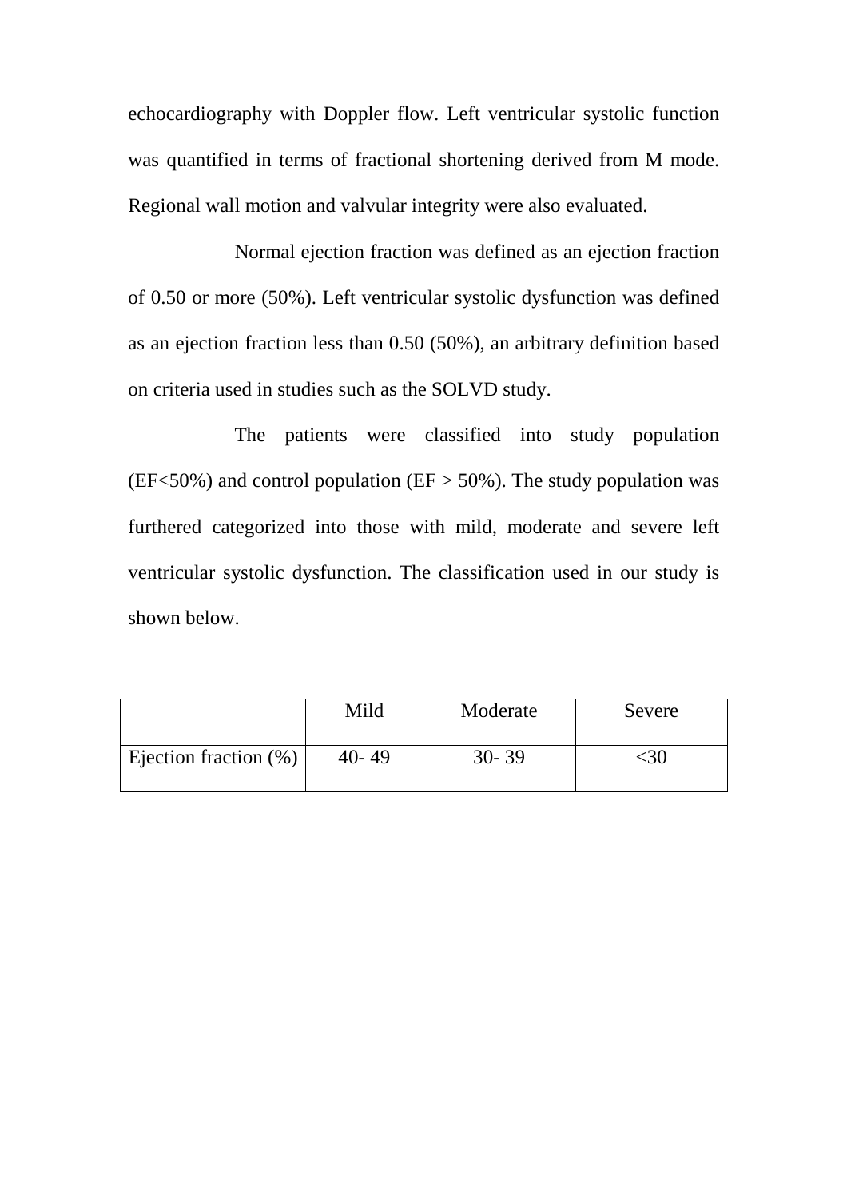echocardiography with Doppler flow. Left ventricular systolic function was quantified in terms of fractional shortening derived from M mode. Regional wall motion and valvular integrity were also evaluated.

Normal ejection fraction was defined as an ejection fraction of 0.50 or more (50%). Left ventricular systolic dysfunction was defined as an ejection fraction less than 0.50 (50%), an arbitrary definition based on criteria used in studies such as the SOLVD study.

The patients were classified into study population (EF<50%) and control population (EF > 50%). The study population was furthered categorized into those with mild, moderate and severe left ventricular systolic dysfunction. The classification used in our study is shown below.

| | Mild | Moderate | Severe |
|---|---|---|---|
| Ejection fraction (%) | 40- 49 | 30- 39 | <30 |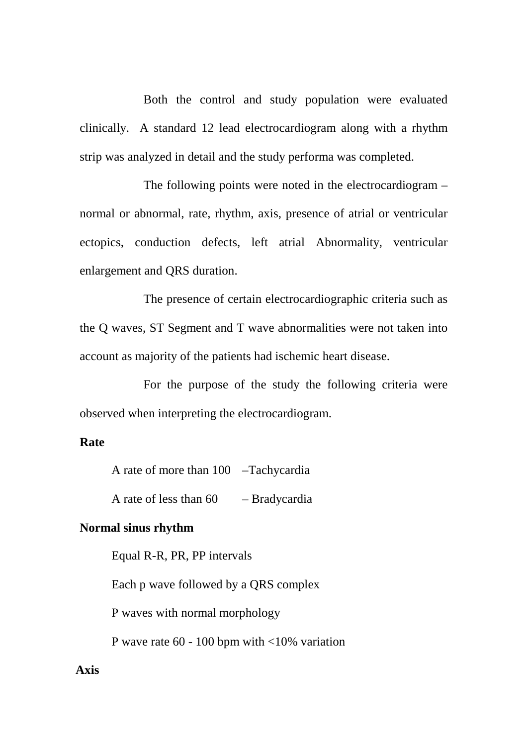Both the control and study population were evaluated clinically. A standard 12 lead electrocardiogram along with a rhythm strip was analyzed in detail and the study performa was completed.

The following points were noted in the electrocardiogram – normal or abnormal, rate, rhythm, axis, presence of atrial or ventricular ectopics, conduction defects, left atrial Abnormality, ventricular enlargement and QRS duration.

The presence of certain electrocardiographic criteria such as the Q waves, ST Segment and T wave abnormalities were not taken into account as majority of the patients had ischemic heart disease.

For the purpose of the study the following criteria were observed when interpreting the electrocardiogram.

**Rate**

A rate of more than 100 –Tachycardia

A rate of less than 60 – Bradycardia

**Normal sinus rhythm**

Equal R-R, PR, PP intervals

Each p wave followed by a QRS complex

P waves with normal morphology

P wave rate 60 - 100 bpm with <10% variation

**Axis**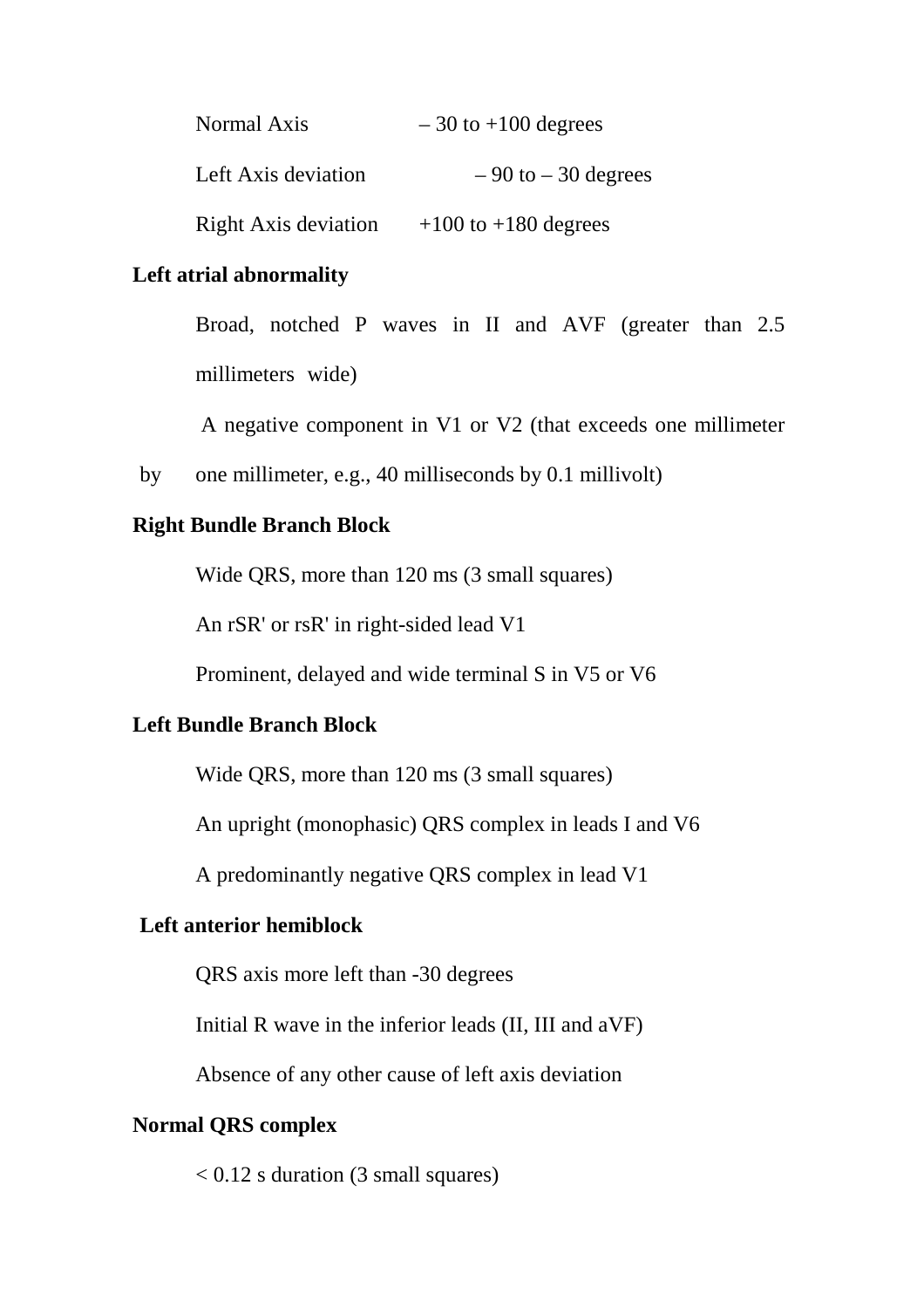Normal Axis – 30 to +100 degrees

Left Axis deviation – 90 to – 30 degrees

Right Axis deviation +100 to +180 degrees

**Left atrial abnormality**

Broad, notched P waves in II and AVF (greater than 2.5 millimeters wide)

A negative component in V1 or V2 (that exceeds one millimeter by one millimeter, e.g., 40 milliseconds by 0.1 millivolt)

**Right Bundle Branch Block**

Wide QRS, more than 120 ms (3 small squares)

An rSR' or rsR' in right-sided lead V1

Prominent, delayed and wide terminal S in V5 or V6

**Left Bundle Branch Block**

Wide QRS, more than 120 ms (3 small squares)

An upright (monophasic) QRS complex in leads I and V6

A predominantly negative QRS complex in lead V1

**Left anterior hemiblock**

QRS axis more left than -30 degrees

Initial R wave in the inferior leads (II, III and aVF)

Absence of any other cause of left axis deviation

**Normal QRS complex**

< 0.12 s duration (3 small squares)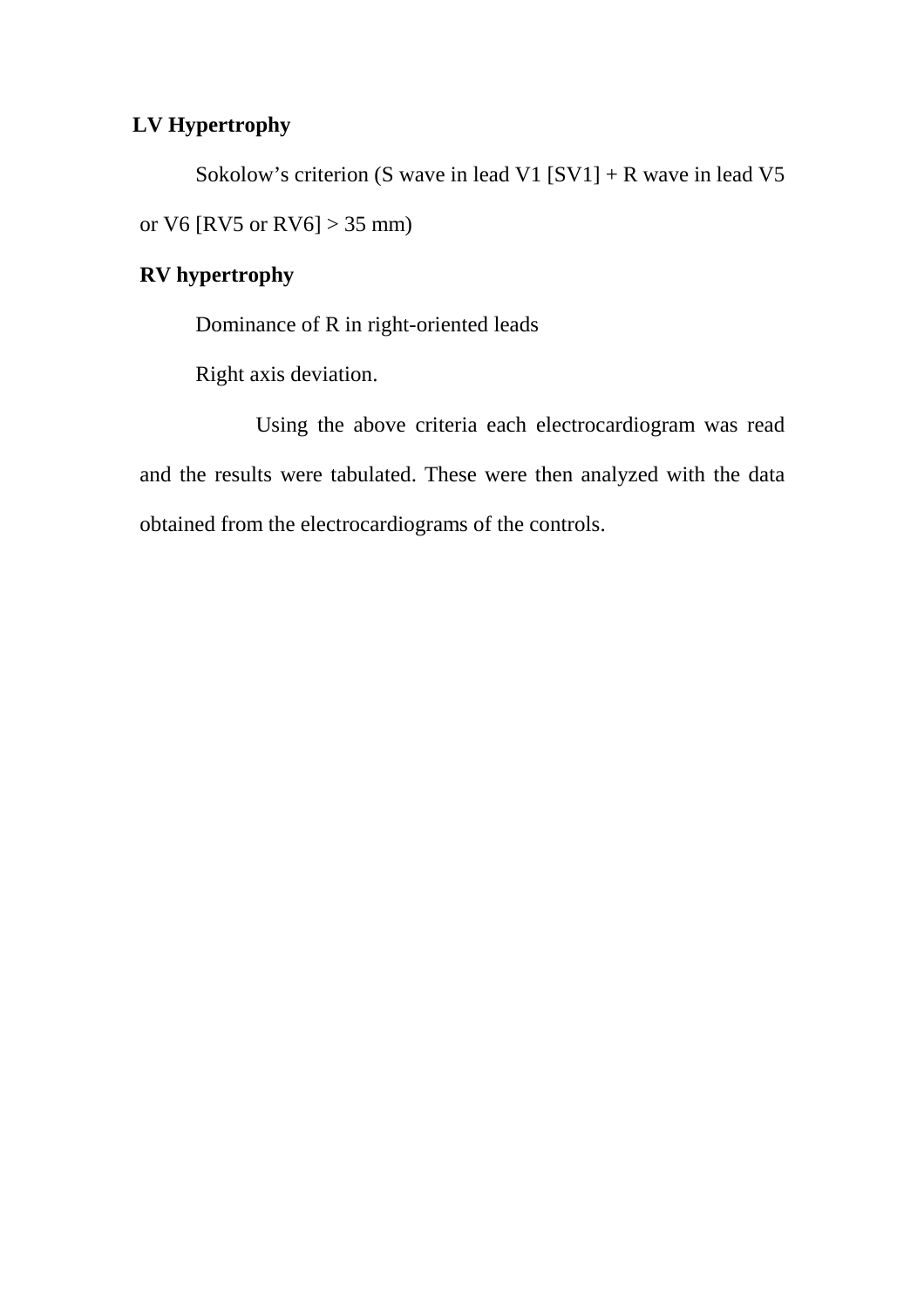**LV Hypertrophy**

Sokolow's criterion (S wave in lead V1 [SV1] + R wave in lead V5 or V6 [RV5 or RV6] > 35 mm)

**RV hypertrophy**

Dominance of R in right-oriented leads

Right axis deviation.

Using the above criteria each electrocardiogram was read and the results were tabulated. These were then analyzed with the data obtained from the electrocardiograms of the controls.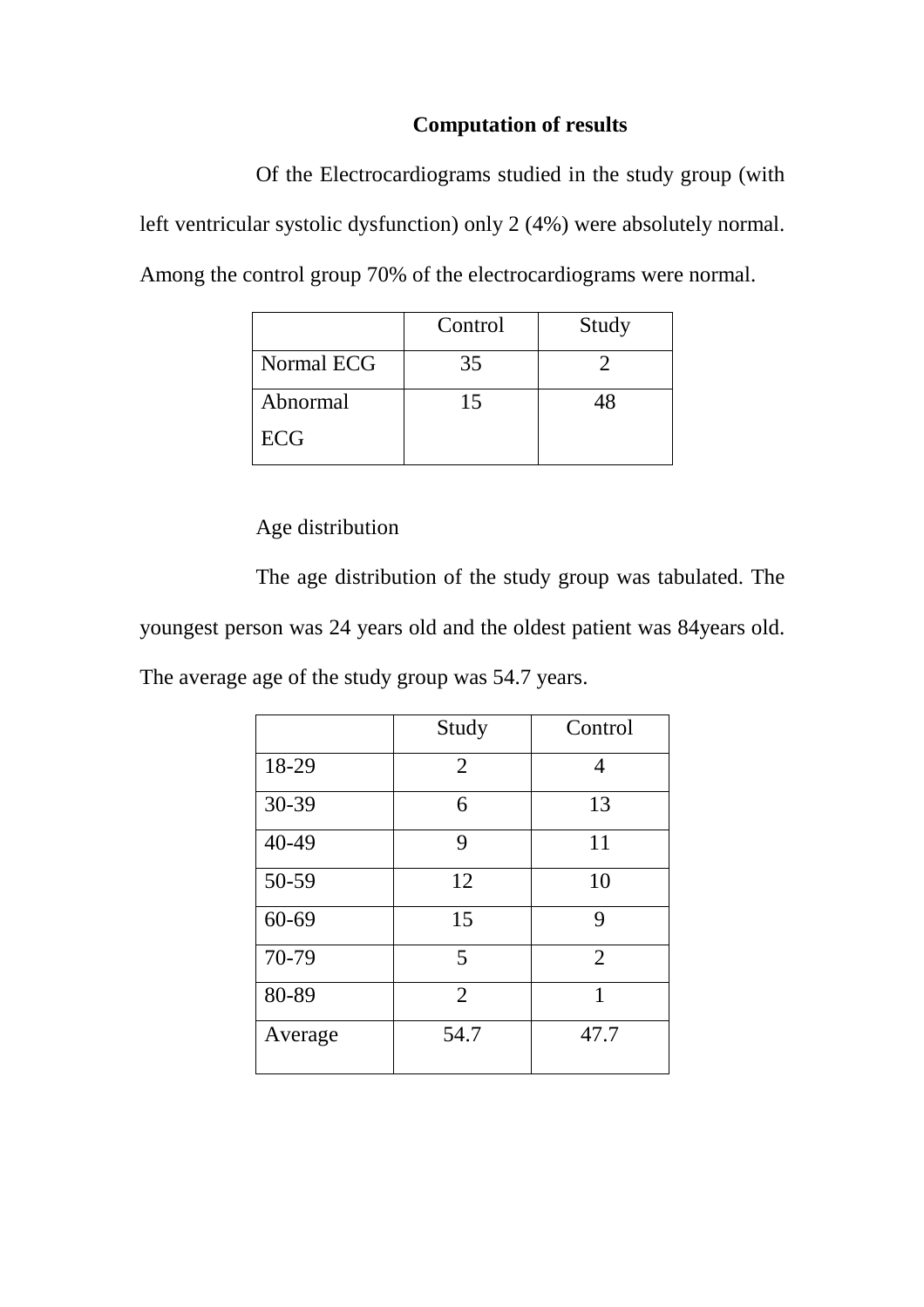## Computation of results

Of the Electrocardiograms studied in the study group (with left ventricular systolic dysfunction) only 2 (4%) were absolutely normal. Among the control group 70% of the electrocardiograms were normal.

| | Control | Study |
|---|---|---|
| Normal ECG | 35 | 2 |
| Abnormal ECG | 15 | 48 |

Age distribution

The age distribution of the study group was tabulated. The youngest person was 24 years old and the oldest patient was 84years old. The average age of the study group was 54.7 years.

| | Study | Control |
|---|---|---|
| 18-29 | 2 | 4 |
| 30-39 | 6 | 13 |
| 40-49 | 9 | 11 |
| 50-59 | 12 | 10 |
| 60-69 | 15 | 9 |
| 70-79 | 5 | 2 |
| 80-89 | 2 | 1 |
| Average | 54.7 | 47.7 |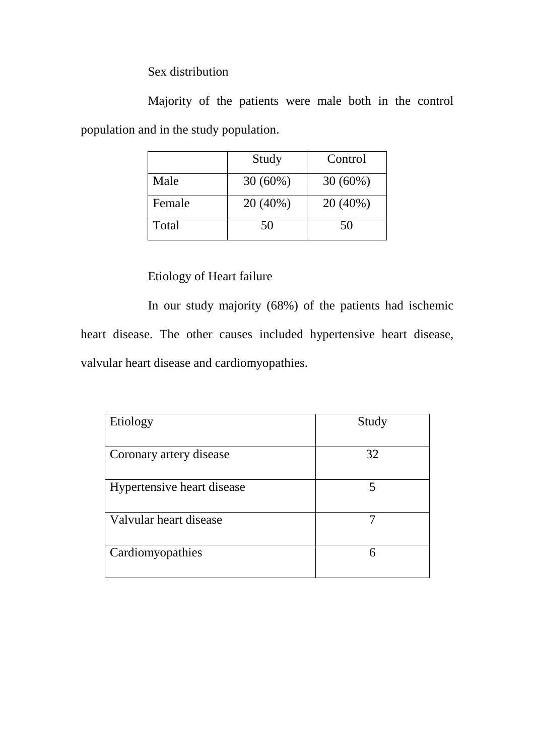## Sex distribution

Majority of the patients were male both in the control population and in the study population.

| | Study | Control |
|---|---|---|
| Male | 30 (60%) | 30 (60%) |
| Female | 20 (40%) | 20 (40%) |
| Total | 50 | 50 |

## Etiology of Heart failure

In our study majority (68%) of the patients had ischemic heart disease. The other causes included hypertensive heart disease, valvular heart disease and cardiomyopathies.

| Etiology | Study |
|---|---|
| Coronary artery disease | 32 |
| Hypertensive heart disease | 5 |
| Valvular heart disease | 7 |
| Cardiomyopathies | 6 |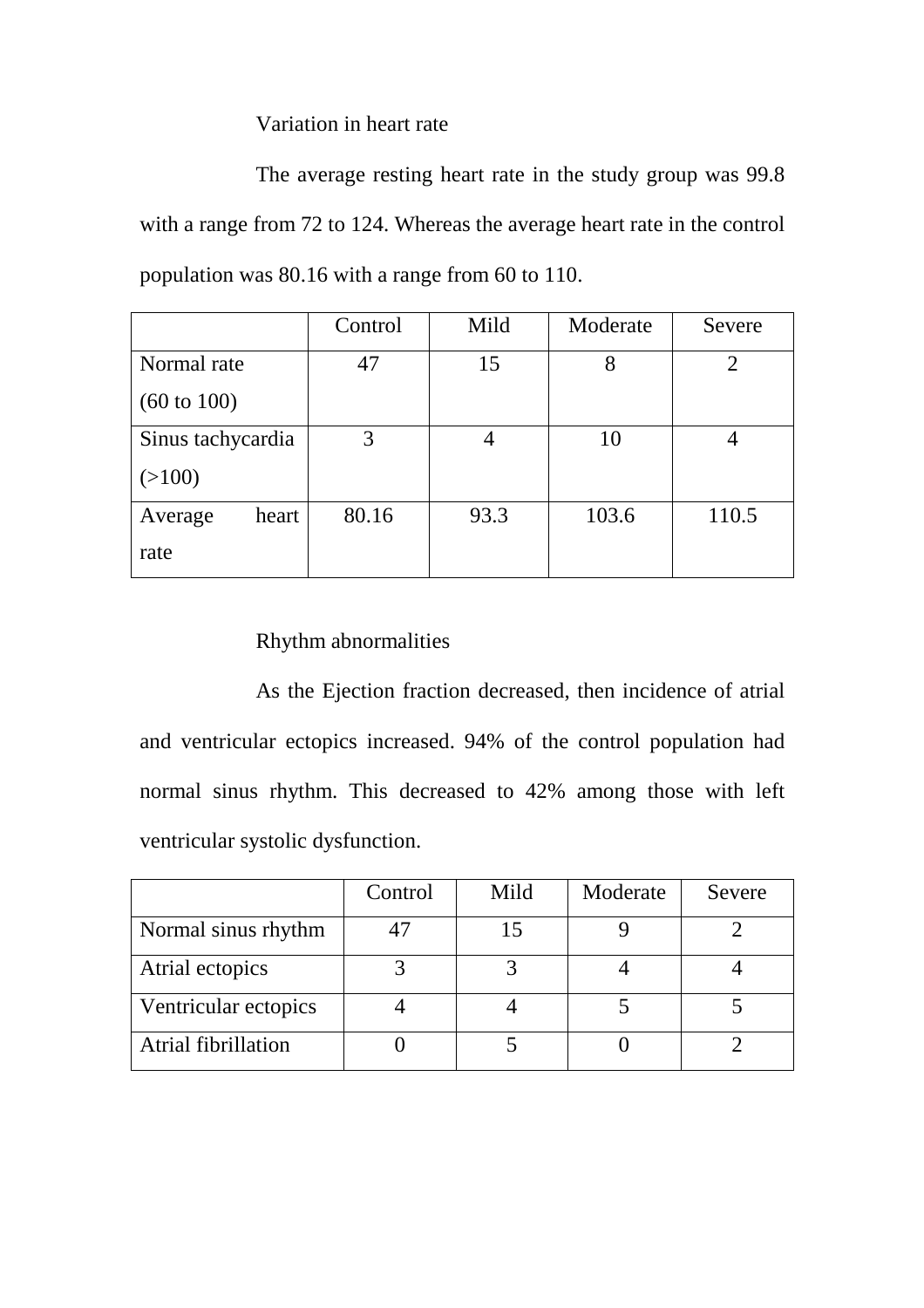### Variation in heart rate

The average resting heart rate in the study group was 99.8 with a range from 72 to 124. Whereas the average heart rate in the control population was 80.16 with a range from 60 to 110.

| | Control | Mild | Moderate | Severe |
|---|---|---|---|---|
| Normal rate (60 to 100) | 47 | 15 | 8 | 2 |
| Sinus tachycardia (>100) | 3 | 4 | 10 | 4 |
| Average heart rate | 80.16 | 93.3 | 103.6 | 110.5 |

### Rhythm abnormalities

As the Ejection fraction decreased, then incidence of atrial and ventricular ectopics increased. 94% of the control population had normal sinus rhythm. This decreased to 42% among those with left ventricular systolic dysfunction.

| | Control | Mild | Moderate | Severe |
|---|---|---|---|---|
| Normal sinus rhythm | 47 | 15 | 9 | 2 |
| Atrial ectopics | 3 | 3 | 4 | 4 |
| Ventricular ectopics | 4 | 4 | 5 | 5 |
| Atrial fibrillation | 0 | 5 | 0 | 2 |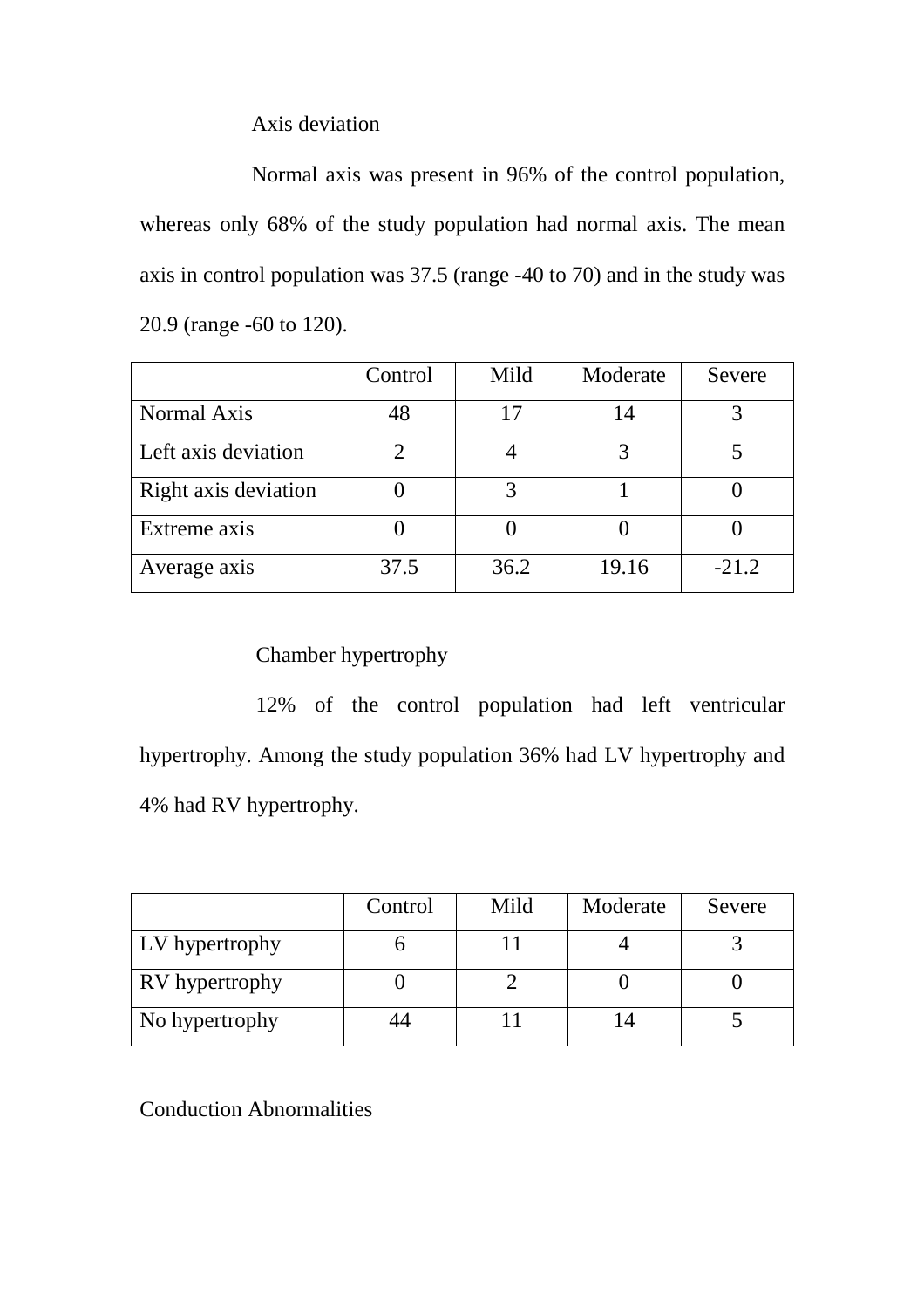### Axis deviation

Normal axis was present in 96% of the control population, whereas only 68% of the study population had normal axis. The mean axis in control population was 37.5 (range -40 to 70) and in the study was 20.9 (range -60 to 120).

| | Control | Mild | Moderate | Severe |
|---|---|---|---|---|
| Normal Axis | 48 | 17 | 14 | 3 |
| Left axis deviation | 2 | 4 | 3 | 5 |
| Right axis deviation | 0 | 3 | 1 | 0 |
| Extreme axis | 0 | 0 | 0 | 0 |
| Average axis | 37.5 | 36.2 | 19.16 | -21.2 |

### Chamber hypertrophy

12% of the control population had left ventricular hypertrophy. Among the study population 36% had LV hypertrophy and 4% had RV hypertrophy.

| | Control | Mild | Moderate | Severe |
|---|---|---|---|---|
| LV hypertrophy | 6 | 11 | 4 | 3 |
| RV hypertrophy | 0 | 2 | 0 | 0 |
| No hypertrophy | 44 | 11 | 14 | 5 |

### Conduction Abnormalities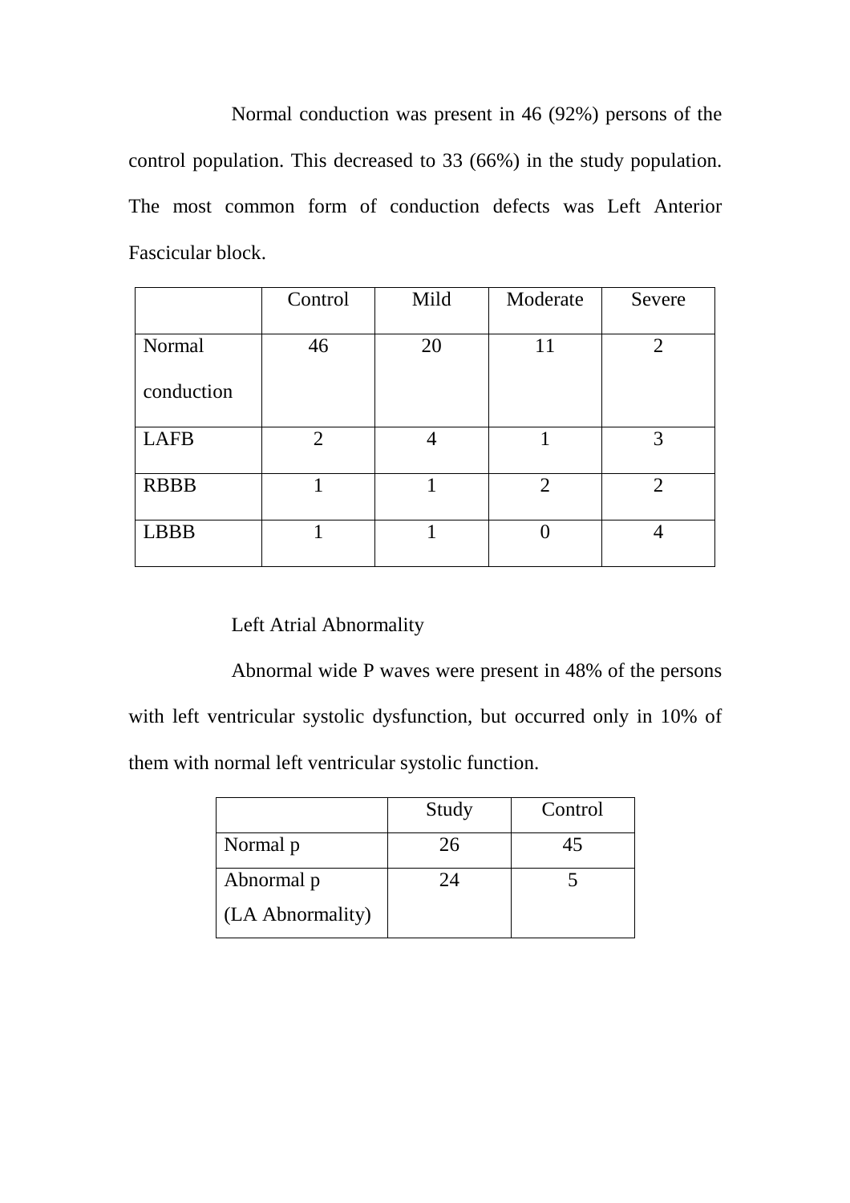Normal conduction was present in 46 (92%) persons of the control population. This decreased to 33 (66%) in the study population. The most common form of conduction defects was Left Anterior Fascicular block.

| | Control | Mild | Moderate | Severe |
|---|---|---|---|---|
| Normal conduction | 46 | 20 | 11 | 2 |
| LAFB | 2 | 4 | 1 | 3 |
| RBBB | 1 | 1 | 2 | 2 |
| LBBB | 1 | 1 | 0 | 4 |

Left Atrial Abnormality

Abnormal wide P waves were present in 48% of the persons with left ventricular systolic dysfunction, but occurred only in 10% of them with normal left ventricular systolic function.

| | Study | Control |
|---|---|---|
| Normal p | 26 | 45 |
| Abnormal p (LA Abnormality) | 24 | 5 |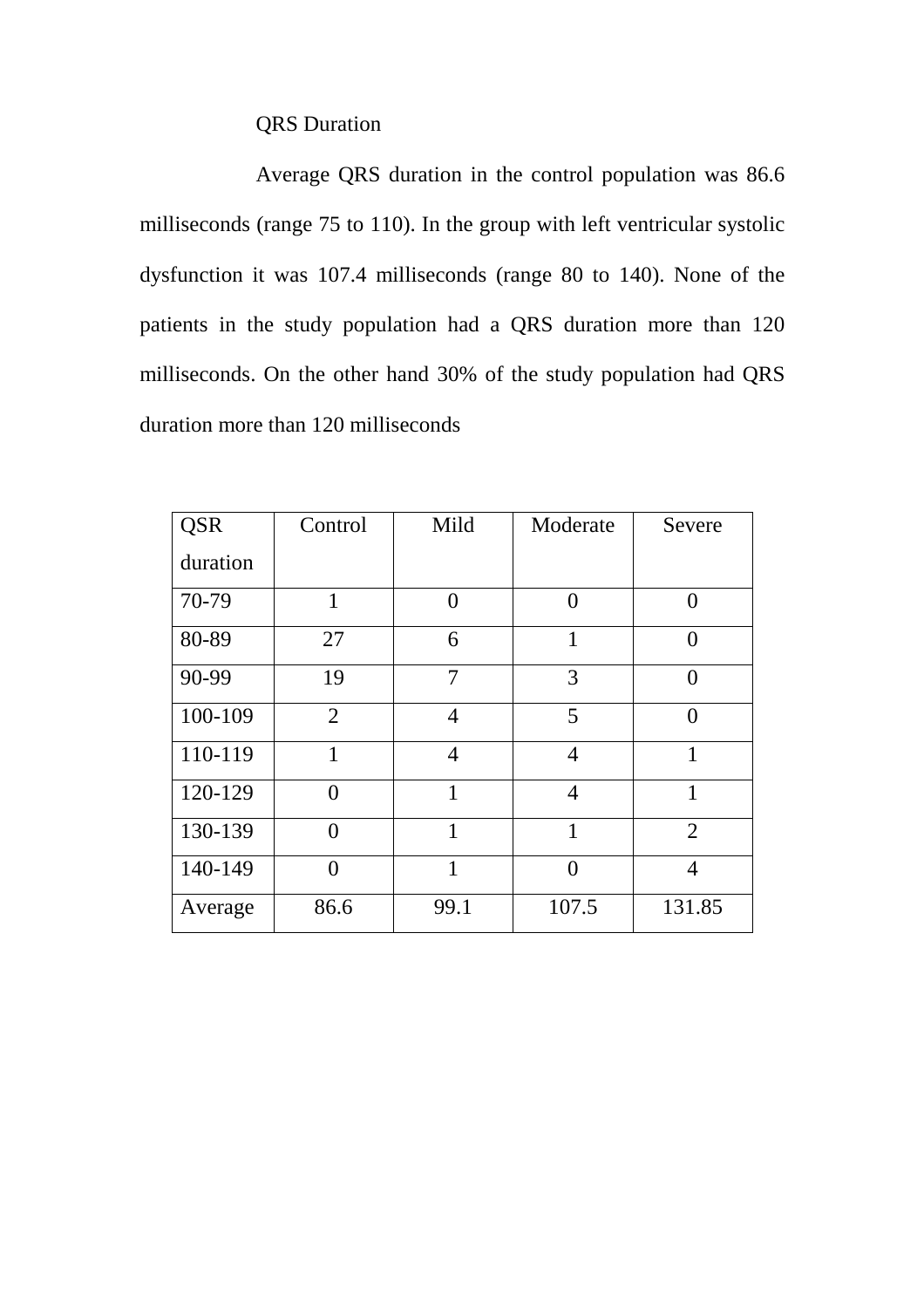QRS Duration

Average QRS duration in the control population was 86.6 milliseconds (range 75 to 110). In the group with left ventricular systolic dysfunction it was 107.4 milliseconds (range 80 to 140). None of the patients in the study population had a QRS duration more than 120 milliseconds. On the other hand 30% of the study population had QRS duration more than 120 milliseconds

| QSR duration | Control | Mild | Moderate | Severe |
|---|---|---|---|---|
| 70-79 | 1 | 0 | 0 | 0 |
| 80-89 | 27 | 6 | 1 | 0 |
| 90-99 | 19 | 7 | 3 | 0 |
| 100-109 | 2 | 4 | 5 | 0 |
| 110-119 | 1 | 4 | 4 | 1 |
| 120-129 | 0 | 1 | 4 | 1 |
| 130-139 | 0 | 1 | 1 | 2 |
| 140-149 | 0 | 1 | 0 | 4 |
| Average | 86.6 | 99.1 | 107.5 | 131.85 |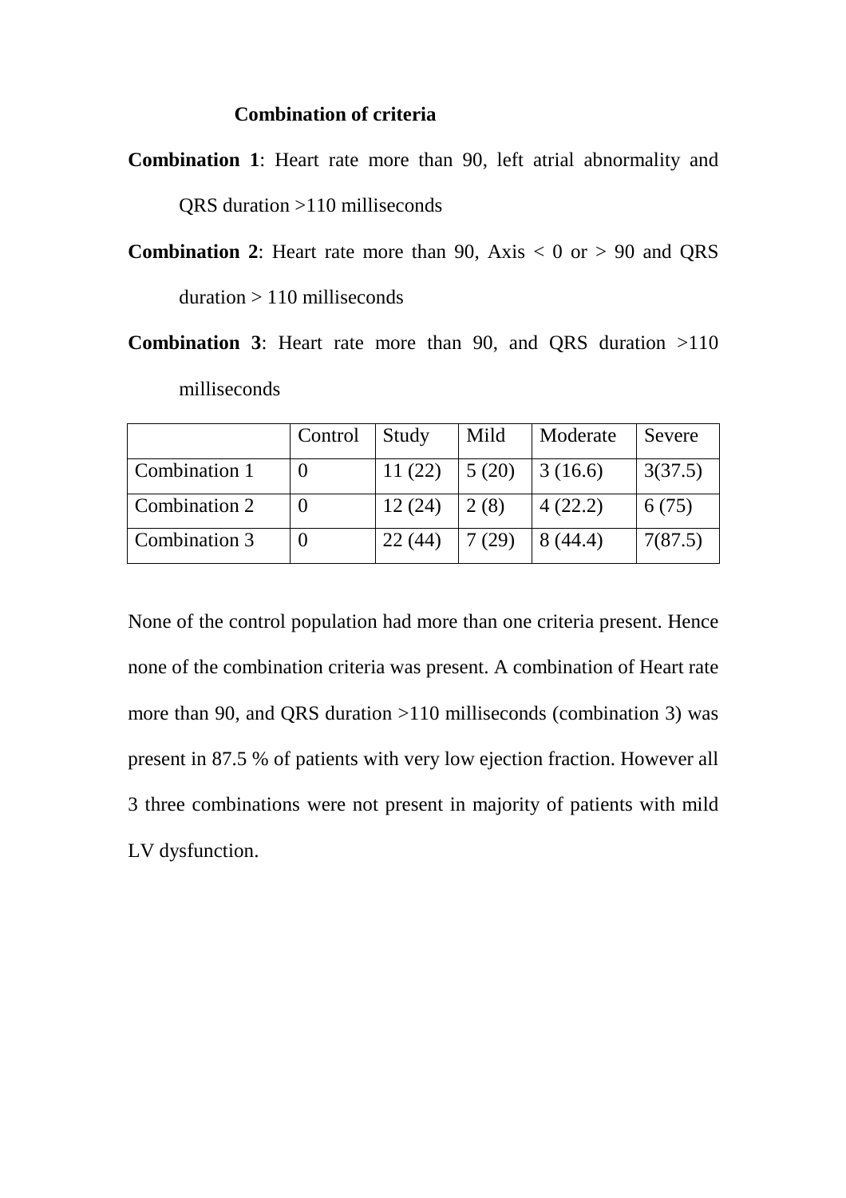**Combination of criteria**

**Combination 1**: Heart rate more than 90, left atrial abnormality and QRS duration >110 milliseconds

**Combination 2**: Heart rate more than 90, Axis < 0 or > 90 and QRS duration > 110 milliseconds

**Combination 3**: Heart rate more than 90, and QRS duration >110 milliseconds

| | Control | Study | Mild | Moderate | Severe |
|---|---|---|---|---|---|
| Combination 1 | 0 | 11 (22) | 5 (20) | 3 (16.6) | 3(37.5) |
| Combination 2 | 0 | 12 (24) | 2 (8) | 4 (22.2) | 6 (75) |
| Combination 3 | 0 | 22 (44) | 7 (29) | 8 (44.4) | 7(87.5) |

None of the control population had more than one criteria present. Hence none of the combination criteria was present. A combination of Heart rate more than 90, and QRS duration >110 milliseconds (combination 3) was present in 87.5 % of patients with very low ejection fraction. However all 3 three combinations were not present in majority of patients with mild LV dysfunction.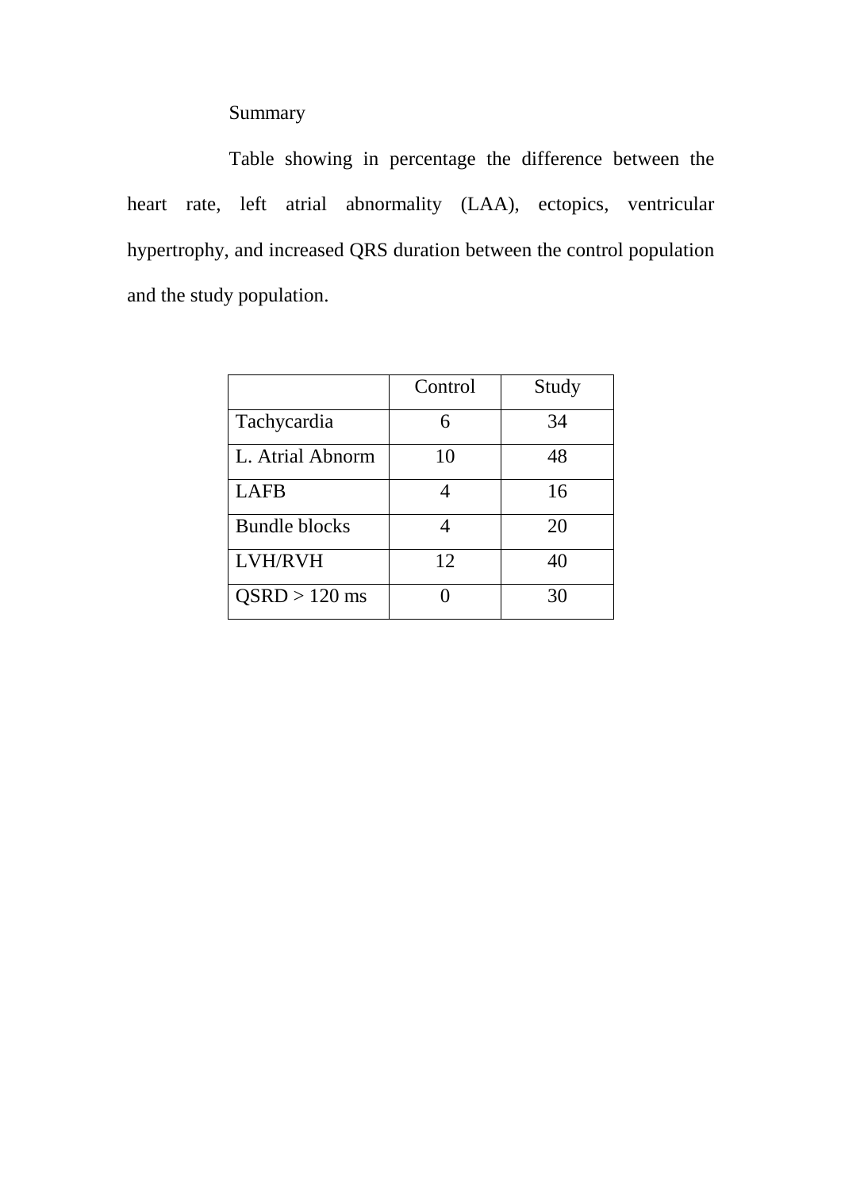Summary

Table showing in percentage the difference between the heart rate, left atrial abnormality (LAA), ectopics, ventricular hypertrophy, and increased QRS duration between the control population and the study population.

| | Control | Study |
|---|---|---|
| Tachycardia | 6 | 34 |
| L. Atrial Abnorm | 10 | 48 |
| LAFB | 4 | 16 |
| Bundle blocks | 4 | 20 |
| LVH/RVH | 12 | 40 |
| QSRD > 120 ms | 0 | 30 |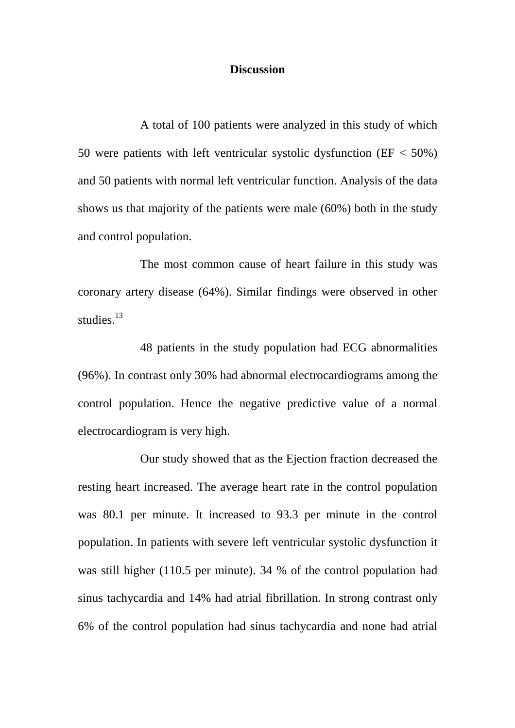## Discussion

A total of 100 patients were analyzed in this study of which 50 were patients with left ventricular systolic dysfunction (EF < 50%) and 50 patients with normal left ventricular function. Analysis of the data shows us that majority of the patients were male (60%) both in the study and control population.

The most common cause of heart failure in this study was coronary artery disease (64%). Similar findings were observed in other studies.[13]

48 patients in the study population had ECG abnormalities (96%). In contrast only 30% had abnormal electrocardiograms among the control population. Hence the negative predictive value of a normal electrocardiogram is very high.

Our study showed that as the Ejection fraction decreased the resting heart increased. The average heart rate in the control population was 80.1 per minute. It increased to 93.3 per minute in the control population. In patients with severe left ventricular systolic dysfunction it was still higher (110.5 per minute). 34 % of the control population had sinus tachycardia and 14% had atrial fibrillation. In strong contrast only 6% of the control population had sinus tachycardia and none had atrial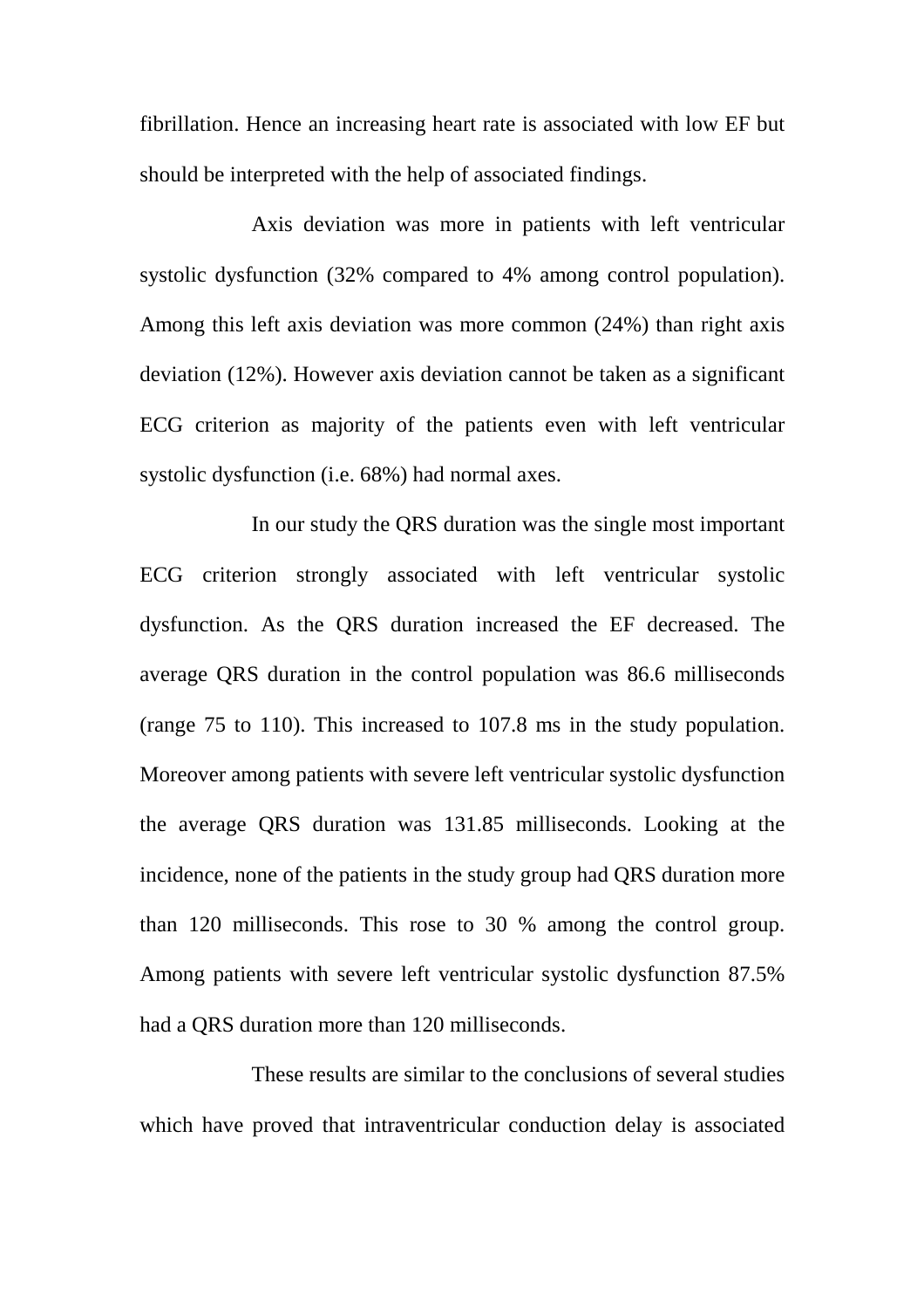fibrillation. Hence an increasing heart rate is associated with low EF but should be interpreted with the help of associated findings.

Axis deviation was more in patients with left ventricular systolic dysfunction (32% compared to 4% among control population). Among this left axis deviation was more common (24%) than right axis deviation (12%). However axis deviation cannot be taken as a significant ECG criterion as majority of the patients even with left ventricular systolic dysfunction (i.e. 68%) had normal axes.

In our study the QRS duration was the single most important ECG criterion strongly associated with left ventricular systolic dysfunction. As the QRS duration increased the EF decreased. The average QRS duration in the control population was 86.6 milliseconds (range 75 to 110). This increased to 107.8 ms in the study population. Moreover among patients with severe left ventricular systolic dysfunction the average QRS duration was 131.85 milliseconds. Looking at the incidence, none of the patients in the study group had QRS duration more than 120 milliseconds. This rose to 30 % among the control group. Among patients with severe left ventricular systolic dysfunction 87.5% had a QRS duration more than 120 milliseconds.

These results are similar to the conclusions of several studies which have proved that intraventricular conduction delay is associated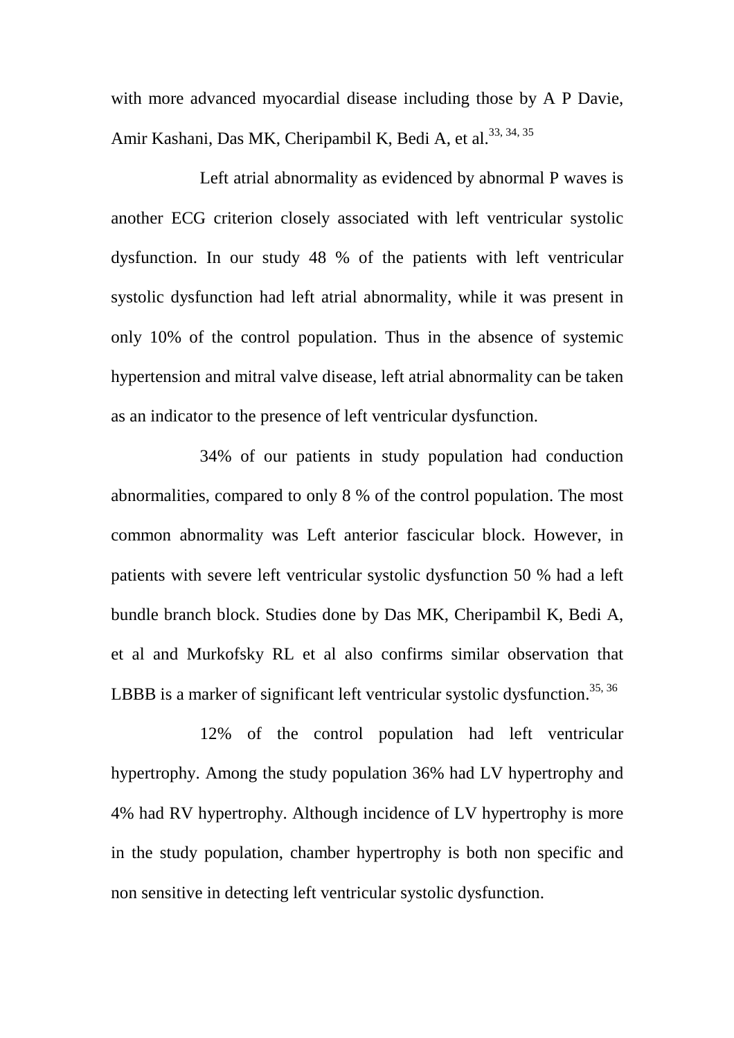with more advanced myocardial disease including those by A P Davie, Amir Kashani, Das MK, Cheripambil K, Bedi A, et al.[33, 34, 35]

Left atrial abnormality as evidenced by abnormal P waves is another ECG criterion closely associated with left ventricular systolic dysfunction. In our study 48 % of the patients with left ventricular systolic dysfunction had left atrial abnormality, while it was present in only 10% of the control population. Thus in the absence of systemic hypertension and mitral valve disease, left atrial abnormality can be taken as an indicator to the presence of left ventricular dysfunction.

34% of our patients in study population had conduction abnormalities, compared to only 8 % of the control population. The most common abnormality was Left anterior fascicular block. However, in patients with severe left ventricular systolic dysfunction 50 % had a left bundle branch block. Studies done by Das MK, Cheripambil K, Bedi A, et al and Murkofsky RL et al also confirms similar observation that LBBB is a marker of significant left ventricular systolic dysfunction.[35, 36]

12% of the control population had left ventricular hypertrophy. Among the study population 36% had LV hypertrophy and 4% had RV hypertrophy. Although incidence of LV hypertrophy is more in the study population, chamber hypertrophy is both non specific and non sensitive in detecting left ventricular systolic dysfunction.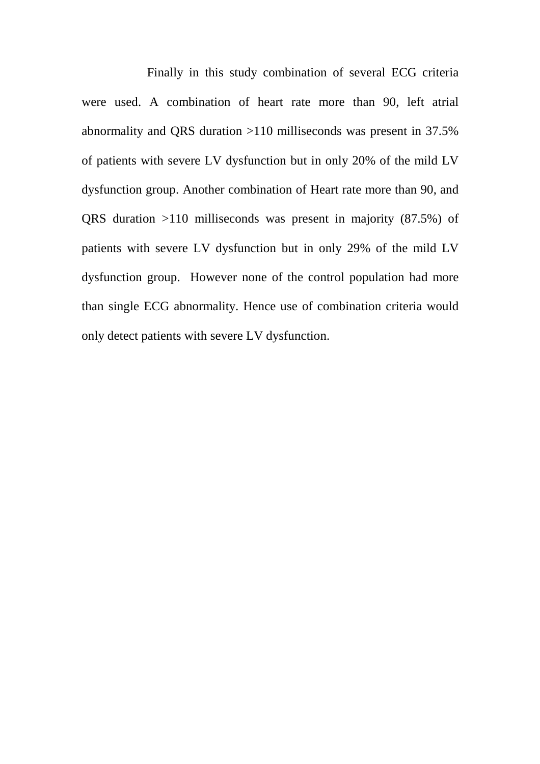Finally in this study combination of several ECG criteria were used. A combination of heart rate more than 90, left atrial abnormality and QRS duration >110 milliseconds was present in 37.5% of patients with severe LV dysfunction but in only 20% of the mild LV dysfunction group. Another combination of Heart rate more than 90, and QRS duration >110 milliseconds was present in majority (87.5%) of patients with severe LV dysfunction but in only 29% of the mild LV dysfunction group. However none of the control population had more than single ECG abnormality. Hence use of combination criteria would only detect patients with severe LV dysfunction.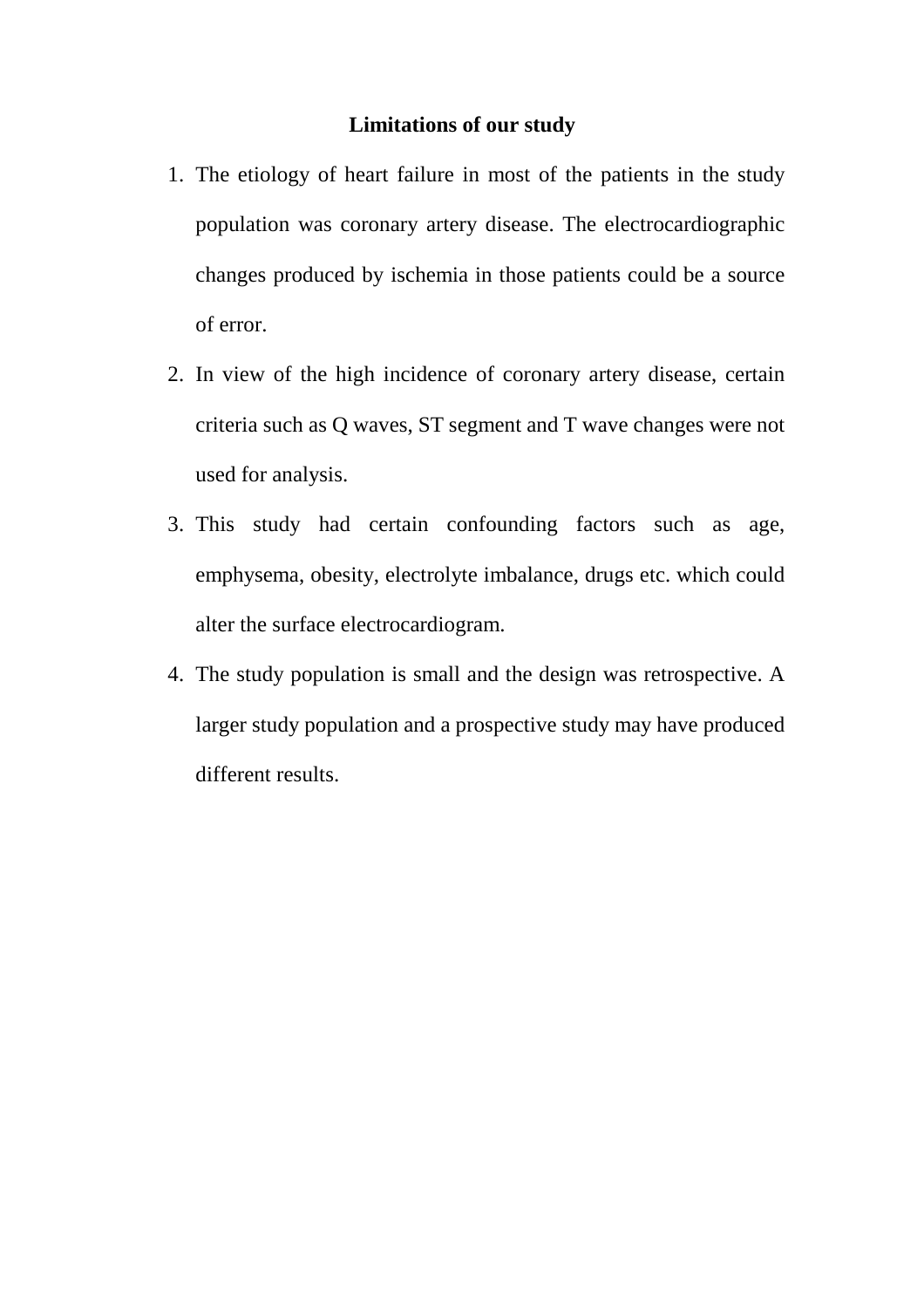## Limitations of our study

1. The etiology of heart failure in most of the patients in the study population was coronary artery disease. The electrocardiographic changes produced by ischemia in those patients could be a source of error.
2. In view of the high incidence of coronary artery disease, certain criteria such as Q waves, ST segment and T wave changes were not used for analysis.
3. This study had certain confounding factors such as age, emphysema, obesity, electrolyte imbalance, drugs etc. which could alter the surface electrocardiogram.
4. The study population is small and the design was retrospective. A larger study population and a prospective study may have produced different results.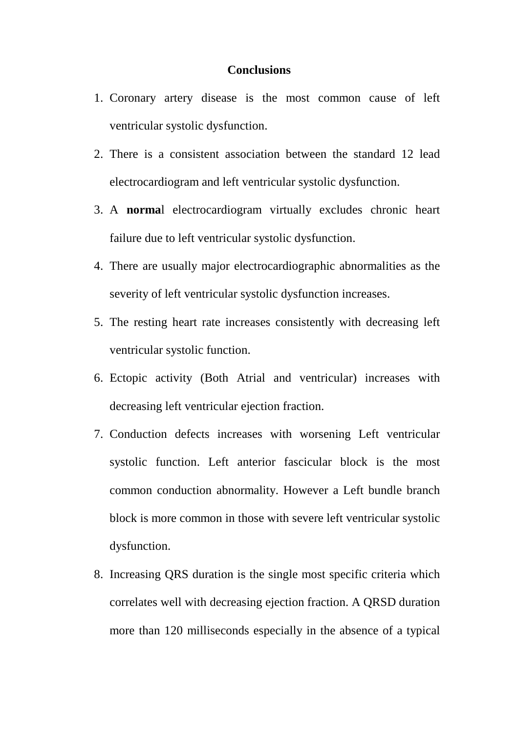# Conclusions

1. Coronary artery disease is the most common cause of left ventricular systolic dysfunction.
2. There is a consistent association between the standard 12 lead electrocardiogram and left ventricular systolic dysfunction.
3. A **norma**l electrocardiogram virtually excludes chronic heart failure due to left ventricular systolic dysfunction.
4. There are usually major electrocardiographic abnormalities as the severity of left ventricular systolic dysfunction increases.
5. The resting heart rate increases consistently with decreasing left ventricular systolic function.
6. Ectopic activity (Both Atrial and ventricular) increases with decreasing left ventricular ejection fraction.
7. Conduction defects increases with worsening Left ventricular systolic function. Left anterior fascicular block is the most common conduction abnormality. However a Left bundle branch block is more common in those with severe left ventricular systolic dysfunction.
8. Increasing QRS duration is the single most specific criteria which correlates well with decreasing ejection fraction. A QRSD duration more than 120 milliseconds especially in the absence of a typical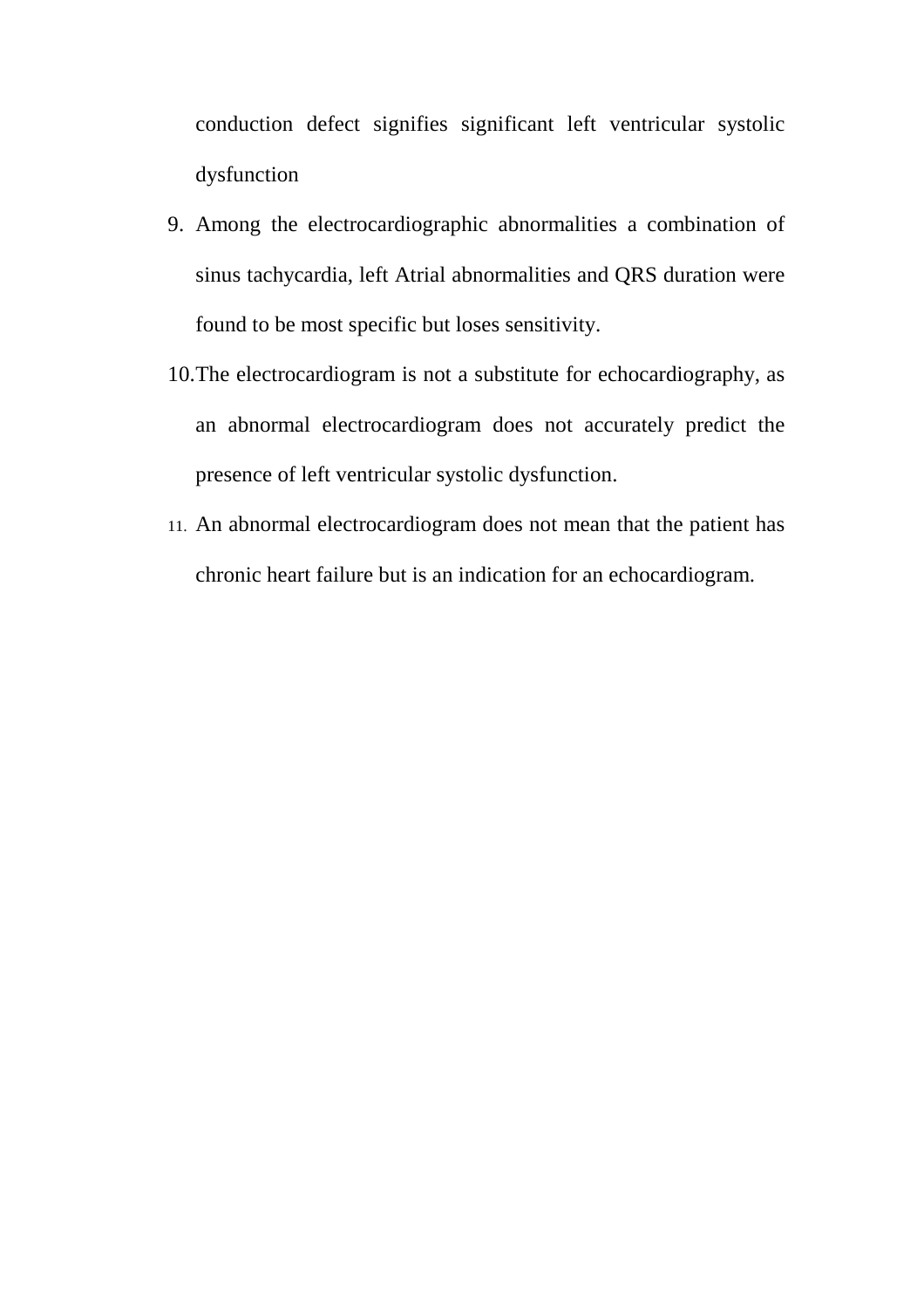conduction defect signifies significant left ventricular systolic dysfunction

9. Among the electrocardiographic abnormalities a combination of sinus tachycardia, left Atrial abnormalities and QRS duration were found to be most specific but loses sensitivity.
10. The electrocardiogram is not a substitute for echocardiography, as an abnormal electrocardiogram does not accurately predict the presence of left ventricular systolic dysfunction.
11. An abnormal electrocardiogram does not mean that the patient has chronic heart failure but is an indication for an echocardiogram.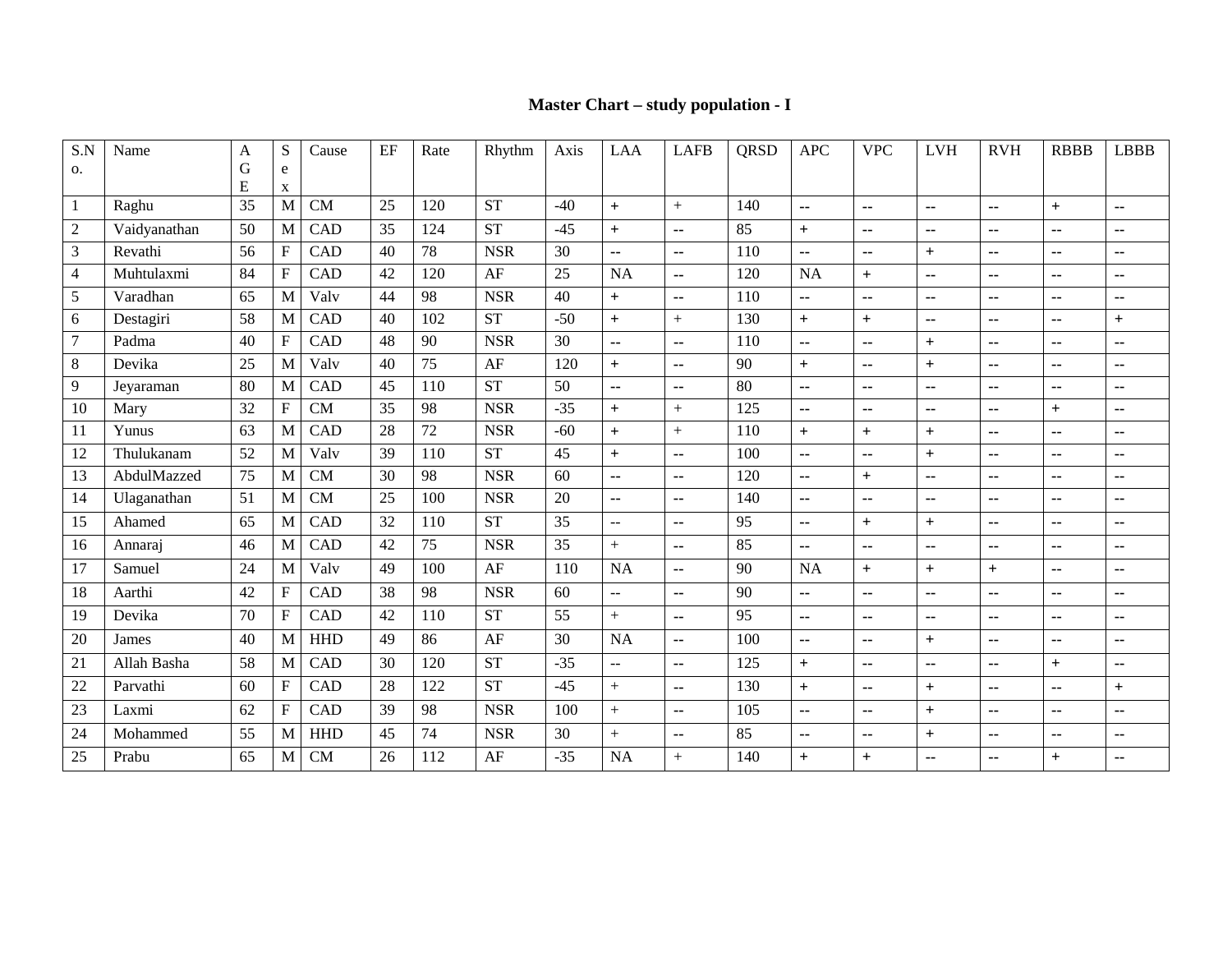# Master Chart – study population - I

| S.No. | Name | AGE | Sex | Cause | EF | Rate | Rhythm | Axis | LAA | LAFB | QRSD | APC | VPC | LVH | RVH | RBBB | LBBB |
|---|---|---|---|---|---|---|---|---|---|---|---|---|---|---|---|---|---|
| 1 | Raghu | 35 | M | CM | 25 | 120 | ST | -40 | + | + | 140 | -- | -- | -- | -- | + | -- |
| 2 | Vaidyanathan | 50 | M | CAD | 35 | 124 | ST | -45 | + | -- | 85 | + | -- | -- | -- | -- | -- |
| 3 | Revathi | 56 | F | CAD | 40 | 78 | NSR | 30 | -- | -- | 110 | -- | -- | + | -- | -- | -- |
| 4 | Muhtulaxmi | 84 | F | CAD | 42 | 120 | AF | 25 | NA | -- | 120 | NA | + | -- | -- | -- | -- |
| 5 | Varadhan | 65 | M | Valv | 44 | 98 | NSR | 40 | + | -- | 110 | -- | -- | -- | -- | -- | -- |
| 6 | Destagiri | 58 | M | CAD | 40 | 102 | ST | -50 | + | + | 130 | + | + | -- | -- | -- | + |
| 7 | Padma | 40 | F | CAD | 48 | 90 | NSR | 30 | -- | -- | 110 | -- | -- | + | -- | -- | -- |
| 8 | Devika | 25 | M | Valv | 40 | 75 | AF | 120 | + | -- | 90 | + | -- | + | -- | -- | -- |
| 9 | Jeyaraman | 80 | M | CAD | 45 | 110 | ST | 50 | -- | -- | 80 | -- | -- | -- | -- | -- | -- |
| 10 | Mary | 32 | F | CM | 35 | 98 | NSR | -35 | + | + | 125 | -- | -- | -- | -- | + | -- |
| 11 | Yunus | 63 | M | CAD | 28 | 72 | NSR | -60 | + | + | 110 | + | + | + | -- | -- | -- |
| 12 | Thulukanam | 52 | M | Valv | 39 | 110 | ST | 45 | + | -- | 100 | -- | -- | + | -- | -- | -- |
| 13 | AbdulMazzed | 75 | M | CM | 30 | 98 | NSR | 60 | -- | -- | 120 | -- | + | -- | -- | -- | -- |
| 14 | Ulaganathan | 51 | M | CM | 25 | 100 | NSR | 20 | -- | -- | 140 | -- | -- | -- | -- | -- | -- |
| 15 | Ahamed | 65 | M | CAD | 32 | 110 | ST | 35 | -- | -- | 95 | -- | + | + | -- | -- | -- |
| 16 | Annaraj | 46 | M | CAD | 42 | 75 | NSR | 35 | + | -- | 85 | -- | -- | -- | -- | -- | -- |
| 17 | Samuel | 24 | M | Valv | 49 | 100 | AF | 110 | NA | -- | 90 | NA | + | + | + | -- | -- |
| 18 | Aarthi | 42 | F | CAD | 38 | 98 | NSR | 60 | -- | -- | 90 | -- | -- | -- | -- | -- | -- |
| 19 | Devika | 70 | F | CAD | 42 | 110 | ST | 55 | + | -- | 95 | -- | -- | -- | -- | -- | -- |
| 20 | James | 40 | M | HHD | 49 | 86 | AF | 30 | NA | -- | 100 | -- | -- | + | -- | -- | -- |
| 21 | Allah Basha | 58 | M | CAD | 30 | 120 | ST | -35 | -- | -- | 125 | + | -- | -- | -- | + | -- |
| 22 | Parvathi | 60 | F | CAD | 28 | 122 | ST | -45 | + | -- | 130 | + | -- | + | -- | -- | + |
| 23 | Laxmi | 62 | F | CAD | 39 | 98 | NSR | 100 | + | -- | 105 | -- | -- | + | -- | -- | -- |
| 24 | Mohammed | 55 | M | HHD | 45 | 74 | NSR | 30 | + | -- | 85 | -- | -- | + | -- | -- | -- |
| 25 | Prabu | 65 | M | CM | 26 | 112 | AF | -35 | NA | + | 140 | + | + | -- | -- | + | -- |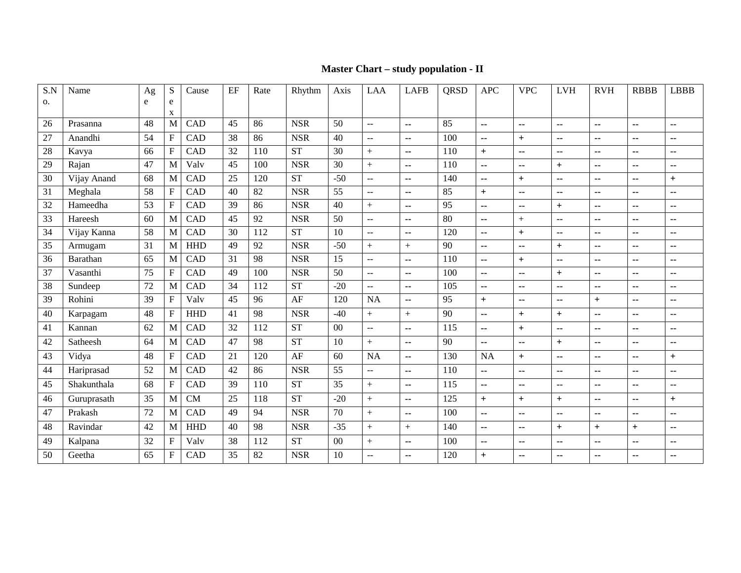**Master Chart – study population - II**

| S.No. | Name | Age | Sex | Cause | EF | Rate | Rhythm | Axis | LAA | LAFB | QRSD | APC | VPC | LVH | RVH | RBBB | LBBB |
|---|---|---|---|---|---|---|---|---|---|---|---|---|---|---|---|---|---|
| 26 | Prasanna | 48 | M | CAD | 45 | 86 | NSR | 50 | -- | -- | 85 | -- | -- | -- | -- | -- | -- |
| 27 | Anandhi | 54 | F | CAD | 38 | 86 | NSR | 40 | -- | -- | 100 | -- | + | -- | -- | -- | -- |
| 28 | Kavya | 66 | F | CAD | 32 | 110 | ST | 30 | + | -- | 110 | + | -- | -- | -- | -- | -- |
| 29 | Rajan | 47 | M | Valv | 45 | 100 | NSR | 30 | + | -- | 110 | -- | -- | + | -- | -- | -- |
| 30 | Vijay Anand | 68 | M | CAD | 25 | 120 | ST | -50 | -- | -- | 140 | -- | + | -- | -- | -- | + |
| 31 | Meghala | 58 | F | CAD | 40 | 82 | NSR | 55 | -- | -- | 85 | + | -- | -- | -- | -- | -- |
| 32 | Hameedha | 53 | F | CAD | 39 | 86 | NSR | 40 | + | -- | 95 | -- | -- | + | -- | -- | -- |
| 33 | Hareesh | 60 | M | CAD | 45 | 92 | NSR | 50 | -- | -- | 80 | -- | + | -- | -- | -- | -- |
| 34 | Vijay Kanna | 58 | M | CAD | 30 | 112 | ST | 10 | -- | -- | 120 | -- | + | -- | -- | -- | -- |
| 35 | Armugam | 31 | M | HHD | 49 | 92 | NSR | -50 | + | + | 90 | -- | -- | + | -- | -- | -- |
| 36 | Barathan | 65 | M | CAD | 31 | 98 | NSR | 15 | -- | -- | 110 | -- | + | -- | -- | -- | -- |
| 37 | Vasanthi | 75 | F | CAD | 49 | 100 | NSR | 50 | -- | -- | 100 | -- | -- | + | -- | -- | -- |
| 38 | Sundeep | 72 | M | CAD | 34 | 112 | ST | -20 | -- | -- | 105 | -- | -- | -- | -- | -- | -- |
| 39 | Rohini | 39 | F | Valv | 45 | 96 | AF | 120 | NA | -- | 95 | + | -- | -- | + | -- | -- |
| 40 | Karpagam | 48 | F | HHD | 41 | 98 | NSR | -40 | + | + | 90 | -- | + | + | -- | -- | -- |
| 41 | Kannan | 62 | M | CAD | 32 | 112 | ST | 00 | -- | -- | 115 | -- | + | -- | -- | -- | -- |
| 42 | Satheesh | 64 | M | CAD | 47 | 98 | ST | 10 | + | -- | 90 | -- | -- | + | -- | -- | -- |
| 43 | Vidya | 48 | F | CAD | 21 | 120 | AF | 60 | NA | -- | 130 | NA | + | -- | -- | -- | + |
| 44 | Hariprasad | 52 | M | CAD | 42 | 86 | NSR | 55 | -- | -- | 110 | -- | -- | -- | -- | -- | -- |
| 45 | Shakunthala | 68 | F | CAD | 39 | 110 | ST | 35 | + | -- | 115 | -- | -- | -- | -- | -- | -- |
| 46 | Guruprasath | 35 | M | CM | 25 | 118 | ST | -20 | + | -- | 125 | + | + | + | -- | -- | + |
| 47 | Prakash | 72 | M | CAD | 49 | 94 | NSR | 70 | + | -- | 100 | -- | -- | -- | -- | -- | -- |
| 48 | Ravindar | 42 | M | HHD | 40 | 98 | NSR | -35 | + | + | 140 | -- | -- | + | + | + | -- |
| 49 | Kalpana | 32 | F | Valv | 38 | 112 | ST | 00 | + | -- | 100 | -- | -- | -- | -- | -- | -- |
| 50 | Geetha | 65 | F | CAD | 35 | 82 | NSR | 10 | -- | -- | 120 | + | -- | -- | -- | -- | -- |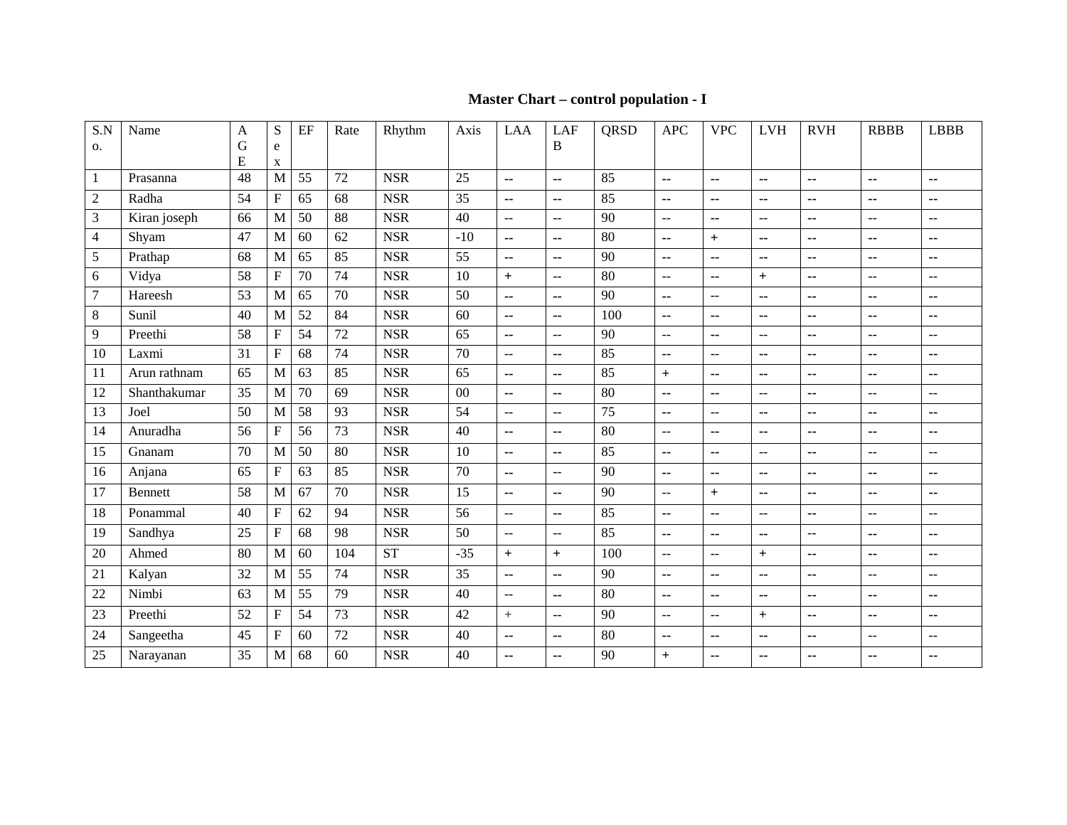**Master Chart – control population - I**

| S.No. | Name | AGE | Sex | EF | Rate | Rhythm | Axis | LAA | LAFB | QRSD | APC | VPC | LVH | RVH | RBBB | LBBB |
|---|---|---|---|---|---|---|---|---|---|---|---|---|---|---|---|---|
| 1 | Prasanna | 48 | M | 55 | 72 | NSR | 25 | -- | -- | 85 | -- | -- | -- | -- | -- | -- |
| 2 | Radha | 54 | F | 65 | 68 | NSR | 35 | -- | -- | 85 | -- | -- | -- | -- | -- | -- |
| 3 | Kiran joseph | 66 | M | 50 | 88 | NSR | 40 | -- | -- | 90 | -- | -- | -- | -- | -- | -- |
| 4 | Shyam | 47 | M | 60 | 62 | NSR | -10 | -- | -- | 80 | -- | + | -- | -- | -- | -- |
| 5 | Prathap | 68 | M | 65 | 85 | NSR | 55 | -- | -- | 90 | -- | -- | -- | -- | -- | -- |
| 6 | Vidya | 58 | F | 70 | 74 | NSR | 10 | + | -- | 80 | -- | -- | + | -- | -- | -- |
| 7 | Hareesh | 53 | M | 65 | 70 | NSR | 50 | -- | -- | 90 | -- | -- | -- | -- | -- | -- |
| 8 | Sunil | 40 | M | 52 | 84 | NSR | 60 | -- | -- | 100 | -- | -- | -- | -- | -- | -- |
| 9 | Preethi | 58 | F | 54 | 72 | NSR | 65 | -- | -- | 90 | -- | -- | -- | -- | -- | -- |
| 10 | Laxmi | 31 | F | 68 | 74 | NSR | 70 | -- | -- | 85 | -- | -- | -- | -- | -- | -- |
| 11 | Arun rathnam | 65 | M | 63 | 85 | NSR | 65 | -- | -- | 85 | + | -- | -- | -- | -- | -- |
| 12 | Shanthakumar | 35 | M | 70 | 69 | NSR | 00 | -- | -- | 80 | -- | -- | -- | -- | -- | -- |
| 13 | Joel | 50 | M | 58 | 93 | NSR | 54 | -- | -- | 75 | -- | -- | -- | -- | -- | -- |
| 14 | Anuradha | 56 | F | 56 | 73 | NSR | 40 | -- | -- | 80 | -- | -- | -- | -- | -- | -- |
| 15 | Gnanam | 70 | M | 50 | 80 | NSR | 10 | -- | -- | 85 | -- | -- | -- | -- | -- | -- |
| 16 | Anjana | 65 | F | 63 | 85 | NSR | 70 | -- | -- | 90 | -- | -- | -- | -- | -- | -- |
| 17 | Bennett | 58 | M | 67 | 70 | NSR | 15 | -- | -- | 90 | -- | + | -- | -- | -- | -- |
| 18 | Ponammal | 40 | F | 62 | 94 | NSR | 56 | -- | -- | 85 | -- | -- | -- | -- | -- | -- |
| 19 | Sandhya | 25 | F | 68 | 98 | NSR | 50 | -- | -- | 85 | -- | -- | -- | -- | -- | -- |
| 20 | Ahmed | 80 | M | 60 | 104 | ST | -35 | + | + | 100 | -- | -- | + | -- | -- | -- |
| 21 | Kalyan | 32 | M | 55 | 74 | NSR | 35 | -- | -- | 90 | -- | -- | -- | -- | -- | -- |
| 22 | Nimbi | 63 | M | 55 | 79 | NSR | 40 | -- | -- | 80 | -- | -- | -- | -- | -- | -- |
| 23 | Preethi | 52 | F | 54 | 73 | NSR | 42 | + | -- | 90 | -- | -- | + | -- | -- | -- |
| 24 | Sangeetha | 45 | F | 60 | 72 | NSR | 40 | -- | -- | 80 | -- | -- | -- | -- | -- | -- |
| 25 | Narayanan | 35 | M | 68 | 60 | NSR | 40 | -- | -- | 90 | + | -- | -- | -- | -- | -- |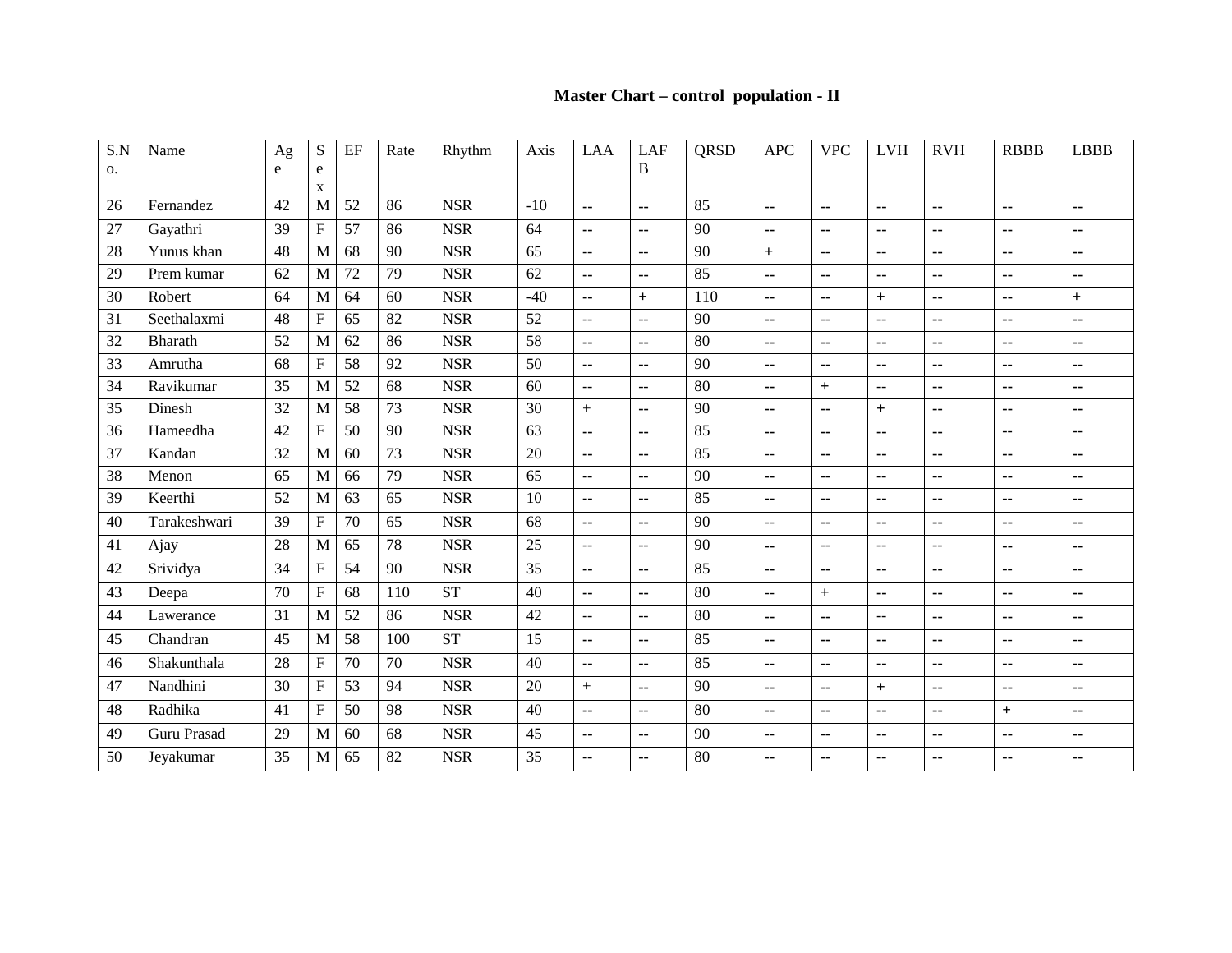## Master Chart – control population - II

| S.No. | Name | Age | Sex | EF | Rate | Rhythm | Axis | LAA | LAFB | QRSD | APC | VPC | LVH | RVH | RBBB | LBBB |
|---|---|---|---|---|---|---|---|---|---|---|---|---|---|---|---|---|
| 26 | Fernandez | 42 | M | 52 | 86 | NSR | -10 | -- | -- | 85 | -- | -- | -- | -- | -- | -- |
| 27 | Gayathri | 39 | F | 57 | 86 | NSR | 64 | -- | -- | 90 | -- | -- | -- | -- | -- | -- |
| 28 | Yunus khan | 48 | M | 68 | 90 | NSR | 65 | -- | -- | 90 | + | -- | -- | -- | -- | -- |
| 29 | Prem kumar | 62 | M | 72 | 79 | NSR | 62 | -- | -- | 85 | -- | -- | -- | -- | -- | -- |
| 30 | Robert | 64 | M | 64 | 60 | NSR | -40 | -- | + | 110 | -- | -- | + | -- | -- | + |
| 31 | Seethalaxmi | 48 | F | 65 | 82 | NSR | 52 | -- | -- | 90 | -- | -- | -- | -- | -- | -- |
| 32 | Bharath | 52 | M | 62 | 86 | NSR | 58 | -- | -- | 80 | -- | -- | -- | -- | -- | -- |
| 33 | Amrutha | 68 | F | 58 | 92 | NSR | 50 | -- | -- | 90 | -- | -- | -- | -- | -- | -- |
| 34 | Ravikumar | 35 | M | 52 | 68 | NSR | 60 | -- | -- | 80 | -- | + | -- | -- | -- | -- |
| 35 | Dinesh | 32 | M | 58 | 73 | NSR | 30 | + | -- | 90 | -- | -- | + | -- | -- | -- |
| 36 | Hameedha | 42 | F | 50 | 90 | NSR | 63 | -- | -- | 85 | -- | -- | -- | -- | -- | -- |
| 37 | Kandan | 32 | M | 60 | 73 | NSR | 20 | -- | -- | 85 | -- | -- | -- | -- | -- | -- |
| 38 | Menon | 65 | M | 66 | 79 | NSR | 65 | -- | -- | 90 | -- | -- | -- | -- | -- | -- |
| 39 | Keerthi | 52 | M | 63 | 65 | NSR | 10 | -- | -- | 85 | -- | -- | -- | -- | -- | -- |
| 40 | Tarakeshwari | 39 | F | 70 | 65 | NSR | 68 | -- | -- | 90 | -- | -- | -- | -- | -- | -- |
| 41 | Ajay | 28 | M | 65 | 78 | NSR | 25 | -- | -- | 90 | -- | -- | -- | -- | -- | -- |
| 42 | Srividya | 34 | F | 54 | 90 | NSR | 35 | -- | -- | 85 | -- | -- | -- | -- | -- | -- |
| 43 | Deepa | 70 | F | 68 | 110 | ST | 40 | -- | -- | 80 | -- | + | -- | -- | -- | -- |
| 44 | Lawerance | 31 | M | 52 | 86 | NSR | 42 | -- | -- | 80 | -- | -- | -- | -- | -- | -- |
| 45 | Chandran | 45 | M | 58 | 100 | ST | 15 | -- | -- | 85 | -- | -- | -- | -- | -- | -- |
| 46 | Shakunthala | 28 | F | 70 | 70 | NSR | 40 | -- | -- | 85 | -- | -- | -- | -- | -- | -- |
| 47 | Nandhini | 30 | F | 53 | 94 | NSR | 20 | + | -- | 90 | -- | -- | + | -- | -- | -- |
| 48 | Radhika | 41 | F | 50 | 98 | NSR | 40 | -- | -- | 80 | -- | -- | -- | -- | + | -- |
| 49 | Guru Prasad | 29 | M | 60 | 68 | NSR | 45 | -- | -- | 90 | -- | -- | -- | -- | -- | -- |
| 50 | Jeyakumar | 35 | M | 65 | 82 | NSR | 35 | -- | -- | 80 | -- | -- | -- | -- | -- | -- |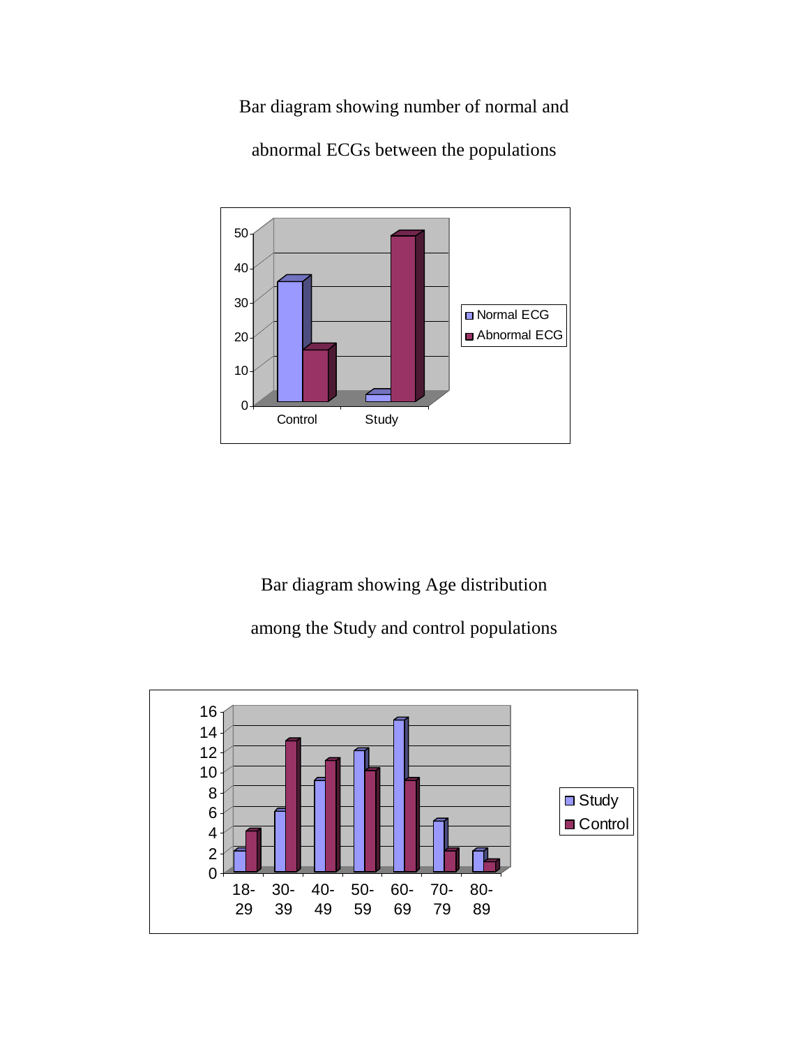Bar diagram showing number of normal and

abnormal ECGs between the populations

Bar diagram showing Age distribution

among the Study and control populations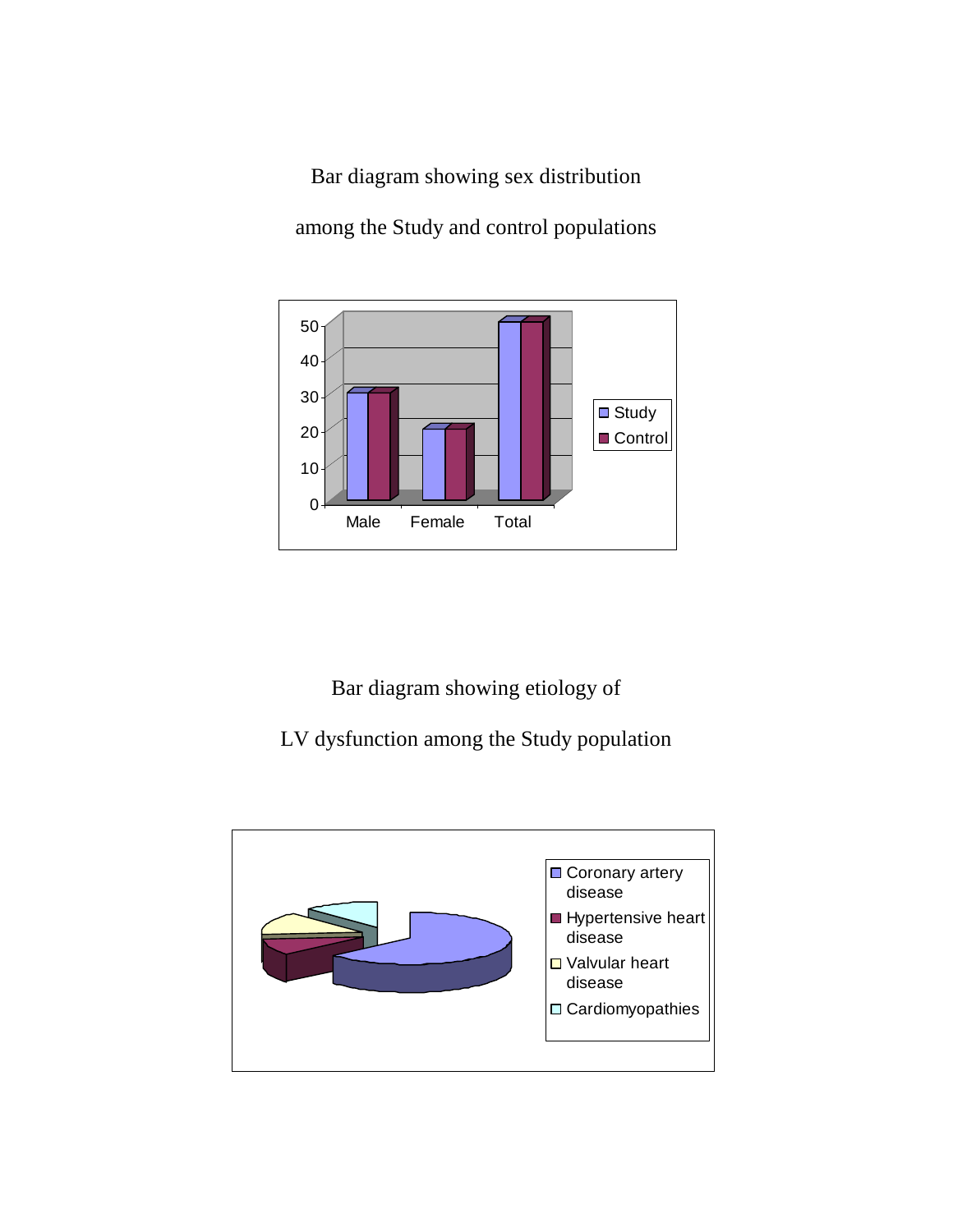Bar diagram showing sex distribution

among the Study and control populations

Bar diagram showing etiology of

LV dysfunction among the Study population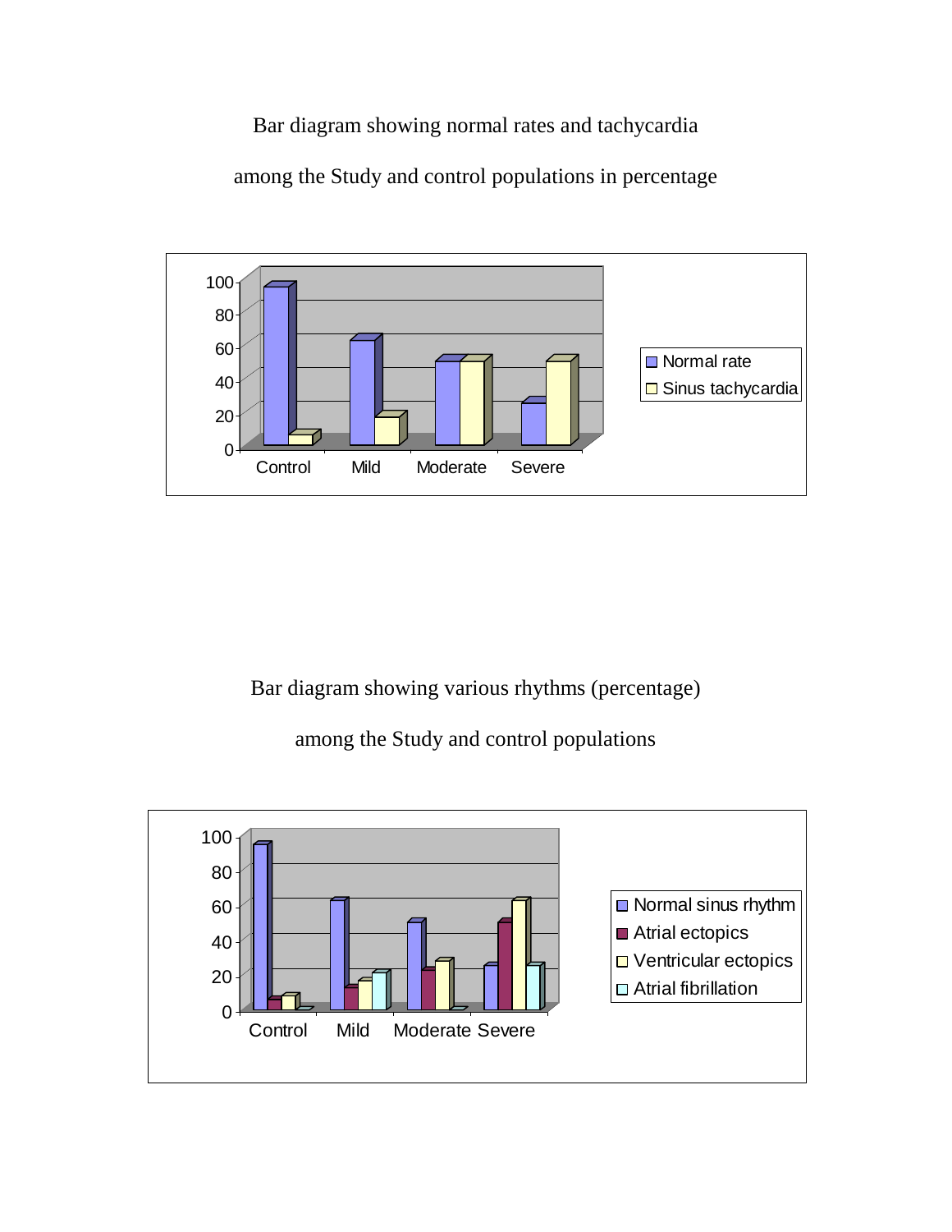Bar diagram showing normal rates and tachycardia

among the Study and control populations in percentage

Bar diagram showing various rhythms (percentage)

among the Study and control populations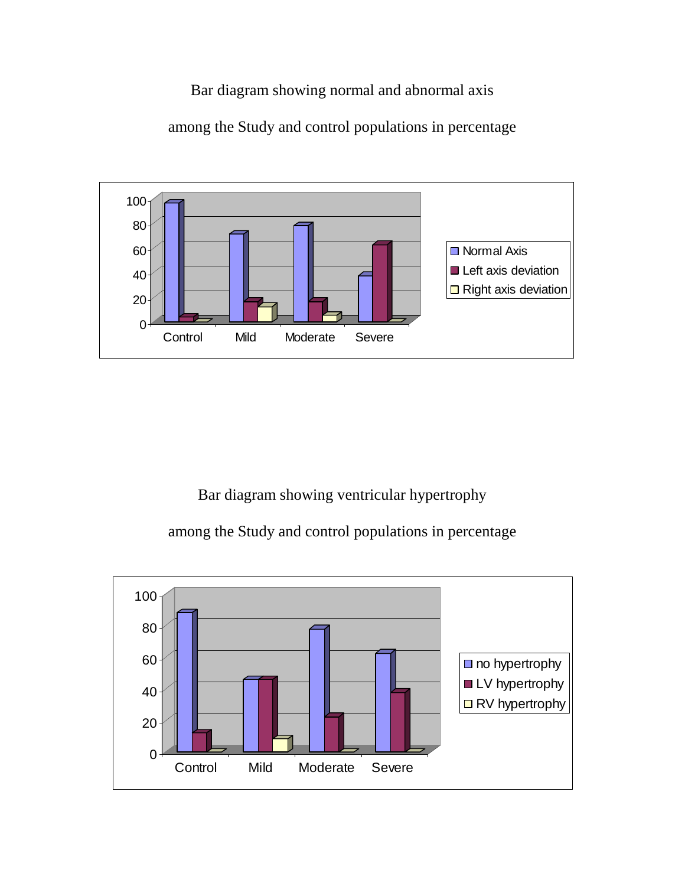Bar diagram showing normal and abnormal axis

among the Study and control populations in percentage

Bar diagram showing ventricular hypertrophy

among the Study and control populations in percentage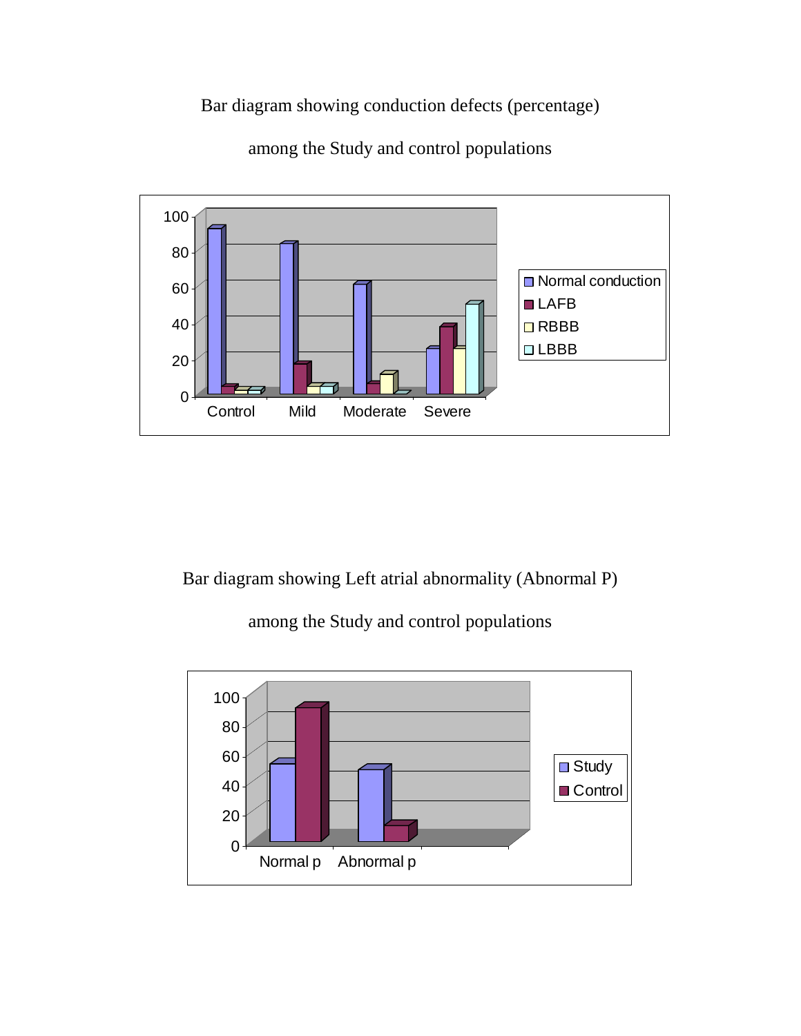Bar diagram showing conduction defects (percentage)

among the Study and control populations

Bar diagram showing Left atrial abnormality (Abnormal P)

among the Study and control populations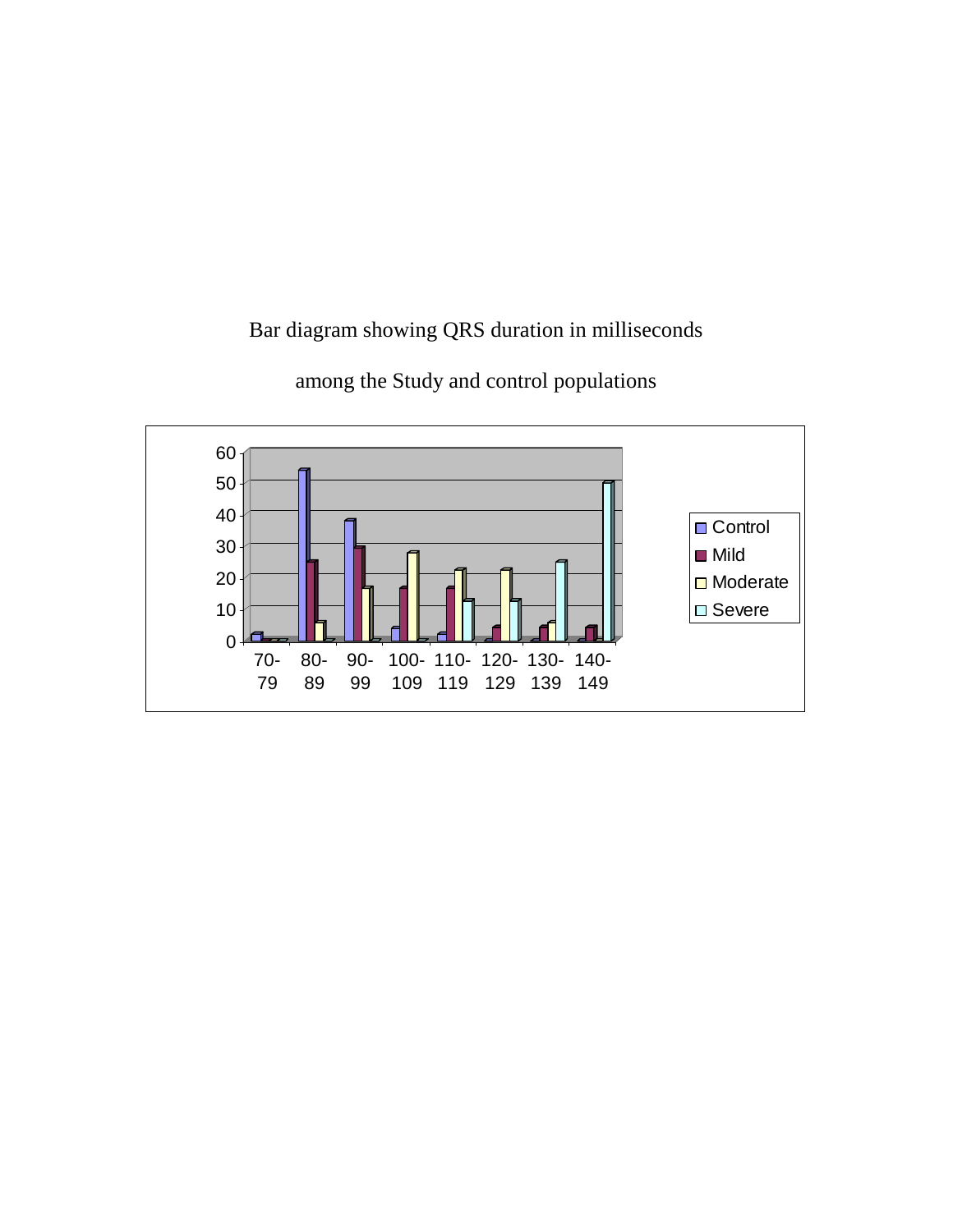Bar diagram showing QRS duration in milliseconds

among the Study and control populations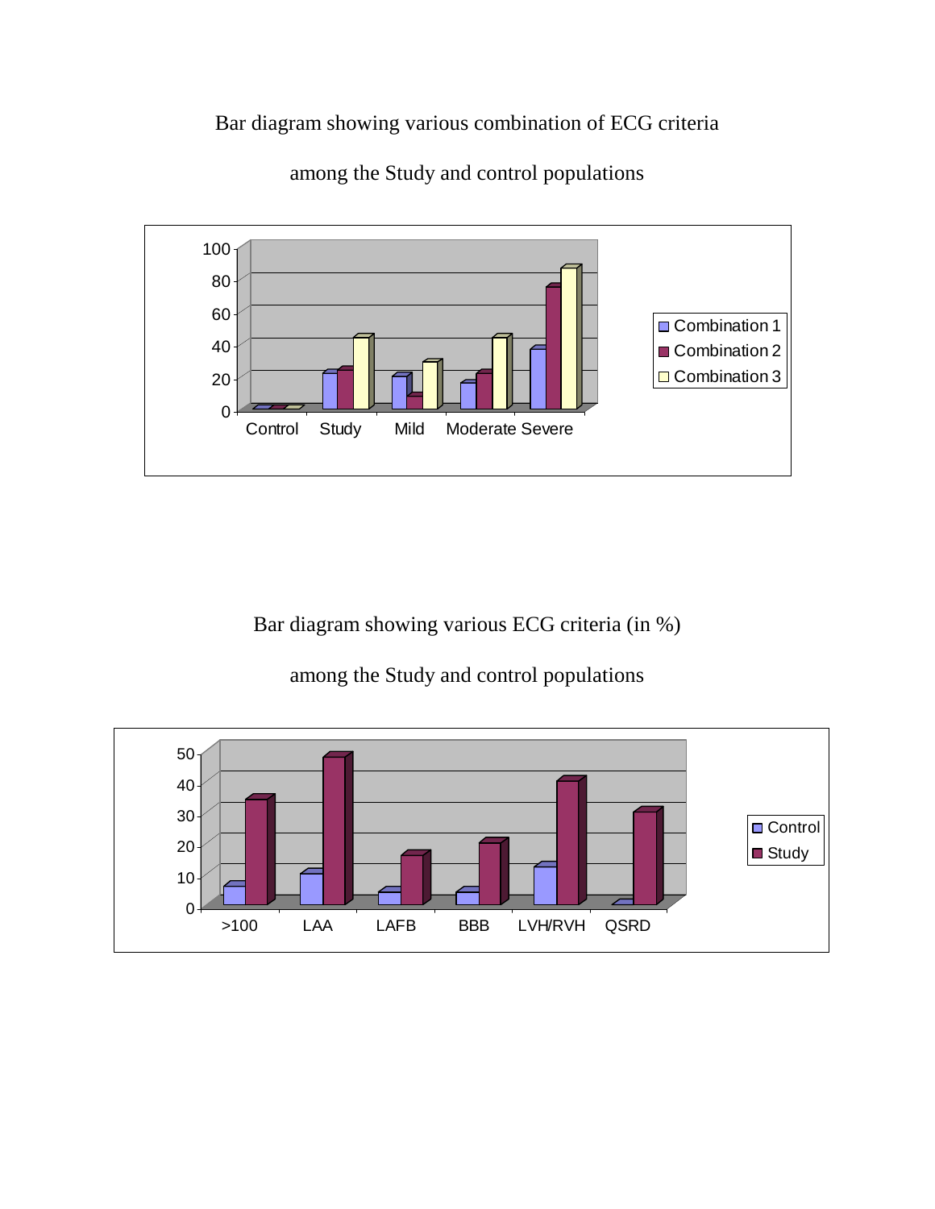Bar diagram showing various combination of ECG criteria

among the Study and control populations

Bar diagram showing various ECG criteria (in %)

among the Study and control populations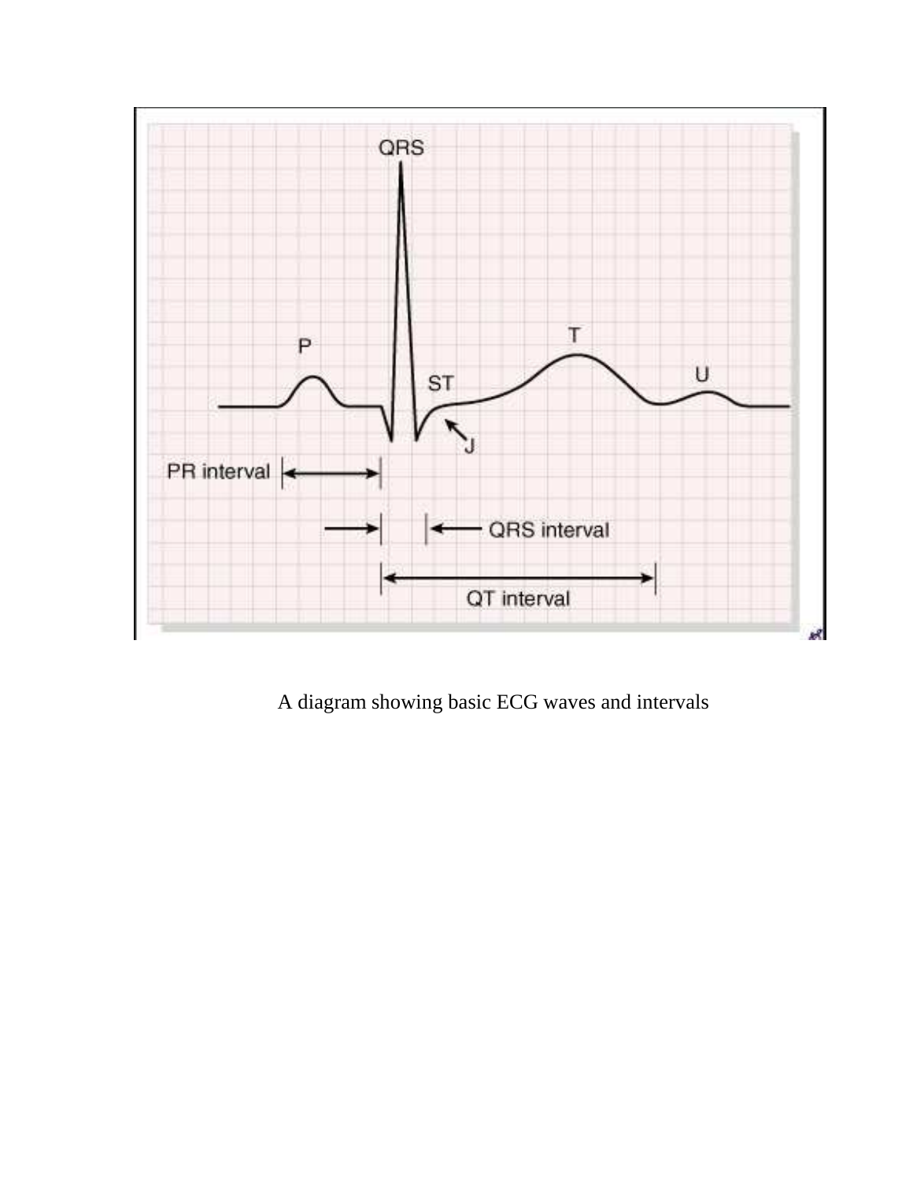A diagram showing basic ECG waves and intervals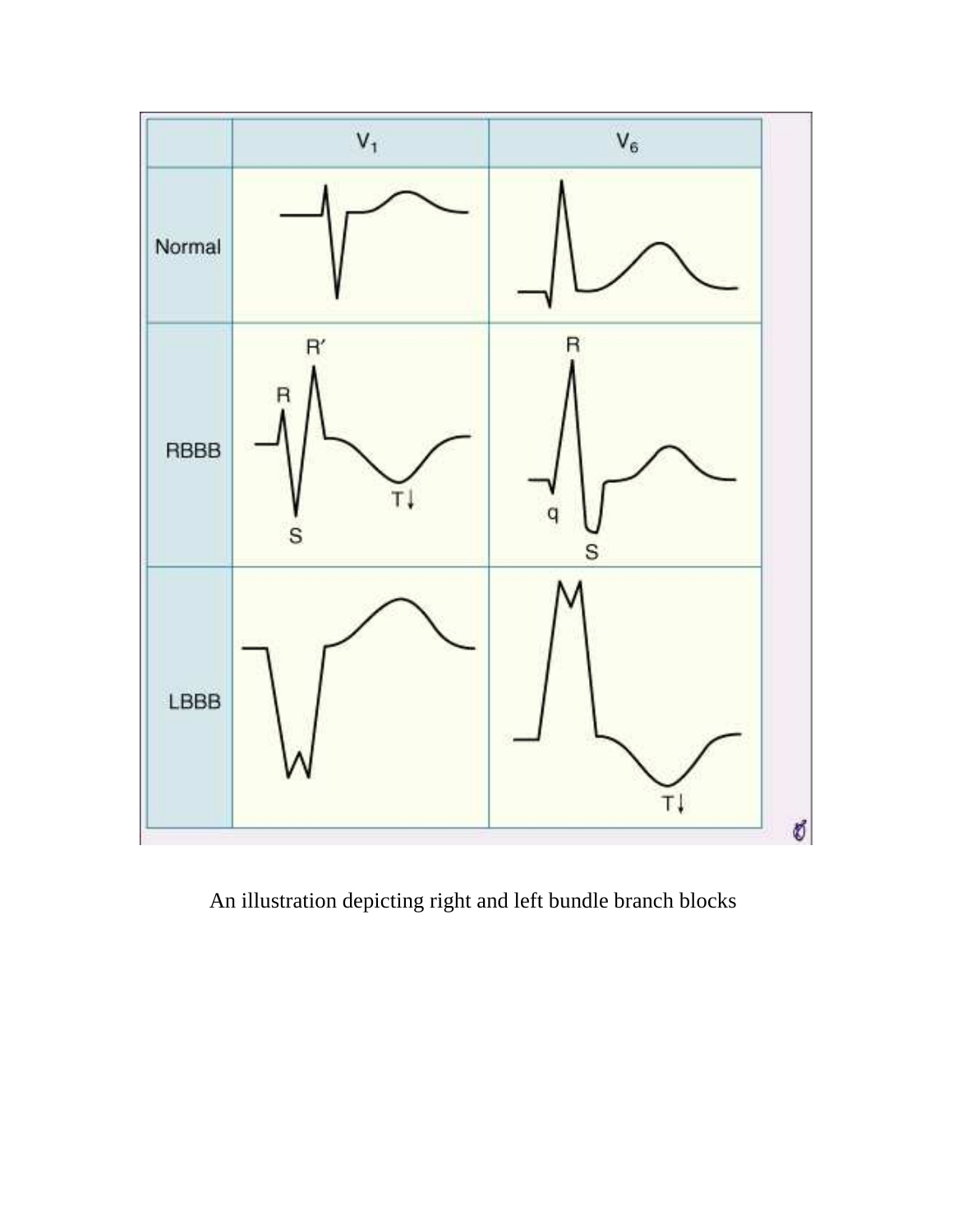An illustration depicting right and left bundle branch blocks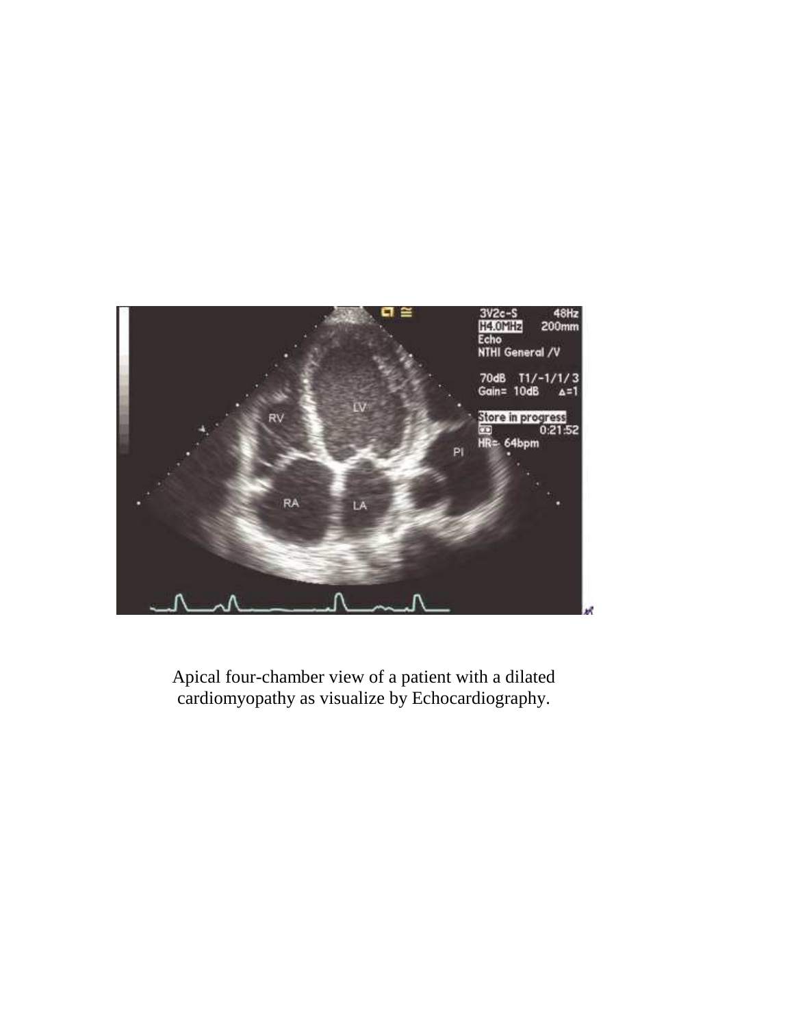Apical four-chamber view of a patient with a dilated cardiomyopathy as visualize by Echocardiography.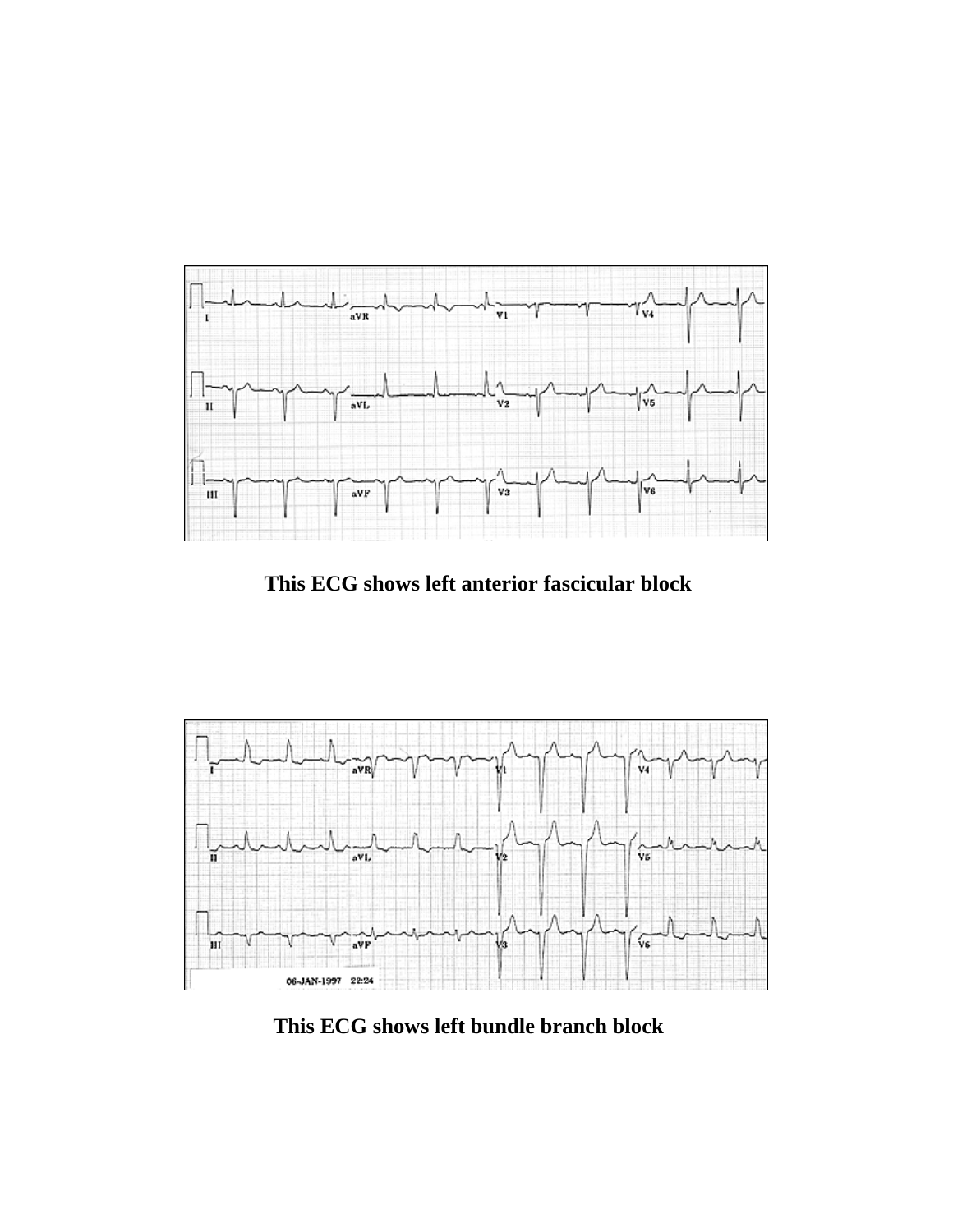**This ECG shows left anterior fascicular block**

**This ECG shows left bundle branch block**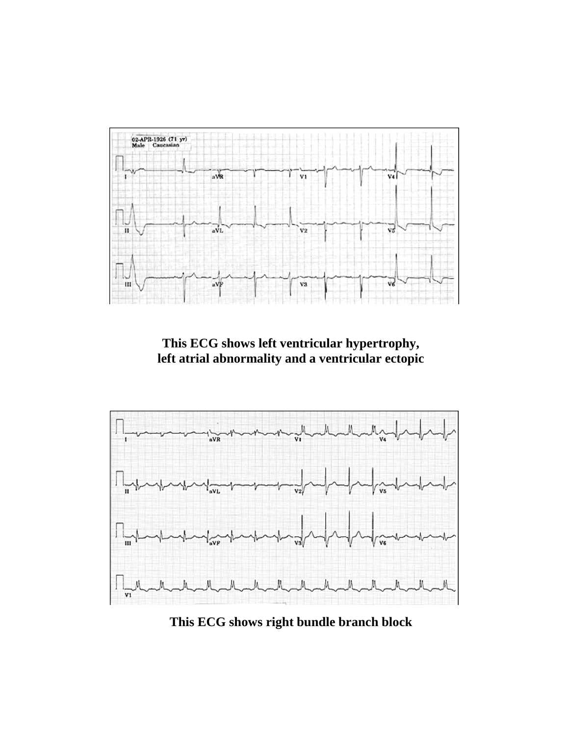**This ECG shows left ventricular hypertrophy, left atrial abnormality and a ventricular ectopic**

**This ECG shows right bundle branch block**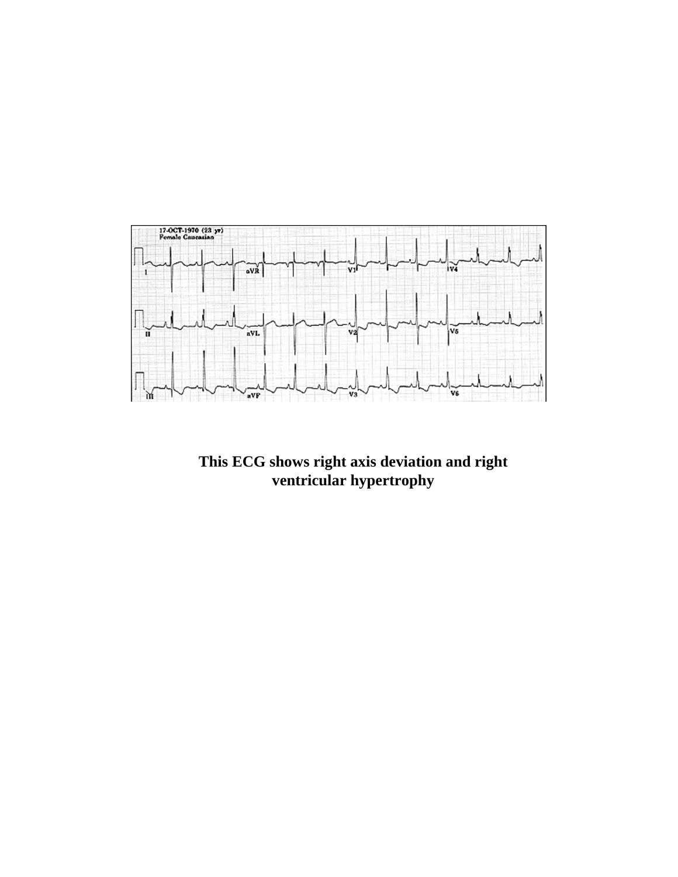**This ECG shows right axis deviation and right ventricular hypertrophy**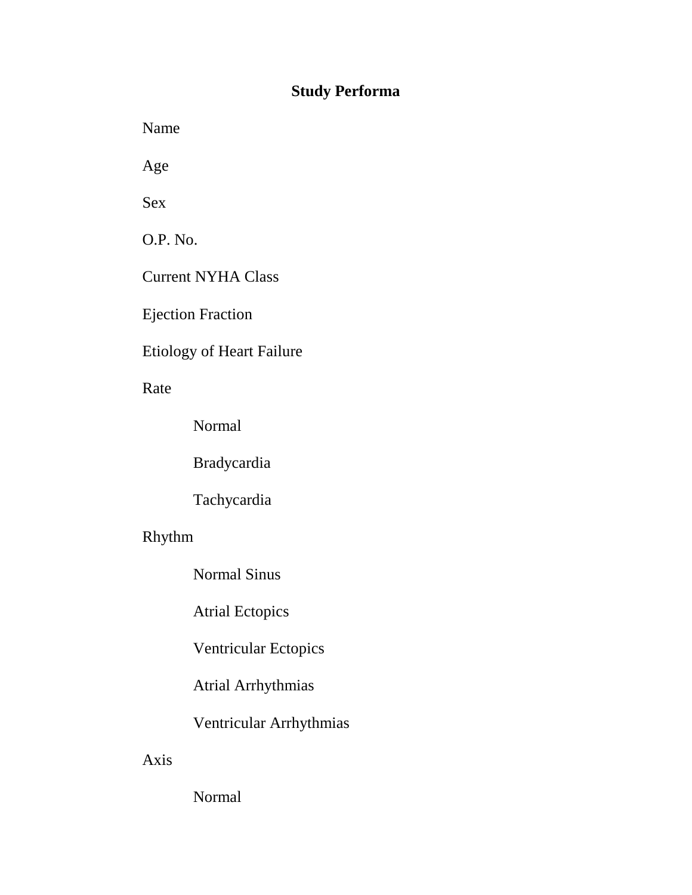**Study Performa**

Name

Age

Sex

O.P. No.

Current NYHA Class

Ejection Fraction

Etiology of Heart Failure

Rate

- Normal
- Bradycardia
- Tachycardia

Rhythm

- Normal Sinus
- Atrial Ectopics
- Ventricular Ectopics
- Atrial Arrhythmias
- Ventricular Arrhythmias

Axis

- Normal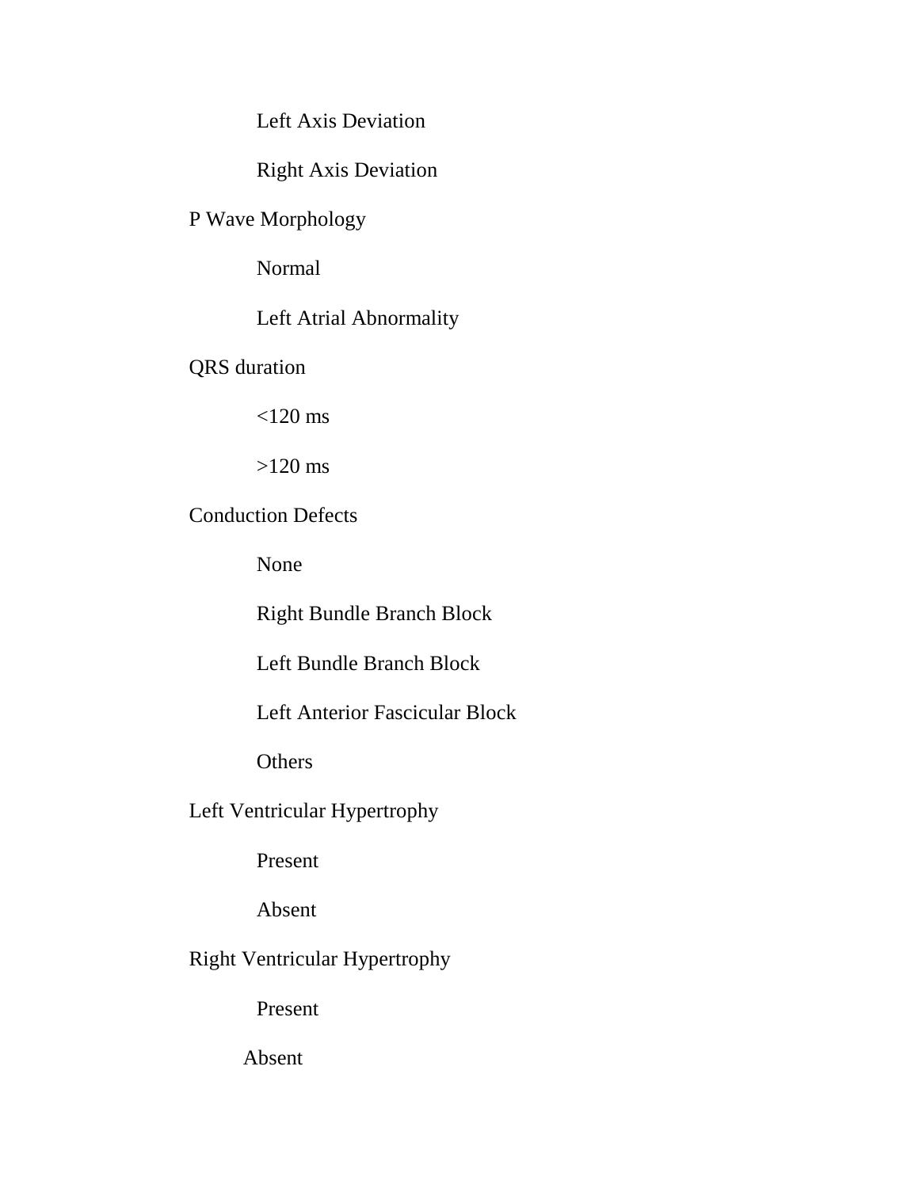- Left Axis Deviation
- Right Axis Deviation

P Wave Morphology

- Normal
- Left Atrial Abnormality

QRS duration

- <120 ms
- >120 ms

Conduction Defects

- None
- Right Bundle Branch Block
- Left Bundle Branch Block
- Left Anterior Fascicular Block
- Others

Left Ventricular Hypertrophy

- Present
- Absent

Right Ventricular Hypertrophy

- Present
- Absent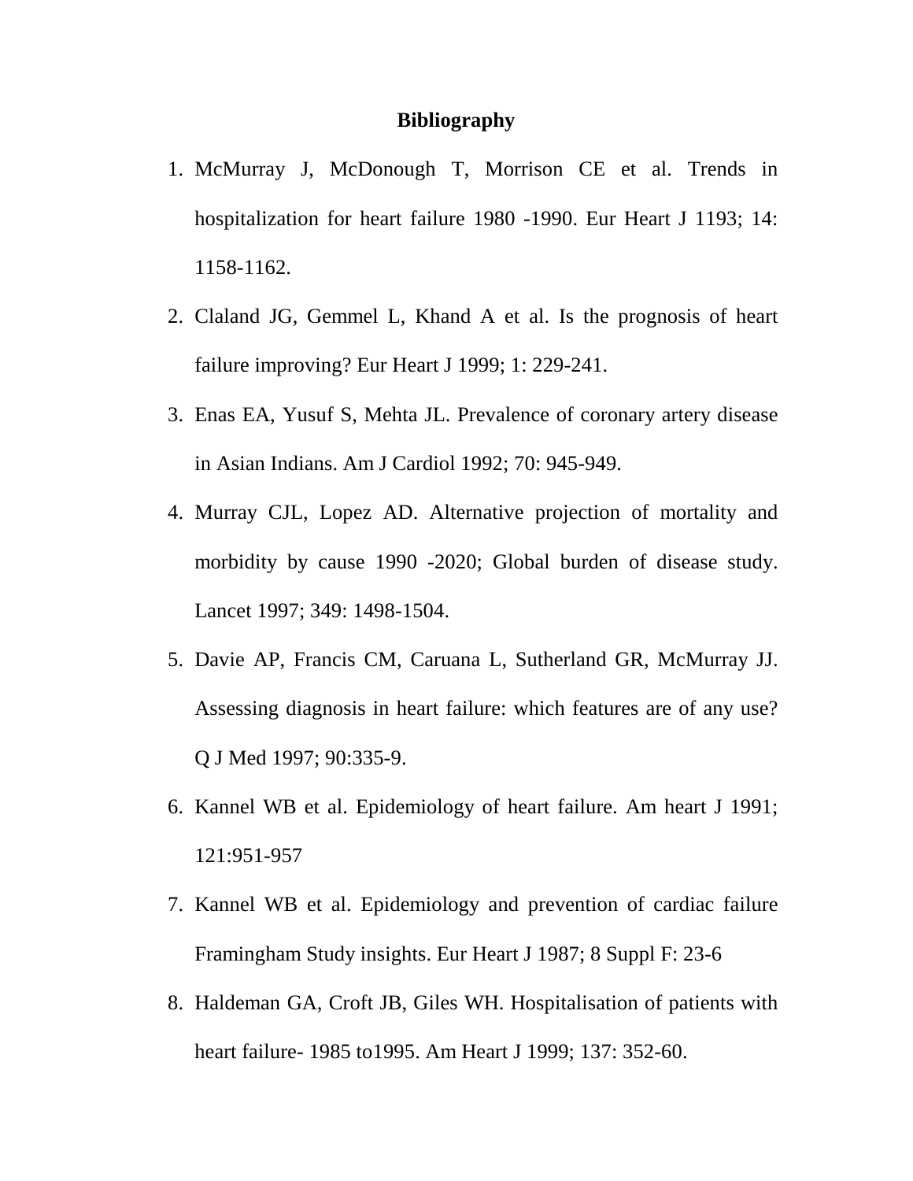# Bibliography

1. McMurray J, McDonough T, Morrison CE et al. Trends in hospitalization for heart failure 1980 -1990. Eur Heart J 1193; 14: 1158-1162.
2. Claland JG, Gemmel L, Khand A et al. Is the prognosis of heart failure improving? Eur Heart J 1999; 1: 229-241.
3. Enas EA, Yusuf S, Mehta JL. Prevalence of coronary artery disease in Asian Indians. Am J Cardiol 1992; 70: 945-949.
4. Murray CJL, Lopez AD. Alternative projection of mortality and morbidity by cause 1990 -2020; Global burden of disease study. Lancet 1997; 349: 1498-1504.
5. Davie AP, Francis CM, Caruana L, Sutherland GR, McMurray JJ. Assessing diagnosis in heart failure: which features are of any use? Q J Med 1997; 90:335-9.
6. Kannel WB et al. Epidemiology of heart failure. Am heart J 1991; 121:951-957
7. Kannel WB et al. Epidemiology and prevention of cardiac failure Framingham Study insights. Eur Heart J 1987; 8 Suppl F: 23-6
8. Haldeman GA, Croft JB, Giles WH. Hospitalisation of patients with heart failure- 1985 to1995. Am Heart J 1999; 137: 352-60.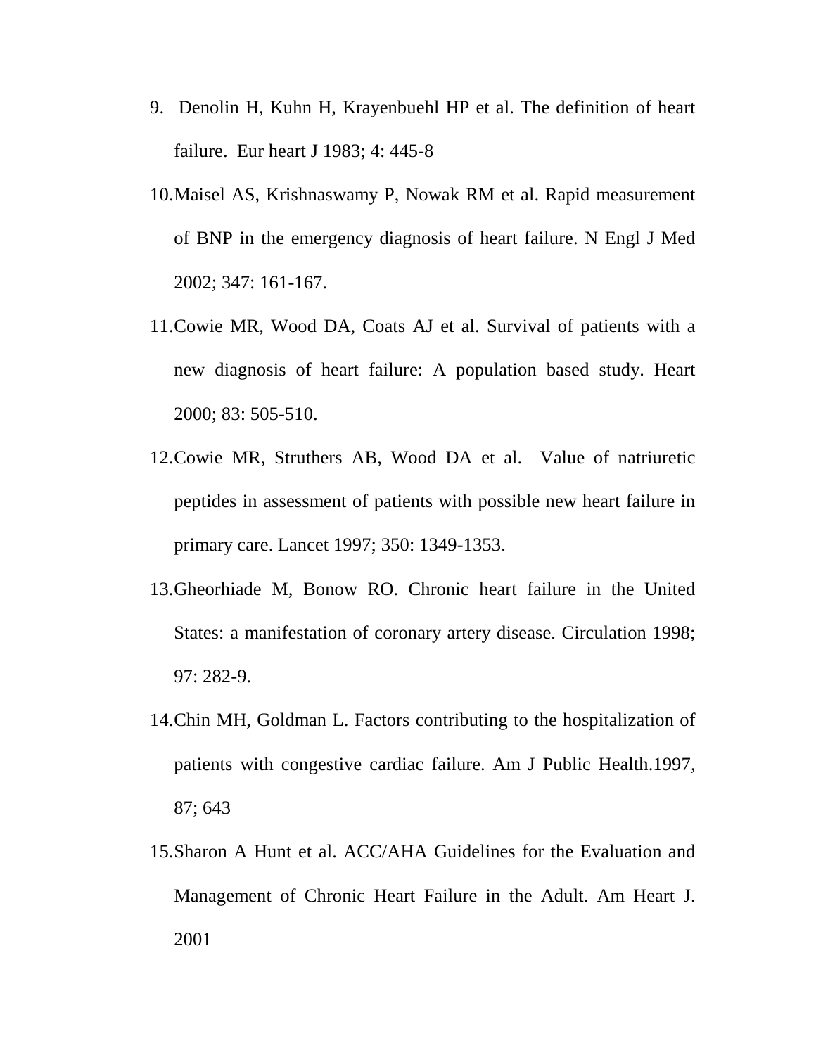9. Denolin H, Kuhn H, Krayenbuehl HP et al. The definition of heart failure. Eur heart J 1983; 4: 445-8

10. Maisel AS, Krishnaswamy P, Nowak RM et al. Rapid measurement of BNP in the emergency diagnosis of heart failure. N Engl J Med 2002; 347: 161-167.

11. Cowie MR, Wood DA, Coats AJ et al. Survival of patients with a new diagnosis of heart failure: A population based study. Heart 2000; 83: 505-510.

12. Cowie MR, Struthers AB, Wood DA et al. Value of natriuretic peptides in assessment of patients with possible new heart failure in primary care. Lancet 1997; 350: 1349-1353.

13. Gheorhiade M, Bonow RO. Chronic heart failure in the United States: a manifestation of coronary artery disease. Circulation 1998; 97: 282-9.

14. Chin MH, Goldman L. Factors contributing to the hospitalization of patients with congestive cardiac failure. Am J Public Health.1997, 87; 643

15. Sharon A Hunt et al. ACC/AHA Guidelines for the Evaluation and Management of Chronic Heart Failure in the Adult. Am Heart J. 2001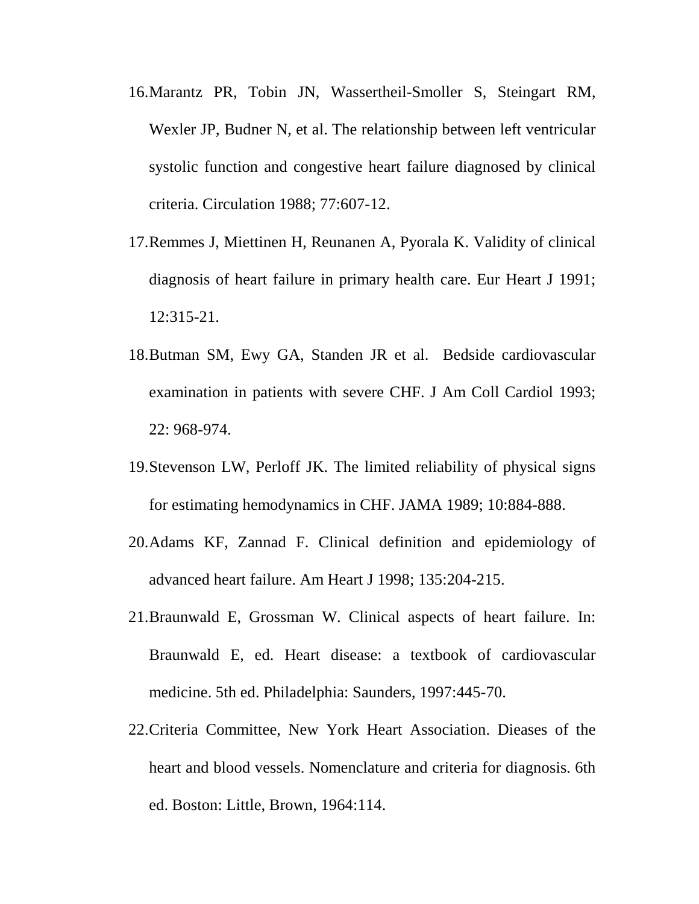16. Marantz PR, Tobin JN, Wassertheil-Smoller S, Steingart RM, Wexler JP, Budner N, et al. The relationship between left ventricular systolic function and congestive heart failure diagnosed by clinical criteria. Circulation 1988; 77:607-12.
17. Remmes J, Miettinen H, Reunanen A, Pyorala K. Validity of clinical diagnosis of heart failure in primary health care. Eur Heart J 1991; 12:315-21.
18. Butman SM, Ewy GA, Standen JR et al. Bedside cardiovascular examination in patients with severe CHF. J Am Coll Cardiol 1993; 22: 968-974.
19. Stevenson LW, Perloff JK. The limited reliability of physical signs for estimating hemodynamics in CHF. JAMA 1989; 10:884-888.
20. Adams KF, Zannad F. Clinical definition and epidemiology of advanced heart failure. Am Heart J 1998; 135:204-215.
21. Braunwald E, Grossman W. Clinical aspects of heart failure. In: Braunwald E, ed. Heart disease: a textbook of cardiovascular medicine. 5th ed. Philadelphia: Saunders, 1997:445-70.
22. Criteria Committee, New York Heart Association. Dieases of the heart and blood vessels. Nomenclature and criteria for diagnosis. 6th ed. Boston: Little, Brown, 1964:114.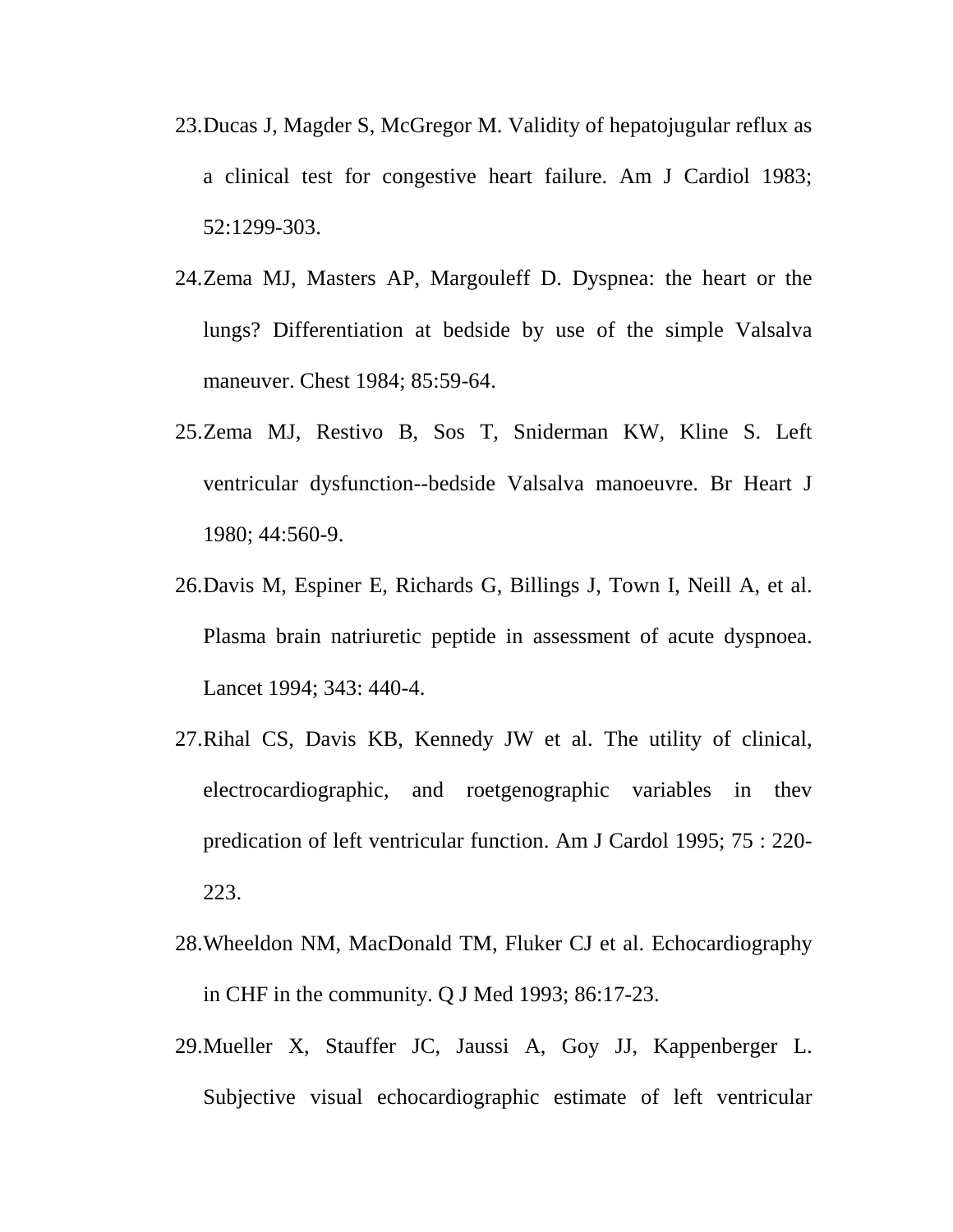23. Ducas J, Magder S, McGregor M. Validity of hepatojugular reflux as a clinical test for congestive heart failure. Am J Cardiol 1983; 52:1299-303.
24. Zema MJ, Masters AP, Margouleff D. Dyspnea: the heart or the lungs? Differentiation at bedside by use of the simple Valsalva maneuver. Chest 1984; 85:59-64.
25. Zema MJ, Restivo B, Sos T, Sniderman KW, Kline S. Left ventricular dysfunction--bedside Valsalva manoeuvre. Br Heart J 1980; 44:560-9.
26. Davis M, Espiner E, Richards G, Billings J, Town I, Neill A, et al. Plasma brain natriuretic peptide in assessment of acute dyspnoea. Lancet 1994; 343: 440-4.
27. Rihal CS, Davis KB, Kennedy JW et al. The utility of clinical, electrocardiographic, and roetgenographic variables in thev predication of left ventricular function. Am J Cardol 1995; 75 : 220-223.
28. Wheeldon NM, MacDonald TM, Fluker CJ et al. Echocardiography in CHF in the community. Q J Med 1993; 86:17-23.
29. Mueller X, Stauffer JC, Jaussi A, Goy JJ, Kappenberger L. Subjective visual echocardiographic estimate of left ventricular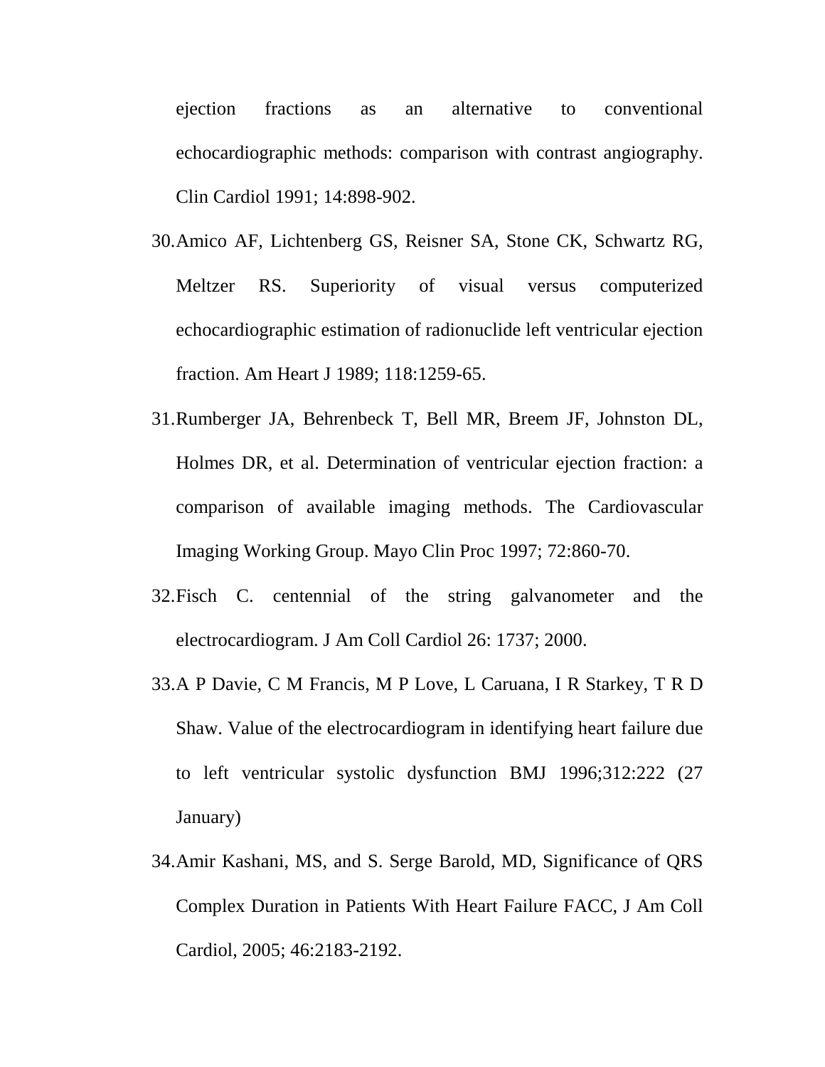ejection fractions as an alternative to conventional echocardiographic methods: comparison with contrast angiography. Clin Cardiol 1991; 14:898-902.

30. Amico AF, Lichtenberg GS, Reisner SA, Stone CK, Schwartz RG, Meltzer RS. Superiority of visual versus computerized echocardiographic estimation of radionuclide left ventricular ejection fraction. Am Heart J 1989; 118:1259-65.
31. Rumberger JA, Behrenbeck T, Bell MR, Breem JF, Johnston DL, Holmes DR, et al. Determination of ventricular ejection fraction: a comparison of available imaging methods. The Cardiovascular Imaging Working Group. Mayo Clin Proc 1997; 72:860-70.
32. Fisch C. centennial of the string galvanometer and the electrocardiogram. J Am Coll Cardiol 26: 1737; 2000.
33. A P Davie, C M Francis, M P Love, L Caruana, I R Starkey, T R D Shaw. Value of the electrocardiogram in identifying heart failure due to left ventricular systolic dysfunction BMJ 1996;312:222 (27 January)
34. Amir Kashani, MS, and S. Serge Barold, MD, Significance of QRS Complex Duration in Patients With Heart Failure FACC, J Am Coll Cardiol, 2005; 46:2183-2192.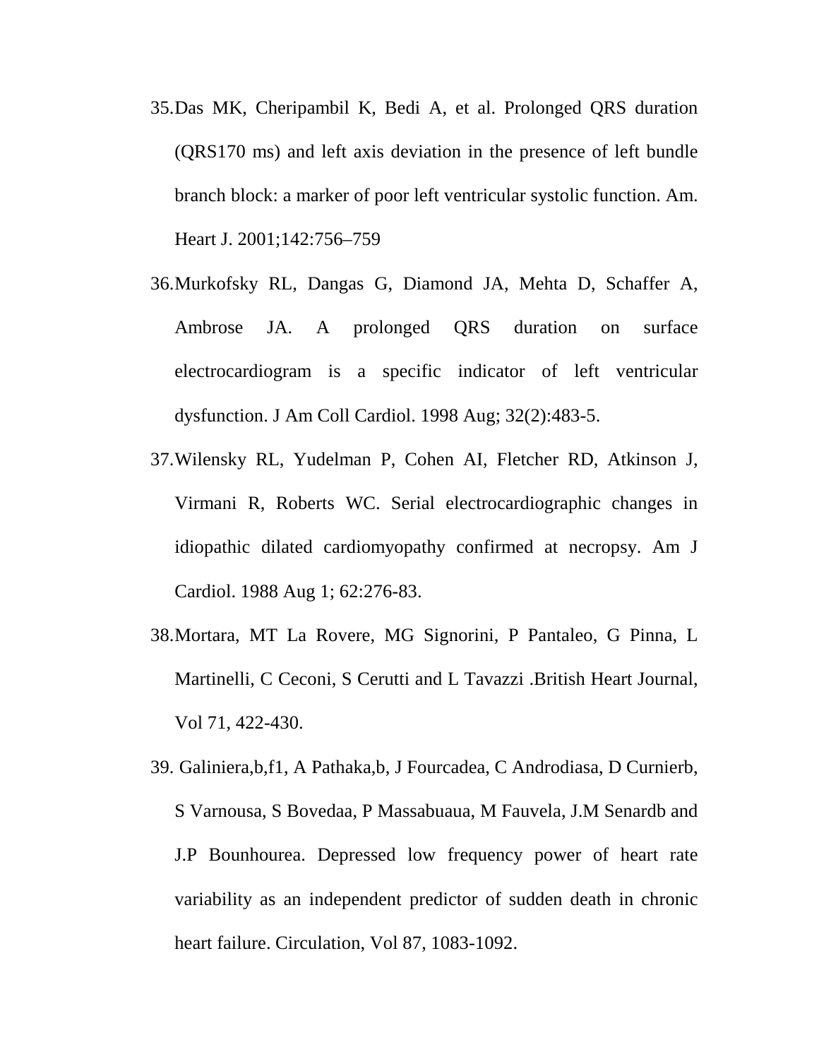35. Das MK, Cheripambil K, Bedi A, et al. Prolonged QRS duration (QRS170 ms) and left axis deviation in the presence of left bundle branch block: a marker of poor left ventricular systolic function. Am. Heart J. 2001;142:756–759

36. Murkofsky RL, Dangas G, Diamond JA, Mehta D, Schaffer A, Ambrose JA. A prolonged QRS duration on surface electrocardiogram is a specific indicator of left ventricular dysfunction. J Am Coll Cardiol. 1998 Aug; 32(2):483-5.

37. Wilensky RL, Yudelman P, Cohen AI, Fletcher RD, Atkinson J, Virmani R, Roberts WC. Serial electrocardiographic changes in idiopathic dilated cardiomyopathy confirmed at necropsy. Am J Cardiol. 1988 Aug 1; 62:276-83.

38. Mortara, MT La Rovere, MG Signorini, P Pantaleo, G Pinna, L Martinelli, C Ceconi, S Cerutti and L Tavazzi .British Heart Journal, Vol 71, 422-430.

39. Galiniera,b,f1, A Pathaka,b, J Fourcadea, C Androdiasa, D Curnierb, S Varnousa, S Bovedaa, P Massabuaua, M Fauvela, J.M Senardb and J.P Bounhourea. Depressed low frequency power of heart rate variability as an independent predictor of sudden death in chronic heart failure. Circulation, Vol 87, 1083-1092.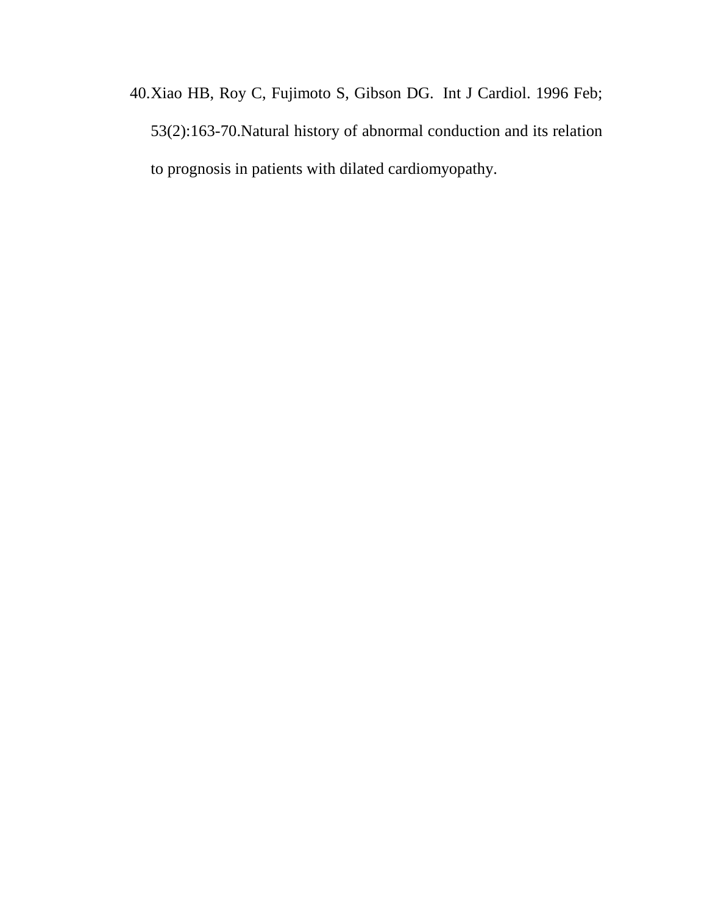40. Xiao HB, Roy C, Fujimoto S, Gibson DG. Int J Cardiol. 1996 Feb; 53(2):163-70.Natural history of abnormal conduction and its relation to prognosis in patients with dilated cardiomyopathy.